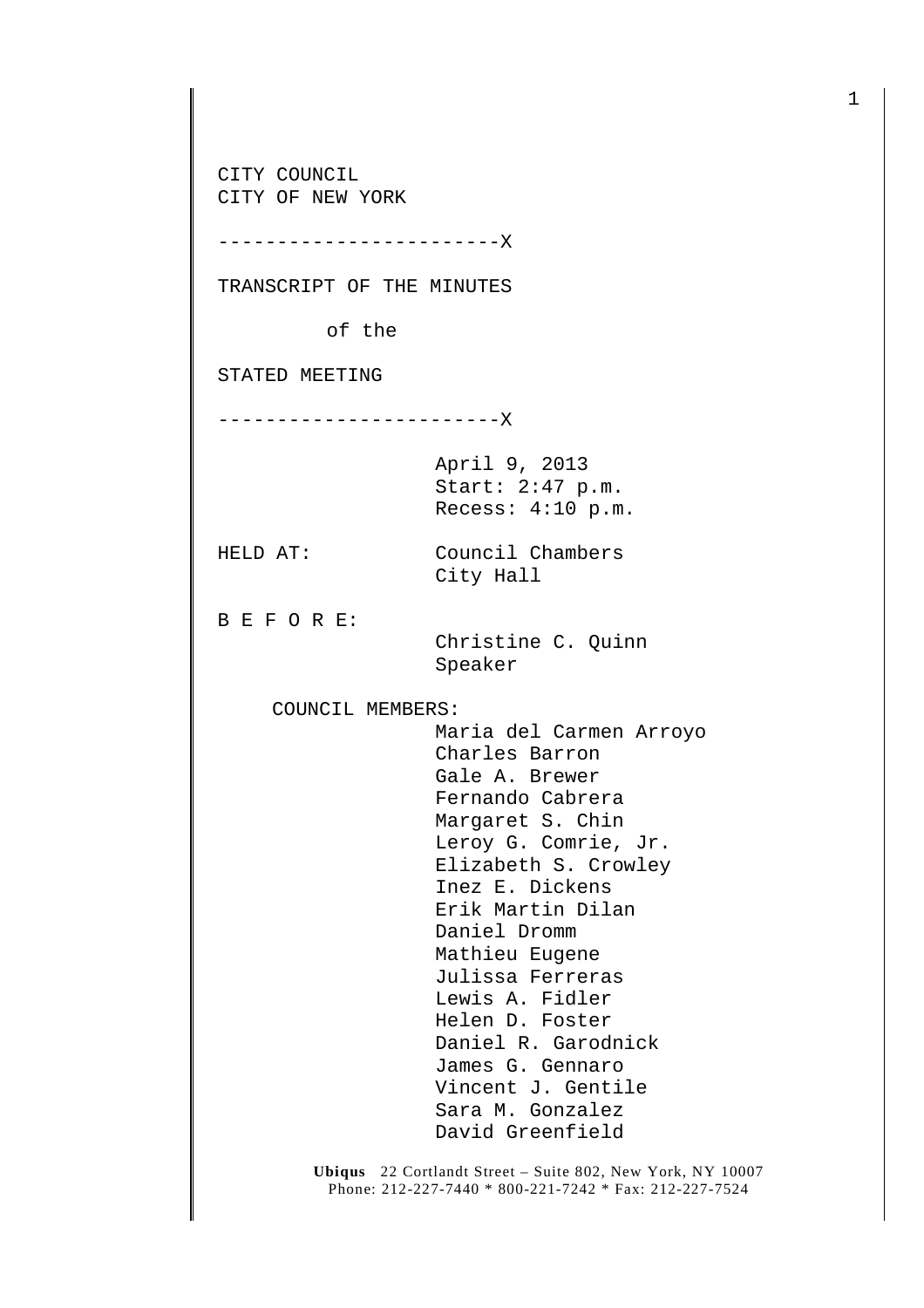CITY COUNCIL
CITY OF NEW YORK

------------------------X

TRANSCRIPT OF THE MINUTES

of the

STATED MEETING

------------------------X

April 9, 2013
Start: 2:47 p.m.
Recess: 4:10 p.m.

HELD AT: Council Chambers
City Hall

B E F O R E:
Christine C. Quinn
Speaker

COUNCIL MEMBERS:
Maria del Carmen Arroyo
Charles Barron
Gale A. Brewer
Fernando Cabrera
Margaret S. Chin
Leroy G. Comrie, Jr.
Elizabeth S. Crowley
Inez E. Dickens
Erik Martin Dilan
Daniel Dromm
Mathieu Eugene
Julissa Ferreras
Lewis A. Fidler
Helen D. Foster
Daniel R. Garodnick
James G. Gennaro
Vincent J. Gentile
Sara M. Gonzalez
David Greenfield

**Ubiqus** 22 Cortlandt Street – Suite 802, New York, NY 10007
Phone: 212-227-7440 * 800-221-7242 * Fax: 212-227-7524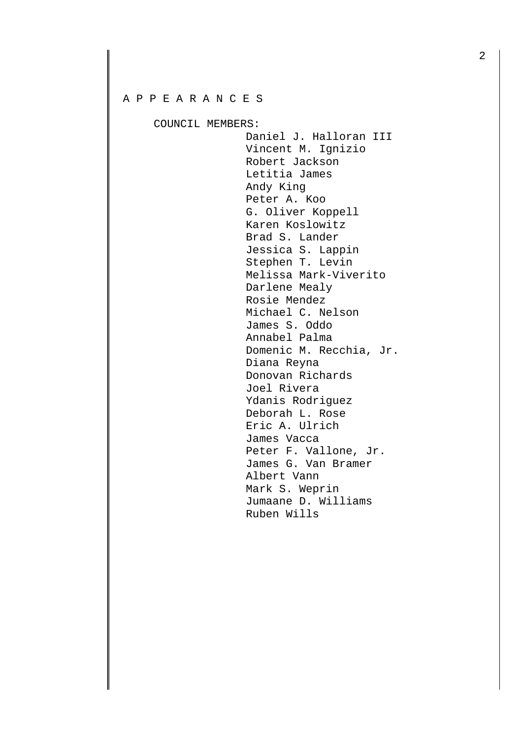A P P E A R A N C E S

COUNCIL MEMBERS:

Daniel J. Halloran III
Vincent M. Ignizio
Robert Jackson
Letitia James
Andy King
Peter A. Koo
G. Oliver Koppell
Karen Koslowitz
Brad S. Lander
Jessica S. Lappin
Stephen T. Levin
Melissa Mark-Viverito
Darlene Mealy
Rosie Mendez
Michael C. Nelson
James S. Oddo
Annabel Palma
Domenic M. Recchia, Jr.
Diana Reyna
Donovan Richards
Joel Rivera
Ydanis Rodriguez
Deborah L. Rose
Eric A. Ulrich
James Vacca
Peter F. Vallone, Jr.
James G. Van Bramer
Albert Vann
Mark S. Weprin
Jumaane D. Williams
Ruben Wills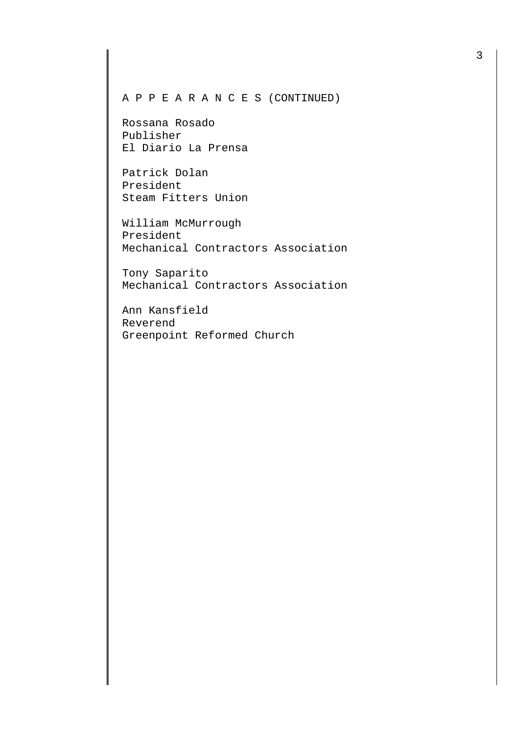A P P E A R A N C E S (CONTINUED)

Rossana Rosado
Publisher
El Diario La Prensa

Patrick Dolan
President
Steam Fitters Union

William McMurrough
President
Mechanical Contractors Association

Tony Saparito
Mechanical Contractors Association

Ann Kansfield
Reverend
Greenpoint Reformed Church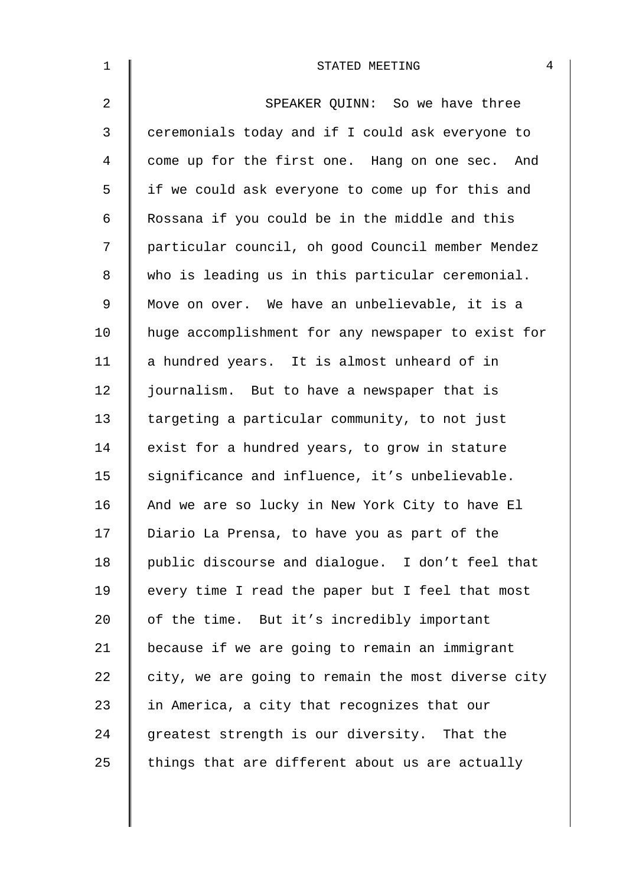SPEAKER QUINN: So we have three ceremonials today and if I could ask everyone to come up for the first one. Hang on one sec. And if we could ask everyone to come up for this and Rossana if you could be in the middle and this particular council, oh good Council member Mendez who is leading us in this particular ceremonial. Move on over. We have an unbelievable, it is a huge accomplishment for any newspaper to exist for a hundred years. It is almost unheard of in journalism. But to have a newspaper that is targeting a particular community, to not just exist for a hundred years, to grow in stature significance and influence, it's unbelievable. And we are so lucky in New York City to have El Diario La Prensa, to have you as part of the public discourse and dialogue. I don't feel that every time I read the paper but I feel that most of the time. But it's incredibly important because if we are going to remain an immigrant city, we are going to remain the most diverse city in America, a city that recognizes that our greatest strength is our diversity. That the things that are different about us are actually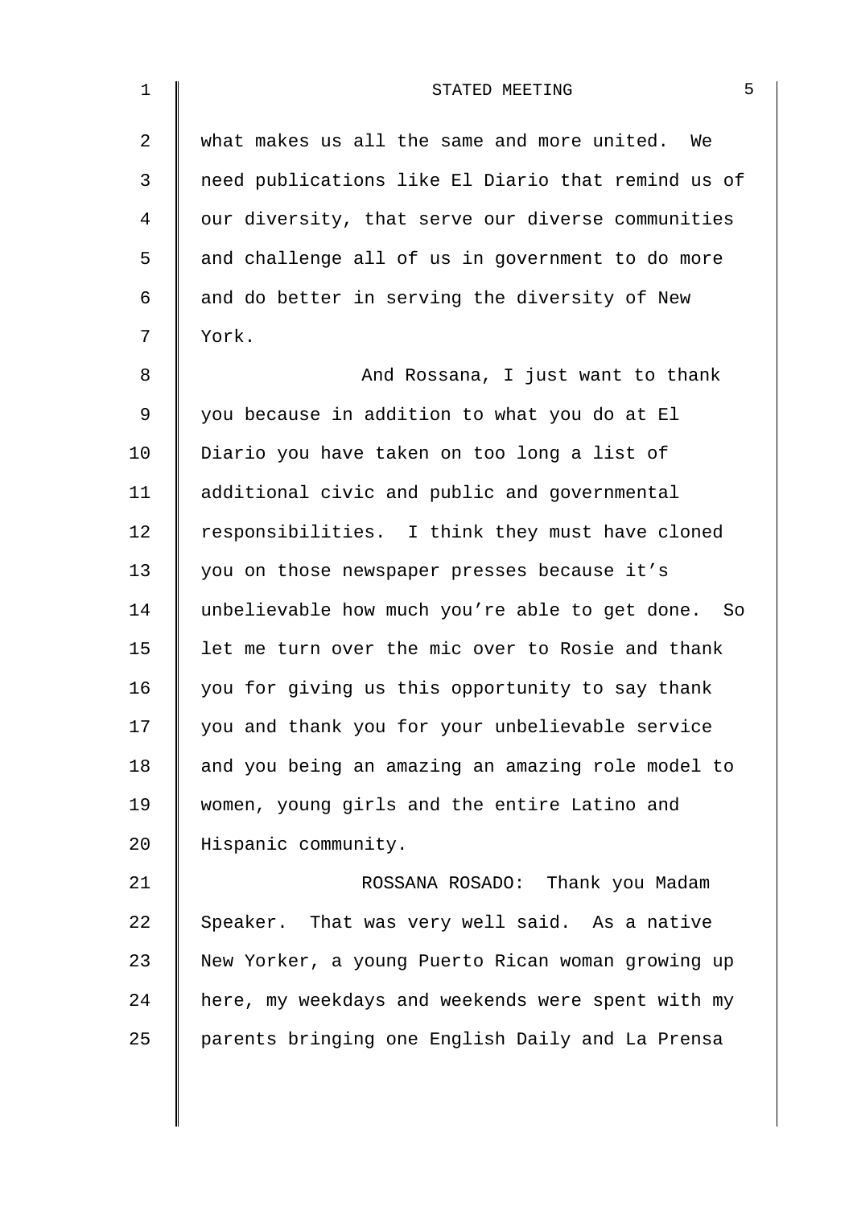what makes us all the same and more united. We need publications like El Diario that remind us of our diversity, that serve our diverse communities and challenge all of us in government to do more and do better in serving the diversity of New York.

And Rossana, I just want to thank you because in addition to what you do at El Diario you have taken on too long a list of additional civic and public and governmental responsibilities. I think they must have cloned you on those newspaper presses because it's unbelievable how much you're able to get done. So let me turn over the mic over to Rosie and thank you for giving us this opportunity to say thank you and thank you for your unbelievable service and you being an amazing an amazing role model to women, young girls and the entire Latino and Hispanic community.

ROSSANA ROSADO: Thank you Madam Speaker. That was very well said. As a native New Yorker, a young Puerto Rican woman growing up here, my weekdays and weekends were spent with my parents bringing one English Daily and La Prensa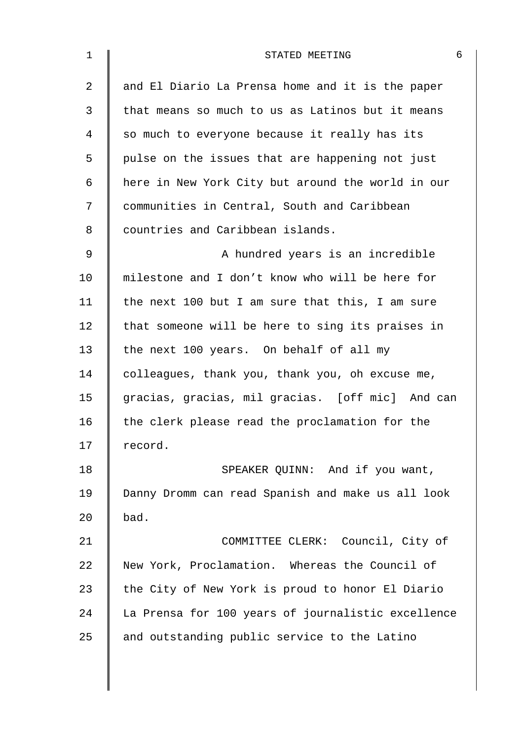and El Diario La Prensa home and it is the paper that means so much to us as Latinos but it means so much to everyone because it really has its pulse on the issues that are happening not just here in New York City but around the world in our communities in Central, South and Caribbean countries and Caribbean islands.

A hundred years is an incredible milestone and I don't know who will be here for the next 100 but I am sure that this, I am sure that someone will be here to sing its praises in the next 100 years. On behalf of all my colleagues, thank you, thank you, oh excuse me, gracias, gracias, mil gracias. [off mic] And can the clerk please read the proclamation for the record.

SPEAKER QUINN: And if you want, Danny Dromm can read Spanish and make us all look bad.

COMMITTEE CLERK: Council, City of New York, Proclamation. Whereas the Council of the City of New York is proud to honor El Diario La Prensa for 100 years of journalistic excellence and outstanding public service to the Latino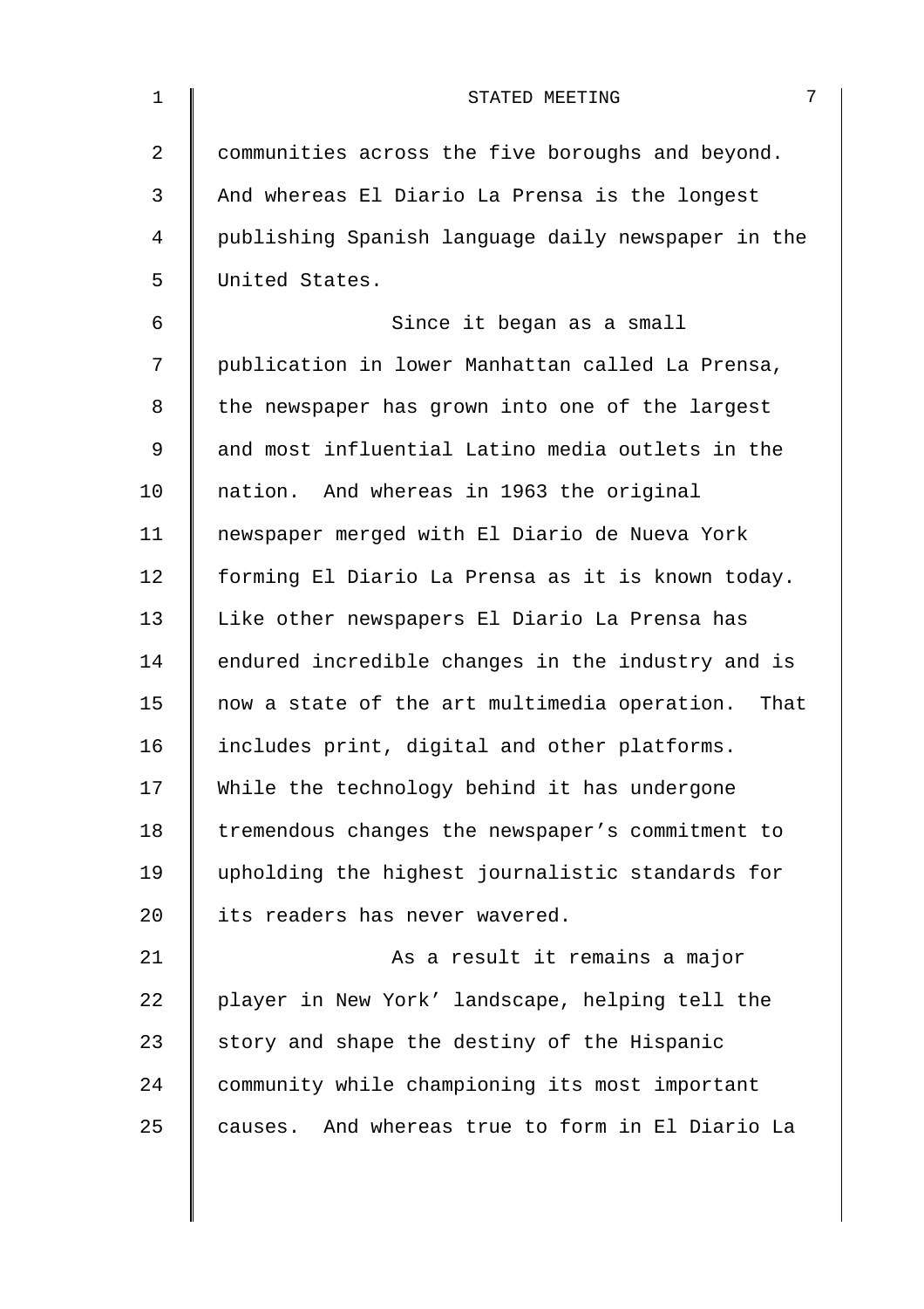communities across the five boroughs and beyond. And whereas El Diario La Prensa is the longest publishing Spanish language daily newspaper in the United States.

Since it began as a small publication in lower Manhattan called La Prensa, the newspaper has grown into one of the largest and most influential Latino media outlets in the nation. And whereas in 1963 the original newspaper merged with El Diario de Nueva York forming El Diario La Prensa as it is known today. Like other newspapers El Diario La Prensa has endured incredible changes in the industry and is now a state of the art multimedia operation. That includes print, digital and other platforms. While the technology behind it has undergone tremendous changes the newspaper's commitment to upholding the highest journalistic standards for its readers has never wavered.

As a result it remains a major player in New York' landscape, helping tell the story and shape the destiny of the Hispanic community while championing its most important causes. And whereas true to form in El Diario La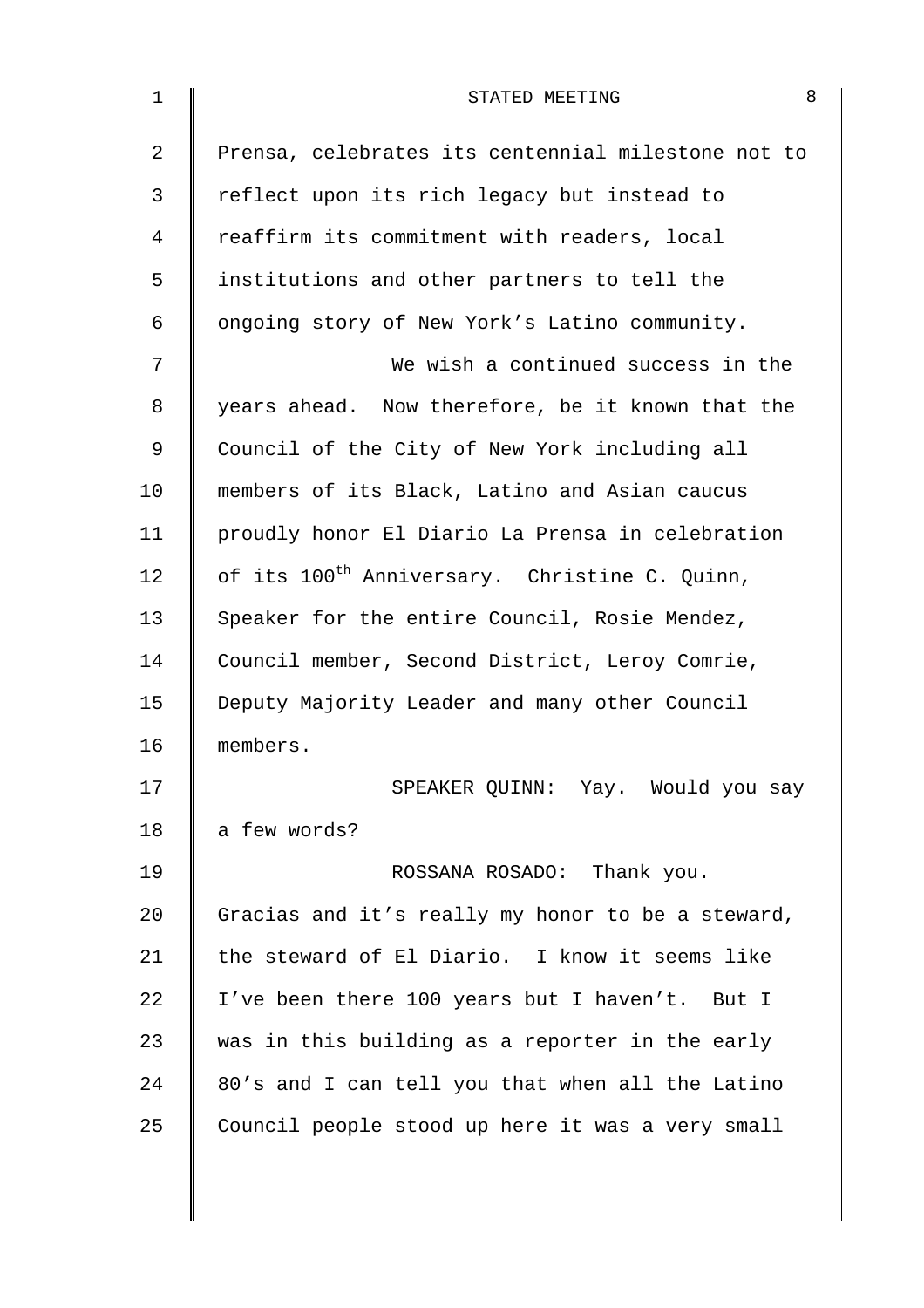Prensa, celebrates its centennial milestone not to reflect upon its rich legacy but instead to reaffirm its commitment with readers, local institutions and other partners to tell the ongoing story of New York's Latino community.

We wish a continued success in the years ahead. Now therefore, be it known that the Council of the City of New York including all members of its Black, Latino and Asian caucus proudly honor El Diario La Prensa in celebration of its 100th Anniversary. Christine C. Quinn, Speaker for the entire Council, Rosie Mendez, Council member, Second District, Leroy Comrie, Deputy Majority Leader and many other Council members.

SPEAKER QUINN: Yay. Would you say a few words?

ROSSANA ROSADO: Thank you. Gracias and it's really my honor to be a steward, the steward of El Diario. I know it seems like I've been there 100 years but I haven't. But I was in this building as a reporter in the early 80's and I can tell you that when all the Latino Council people stood up here it was a very small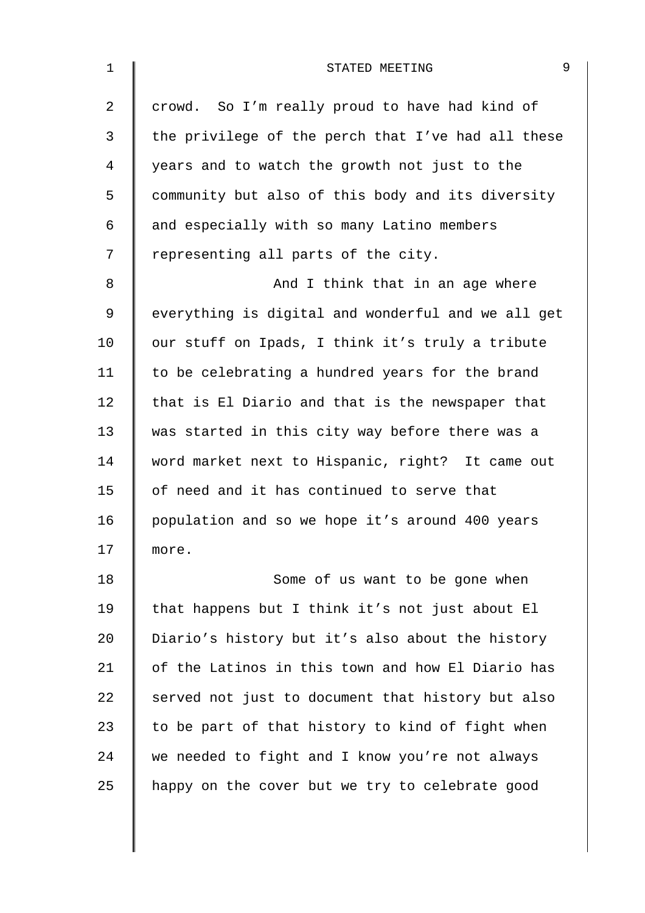crowd. So I'm really proud to have had kind of the privilege of the perch that I've had all these years and to watch the growth not just to the community but also of this body and its diversity and especially with so many Latino members representing all parts of the city.

And I think that in an age where everything is digital and wonderful and we all get our stuff on Ipads, I think it's truly a tribute to be celebrating a hundred years for the brand that is El Diario and that is the newspaper that was started in this city way before there was a word market next to Hispanic, right? It came out of need and it has continued to serve that population and so we hope it's around 400 years more.

Some of us want to be gone when that happens but I think it's not just about El Diario's history but it's also about the history of the Latinos in this town and how El Diario has served not just to document that history but also to be part of that history to kind of fight when we needed to fight and I know you're not always happy on the cover but we try to celebrate good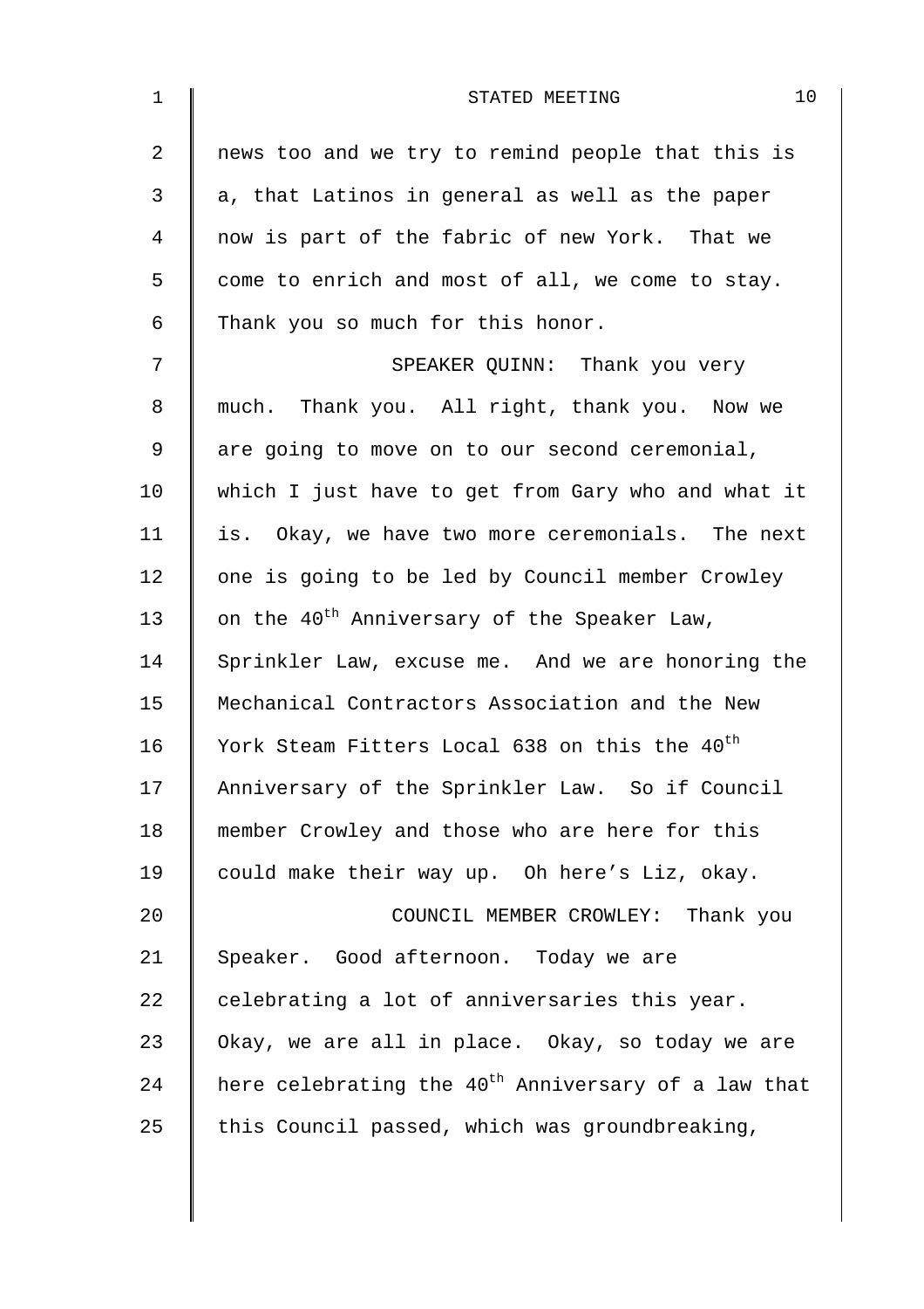news too and we try to remind people that this is a, that Latinos in general as well as the paper now is part of the fabric of new York. That we come to enrich and most of all, we come to stay. Thank you so much for this honor.

SPEAKER QUINN: Thank you very much. Thank you. All right, thank you. Now we are going to move on to our second ceremonial, which I just have to get from Gary who and what it is. Okay, we have two more ceremonials. The next one is going to be led by Council member Crowley on the 40th Anniversary of the Speaker Law, Sprinkler Law, excuse me. And we are honoring the Mechanical Contractors Association and the New York Steam Fitters Local 638 on this the 40th Anniversary of the Sprinkler Law. So if Council member Crowley and those who are here for this could make their way up. Oh here's Liz, okay.

COUNCIL MEMBER CROWLEY: Thank you Speaker. Good afternoon. Today we are celebrating a lot of anniversaries this year. Okay, we are all in place. Okay, so today we are here celebrating the 40th Anniversary of a law that this Council passed, which was groundbreaking,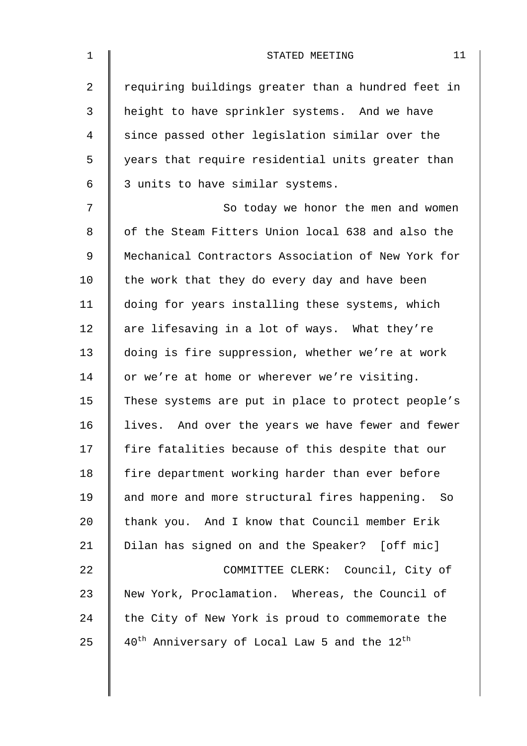requiring buildings greater than a hundred feet in height to have sprinkler systems. And we have since passed other legislation similar over the years that require residential units greater than 3 units to have similar systems.

So today we honor the men and women of the Steam Fitters Union local 638 and also the Mechanical Contractors Association of New York for the work that they do every day and have been doing for years installing these systems, which are lifesaving in a lot of ways. What they're doing is fire suppression, whether we're at work or we're at home or wherever we're visiting. These systems are put in place to protect people's lives. And over the years we have fewer and fewer fire fatalities because of this despite that our fire department working harder than ever before and more and more structural fires happening. So thank you. And I know that Council member Erik Dilan has signed on and the Speaker? [off mic]

COMMITTEE CLERK: Council, City of New York, Proclamation. Whereas, the Council of the City of New York is proud to commemorate the 40th Anniversary of Local Law 5 and the 12th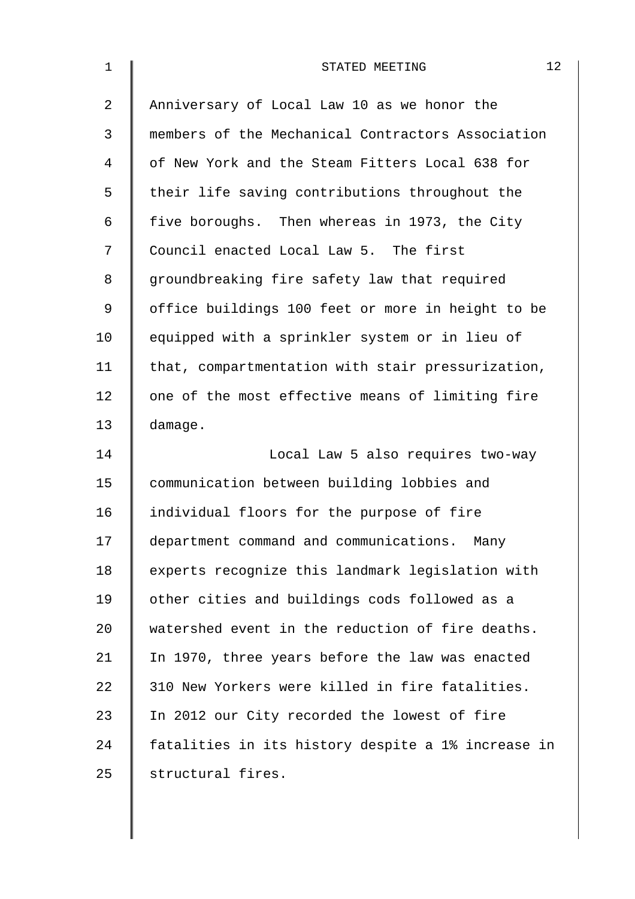Anniversary of Local Law 10 as we honor the members of the Mechanical Contractors Association of New York and the Steam Fitters Local 638 for their life saving contributions throughout the five boroughs. Then whereas in 1973, the City Council enacted Local Law 5. The first groundbreaking fire safety law that required office buildings 100 feet or more in height to be equipped with a sprinkler system or in lieu of that, compartmentation with stair pressurization, one of the most effective means of limiting fire damage.

Local Law 5 also requires two-way communication between building lobbies and individual floors for the purpose of fire department command and communications. Many experts recognize this landmark legislation with other cities and buildings cods followed as a watershed event in the reduction of fire deaths. In 1970, three years before the law was enacted 310 New Yorkers were killed in fire fatalities. In 2012 our City recorded the lowest of fire fatalities in its history despite a 1% increase in structural fires.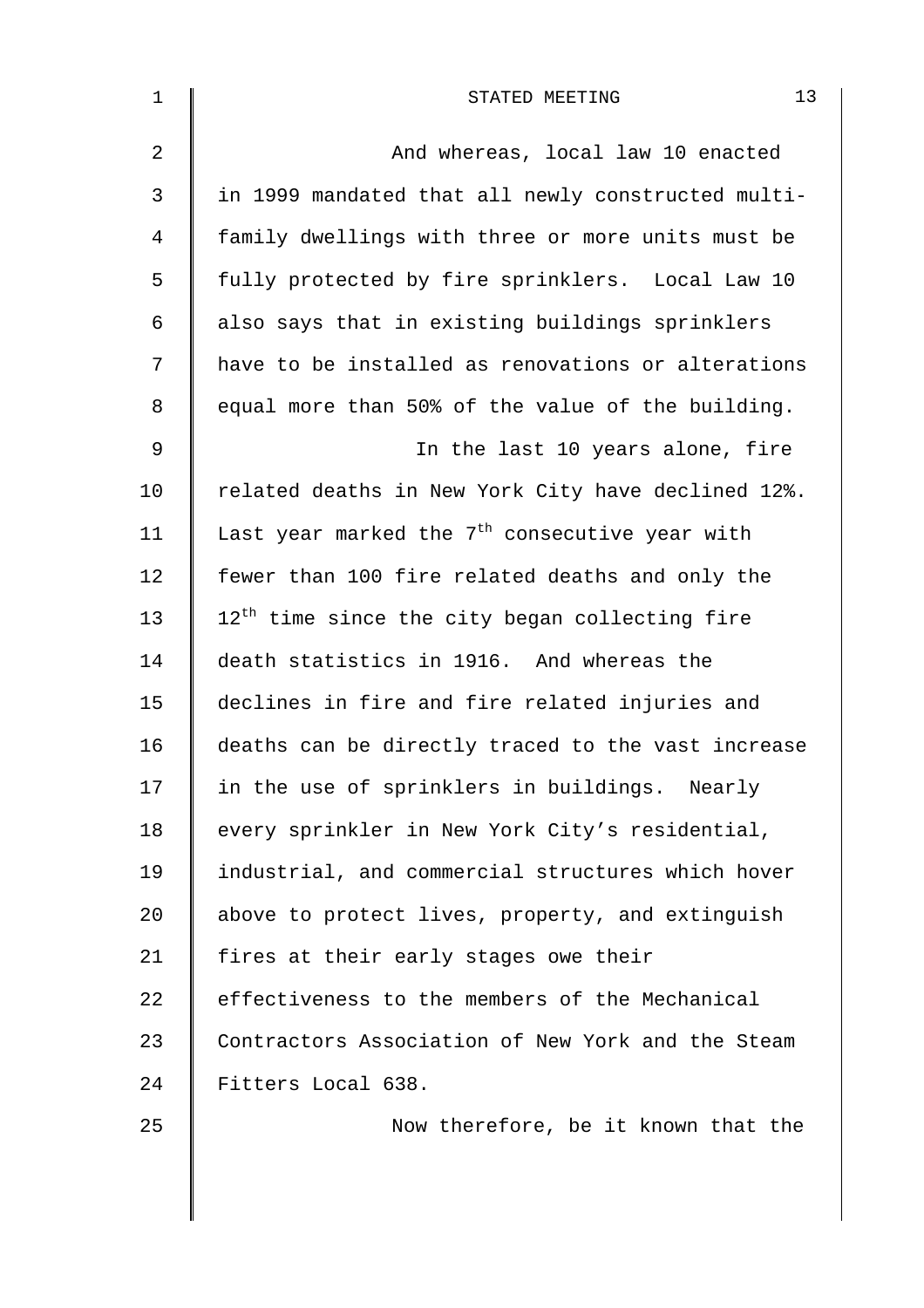And whereas, local law 10 enacted in 1999 mandated that all newly constructed multi-family dwellings with three or more units must be fully protected by fire sprinklers. Local Law 10 also says that in existing buildings sprinklers have to be installed as renovations or alterations equal more than 50% of the value of the building.

In the last 10 years alone, fire related deaths in New York City have declined 12%. Last year marked the 7th consecutive year with fewer than 100 fire related deaths and only the 12th time since the city began collecting fire death statistics in 1916. And whereas the declines in fire and fire related injuries and deaths can be directly traced to the vast increase in the use of sprinklers in buildings. Nearly every sprinkler in New York City's residential, industrial, and commercial structures which hover above to protect lives, property, and extinguish fires at their early stages owe their effectiveness to the members of the Mechanical Contractors Association of New York and the Steam Fitters Local 638.

Now therefore, be it known that the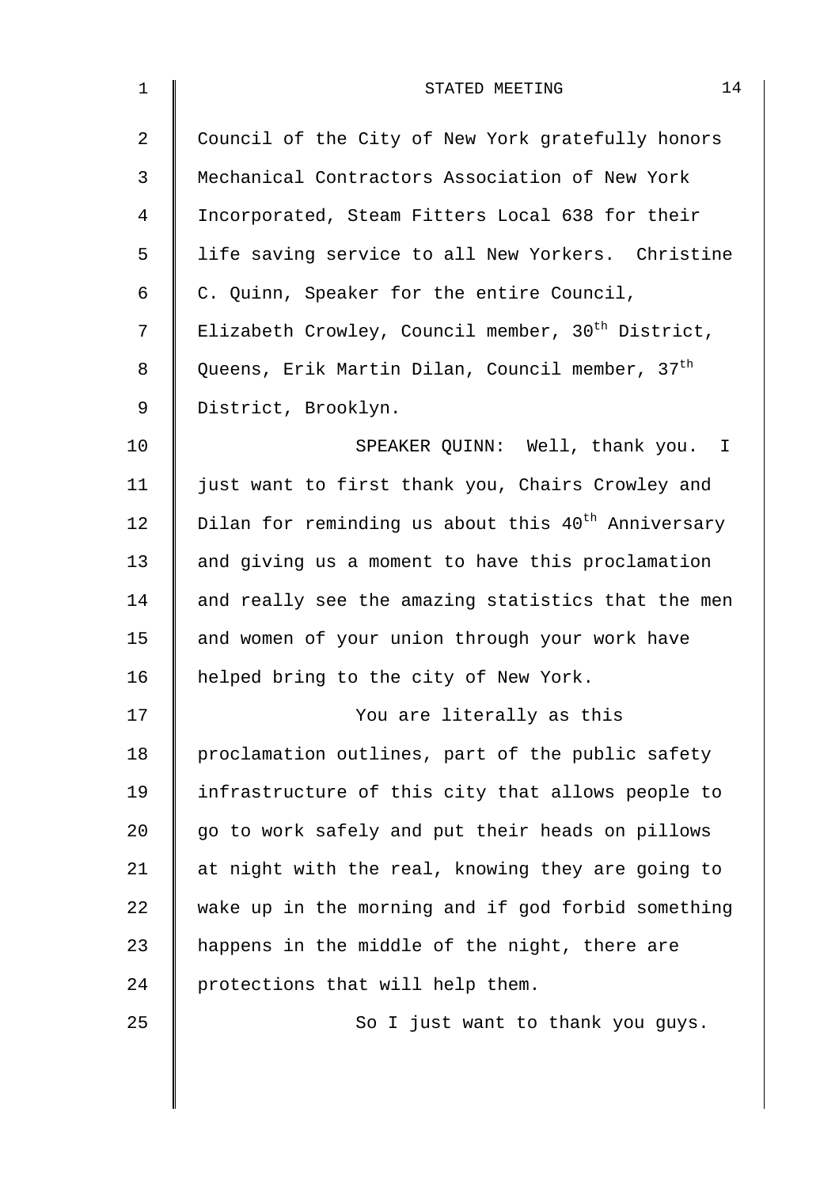Council of the City of New York gratefully honors Mechanical Contractors Association of New York Incorporated, Steam Fitters Local 638 for their life saving service to all New Yorkers. Christine C. Quinn, Speaker for the entire Council, Elizabeth Crowley, Council member, 30th District, Queens, Erik Martin Dilan, Council member, 37th District, Brooklyn.

SPEAKER QUINN: Well, thank you. I just want to first thank you, Chairs Crowley and Dilan for reminding us about this 40th Anniversary and giving us a moment to have this proclamation and really see the amazing statistics that the men and women of your union through your work have helped bring to the city of New York.

You are literally as this proclamation outlines, part of the public safety infrastructure of this city that allows people to go to work safely and put their heads on pillows at night with the real, knowing they are going to wake up in the morning and if god forbid something happens in the middle of the night, there are protections that will help them.

So I just want to thank you guys.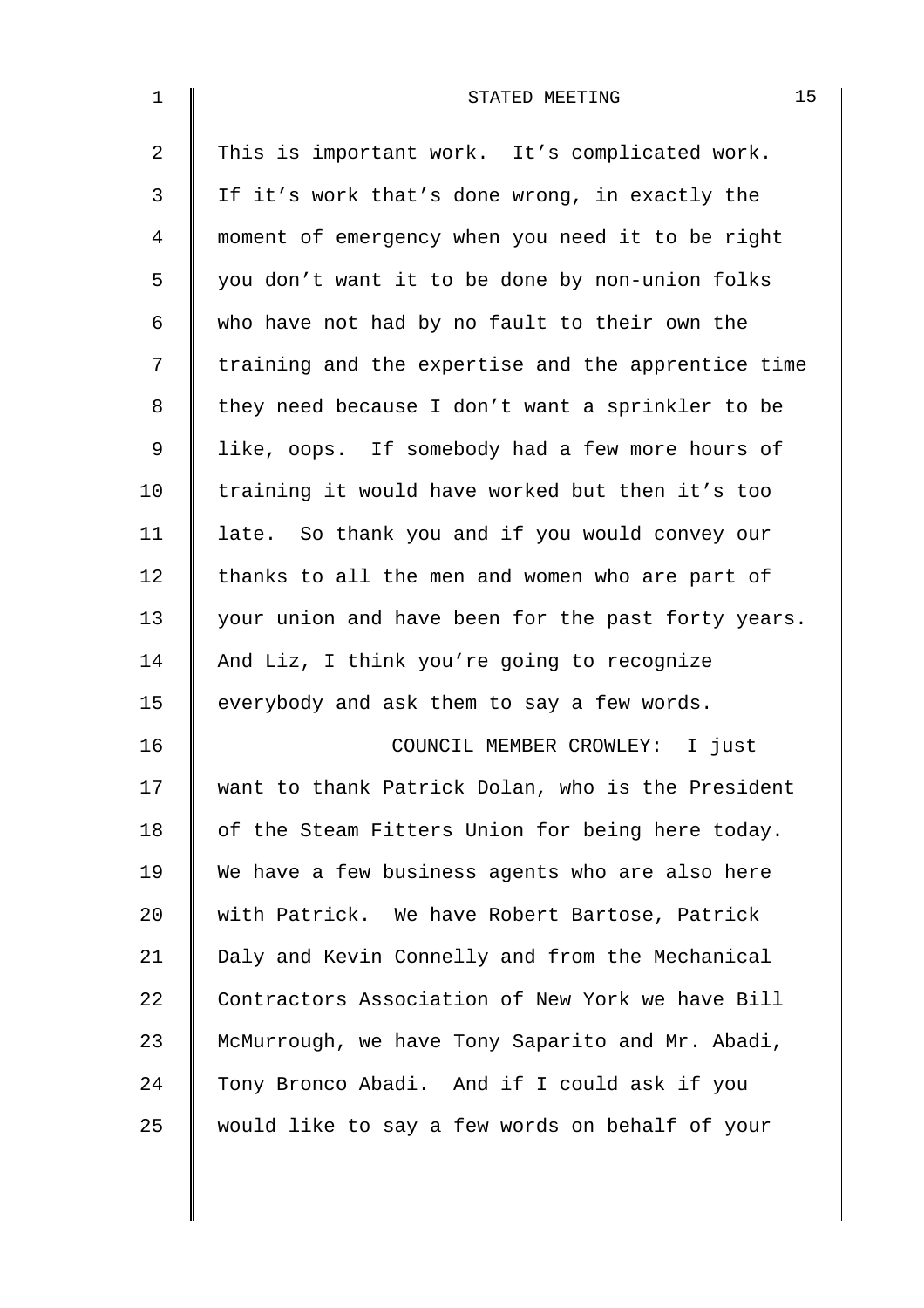This is important work. It's complicated work. If it's work that's done wrong, in exactly the moment of emergency when you need it to be right you don't want it to be done by non-union folks who have not had by no fault to their own the training and the expertise and the apprentice time they need because I don't want a sprinkler to be like, oops. If somebody had a few more hours of training it would have worked but then it's too late. So thank you and if you would convey our thanks to all the men and women who are part of your union and have been for the past forty years. And Liz, I think you're going to recognize everybody and ask them to say a few words.

COUNCIL MEMBER CROWLEY: I just want to thank Patrick Dolan, who is the President of the Steam Fitters Union for being here today. We have a few business agents who are also here with Patrick. We have Robert Bartose, Patrick Daly and Kevin Connelly and from the Mechanical Contractors Association of New York we have Bill McMurrough, we have Tony Saparito and Mr. Abadi, Tony Bronco Abadi. And if I could ask if you would like to say a few words on behalf of your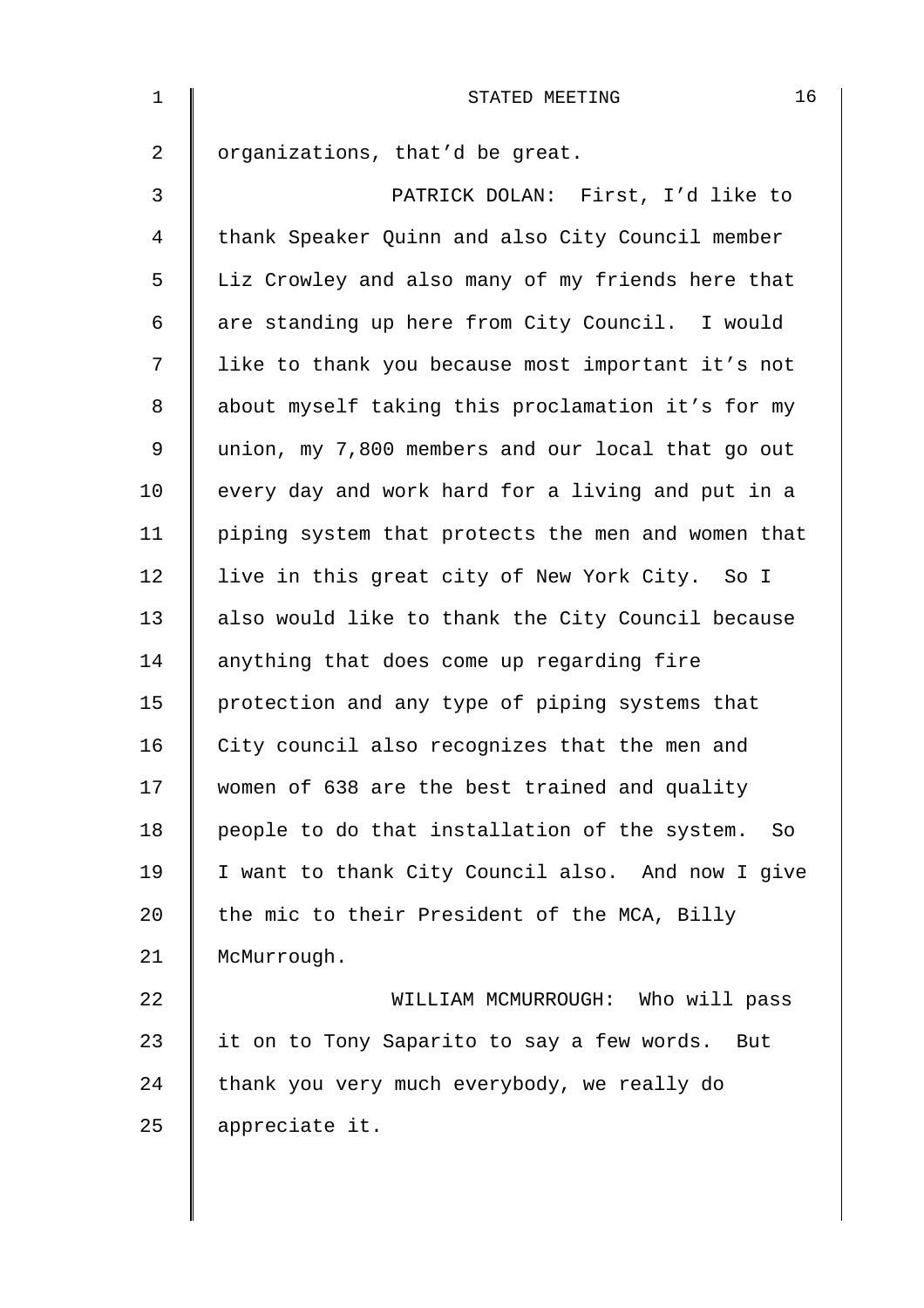organizations, that'd be great.

PATRICK DOLAN: First, I'd like to thank Speaker Quinn and also City Council member Liz Crowley and also many of my friends here that are standing up here from City Council. I would like to thank you because most important it's not about myself taking this proclamation it's for my union, my 7,800 members and our local that go out every day and work hard for a living and put in a piping system that protects the men and women that live in this great city of New York City. So I also would like to thank the City Council because anything that does come up regarding fire protection and any type of piping systems that City council also recognizes that the men and women of 638 are the best trained and quality people to do that installation of the system. So I want to thank City Council also. And now I give the mic to their President of the MCA, Billy McMurrough.

WILLIAM MCMURROUGH: Who will pass it on to Tony Saparito to say a few words. But thank you very much everybody, we really do appreciate it.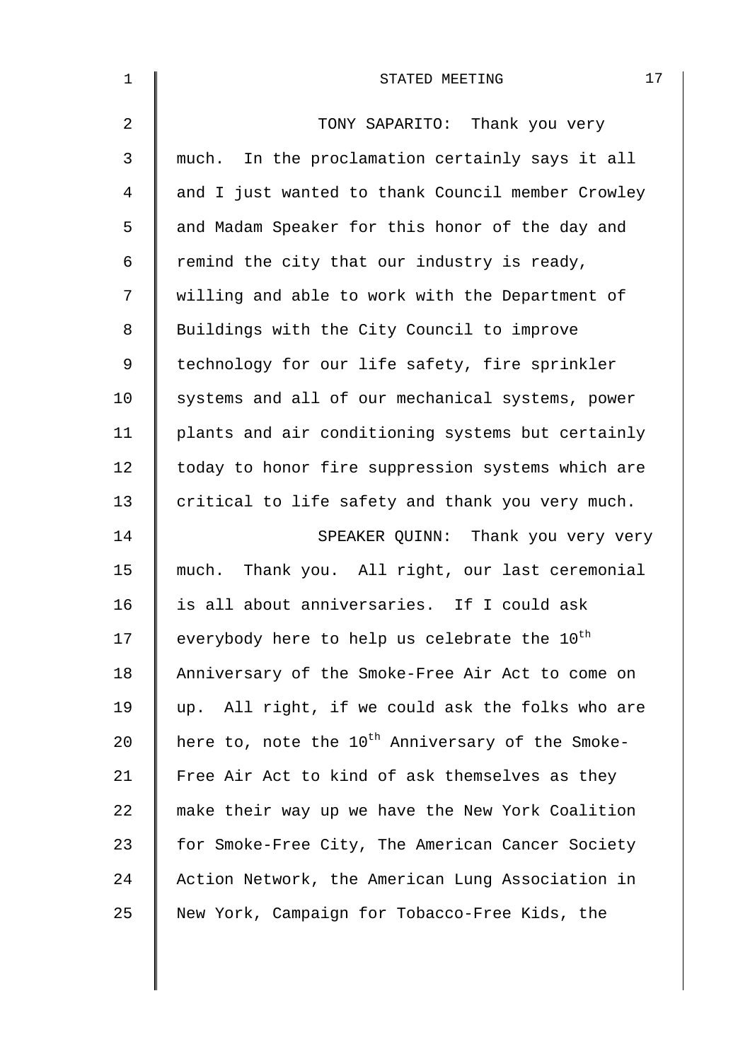TONY SAPARITO: Thank you very much. In the proclamation certainly says it all and I just wanted to thank Council member Crowley and Madam Speaker for this honor of the day and remind the city that our industry is ready, willing and able to work with the Department of Buildings with the City Council to improve technology for our life safety, fire sprinkler systems and all of our mechanical systems, power plants and air conditioning systems but certainly today to honor fire suppression systems which are critical to life safety and thank you very much.

SPEAKER QUINN: Thank you very very much. Thank you. All right, our last ceremonial is all about anniversaries. If I could ask everybody here to help us celebrate the 10th Anniversary of the Smoke-Free Air Act to come on up. All right, if we could ask the folks who are here to, note the 10th Anniversary of the Smoke-Free Air Act to kind of ask themselves as they make their way up we have the New York Coalition for Smoke-Free City, The American Cancer Society Action Network, the American Lung Association in New York, Campaign for Tobacco-Free Kids, the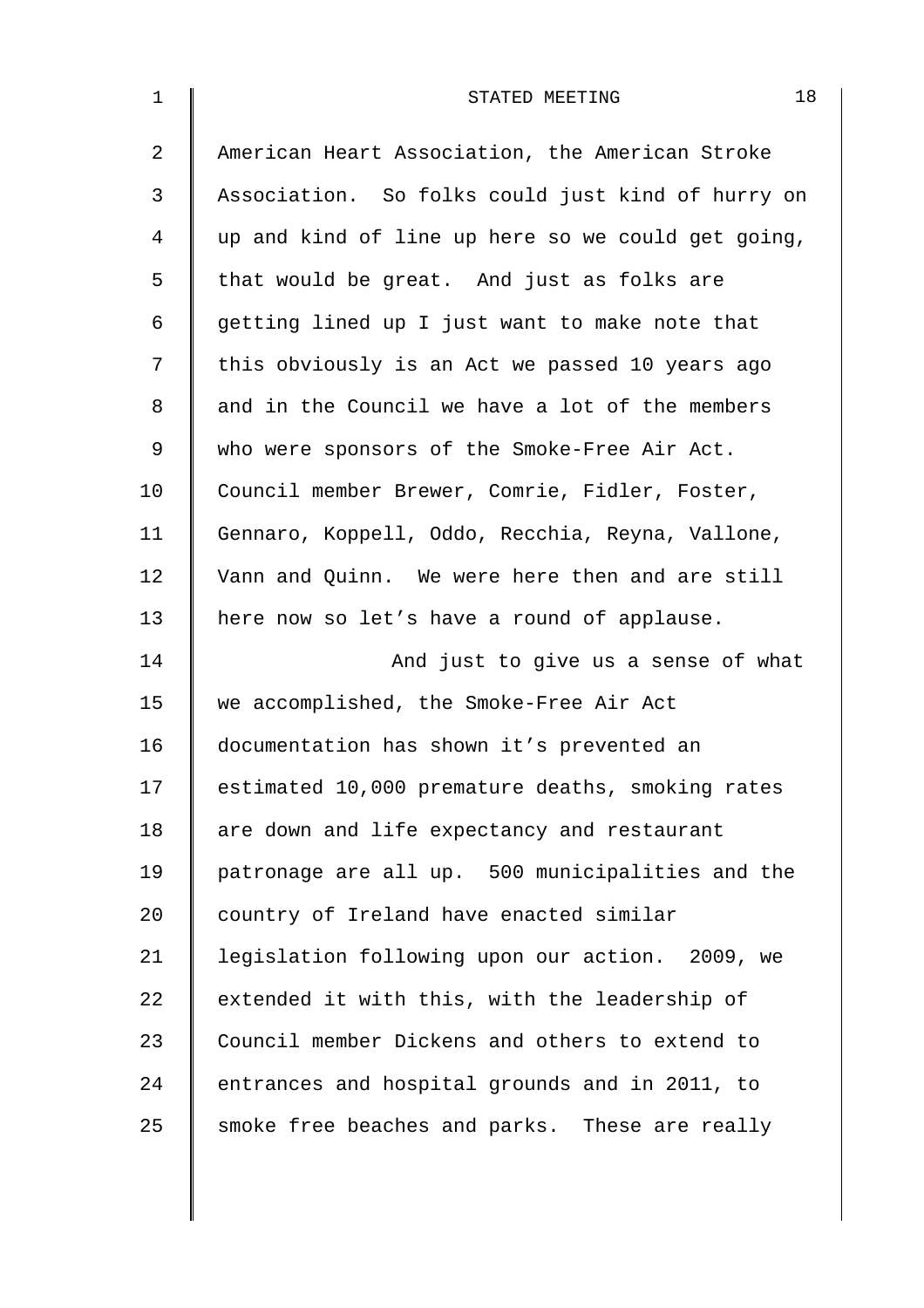American Heart Association, the American Stroke Association. So folks could just kind of hurry on up and kind of line up here so we could get going, that would be great. And just as folks are getting lined up I just want to make note that this obviously is an Act we passed 10 years ago and in the Council we have a lot of the members who were sponsors of the Smoke-Free Air Act. Council member Brewer, Comrie, Fidler, Foster, Gennaro, Koppell, Oddo, Recchia, Reyna, Vallone, Vann and Quinn. We were here then and are still here now so let's have a round of applause.

And just to give us a sense of what we accomplished, the Smoke-Free Air Act documentation has shown it's prevented an estimated 10,000 premature deaths, smoking rates are down and life expectancy and restaurant patronage are all up. 500 municipalities and the country of Ireland have enacted similar legislation following upon our action. 2009, we extended it with this, with the leadership of Council member Dickens and others to extend to entrances and hospital grounds and in 2011, to smoke free beaches and parks. These are really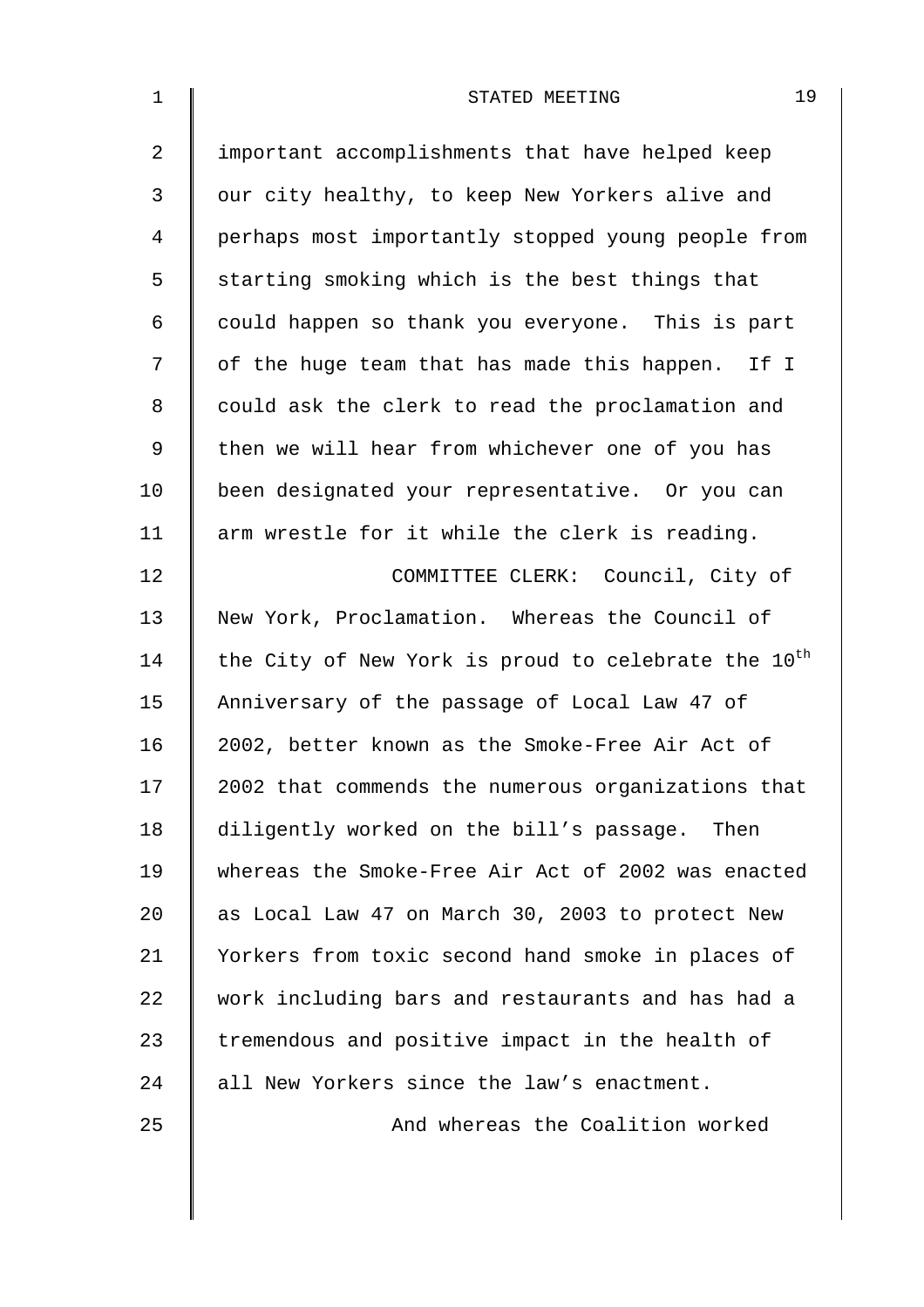important accomplishments that have helped keep our city healthy, to keep New Yorkers alive and perhaps most importantly stopped young people from starting smoking which is the best things that could happen so thank you everyone. This is part of the huge team that has made this happen. If I could ask the clerk to read the proclamation and then we will hear from whichever one of you has been designated your representative. Or you can arm wrestle for it while the clerk is reading.

COMMITTEE CLERK: Council, City of New York, Proclamation. Whereas the Council of the City of New York is proud to celebrate the 10th Anniversary of the passage of Local Law 47 of 2002, better known as the Smoke-Free Air Act of 2002 that commends the numerous organizations that diligently worked on the bill's passage. Then whereas the Smoke-Free Air Act of 2002 was enacted as Local Law 47 on March 30, 2003 to protect New Yorkers from toxic second hand smoke in places of work including bars and restaurants and has had a tremendous and positive impact in the health of all New Yorkers since the law's enactment.

And whereas the Coalition worked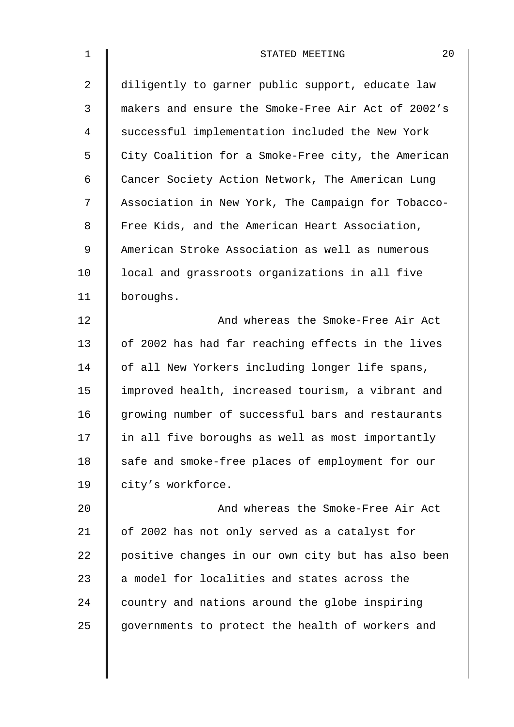diligently to garner public support, educate law makers and ensure the Smoke-Free Air Act of 2002's successful implementation included the New York City Coalition for a Smoke-Free city, the American Cancer Society Action Network, The American Lung Association in New York, The Campaign for Tobacco-Free Kids, and the American Heart Association, American Stroke Association as well as numerous local and grassroots organizations in all five boroughs.

And whereas the Smoke-Free Air Act of 2002 has had far reaching effects in the lives of all New Yorkers including longer life spans, improved health, increased tourism, a vibrant and growing number of successful bars and restaurants in all five boroughs as well as most importantly safe and smoke-free places of employment for our city's workforce.

And whereas the Smoke-Free Air Act of 2002 has not only served as a catalyst for positive changes in our own city but has also been a model for localities and states across the country and nations around the globe inspiring governments to protect the health of workers and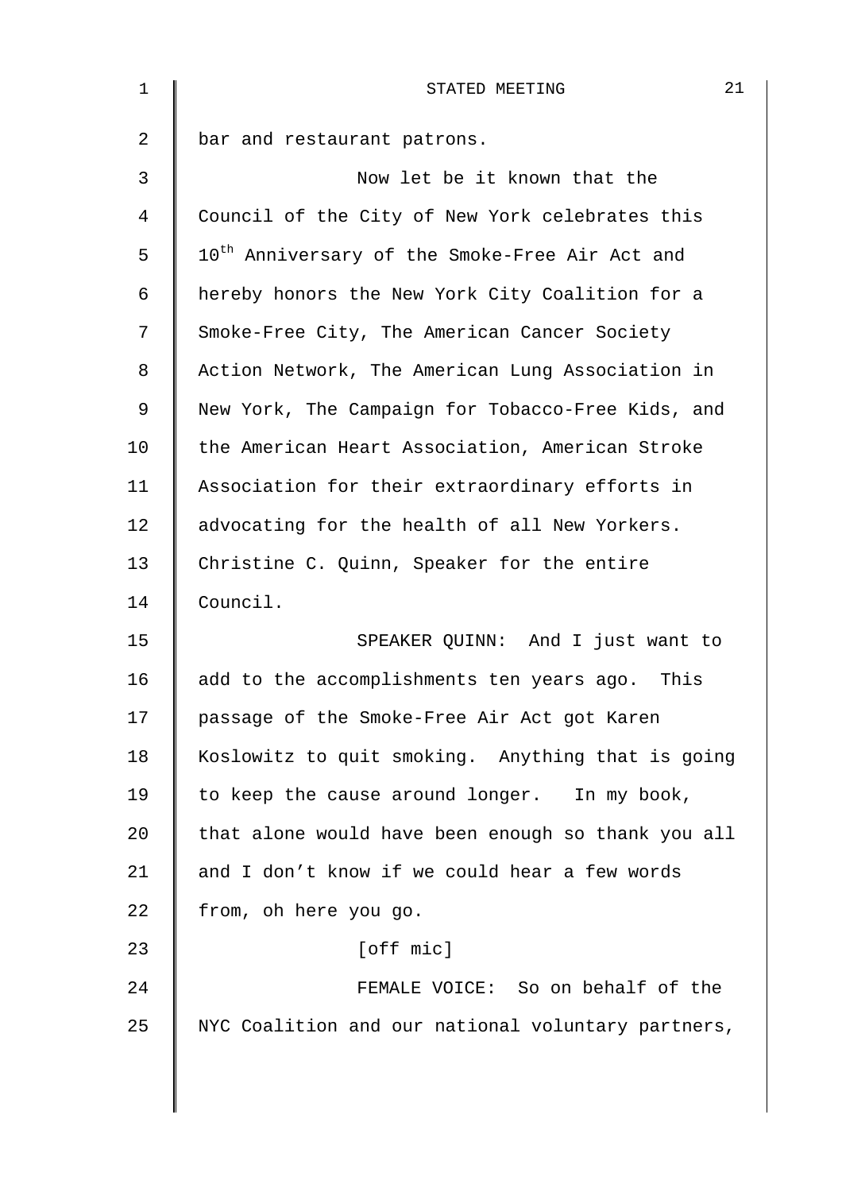bar and restaurant patrons.

Now let be it known that the Council of the City of New York celebrates this $10^{th}$ Anniversary of the Smoke-Free Air Act and hereby honors the New York City Coalition for a Smoke-Free City, The American Cancer Society Action Network, The American Lung Association in New York, The Campaign for Tobacco-Free Kids, and the American Heart Association, American Stroke Association for their extraordinary efforts in advocating for the health of all New Yorkers. Christine C. Quinn, Speaker for the entire Council.

SPEAKER QUINN: And I just want to add to the accomplishments ten years ago. This passage of the Smoke-Free Air Act got Karen Koslowitz to quit smoking. Anything that is going to keep the cause around longer. In my book, that alone would have been enough so thank you all and I don't know if we could hear a few words from, oh here you go.

[off mic]

FEMALE VOICE: So on behalf of the NYC Coalition and our national voluntary partners,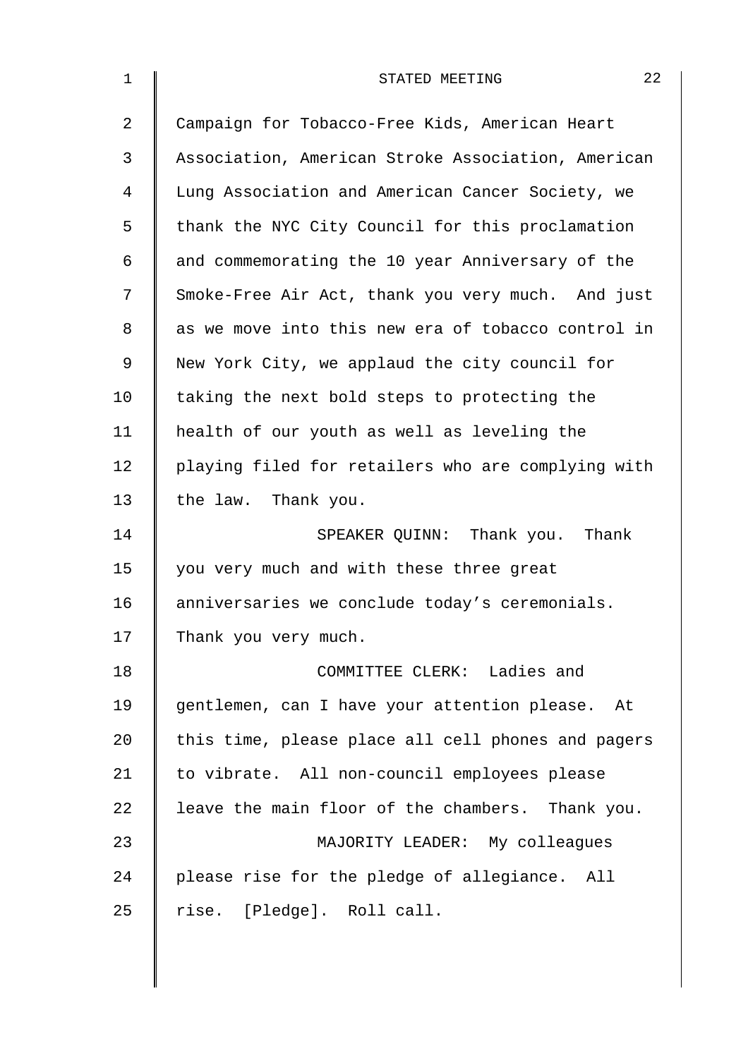Campaign for Tobacco-Free Kids, American Heart Association, American Stroke Association, American Lung Association and American Cancer Society, we thank the NYC City Council for this proclamation and commemorating the 10 year Anniversary of the Smoke-Free Air Act, thank you very much. And just as we move into this new era of tobacco control in New York City, we applaud the city council for taking the next bold steps to protecting the health of our youth as well as leveling the playing filed for retailers who are complying with the law. Thank you.

SPEAKER QUINN: Thank you. Thank you very much and with these three great anniversaries we conclude today's ceremonials. Thank you very much.

COMMITTEE CLERK: Ladies and gentlemen, can I have your attention please. At this time, please place all cell phones and pagers to vibrate. All non-council employees please leave the main floor of the chambers. Thank you.

MAJORITY LEADER: My colleagues please rise for the pledge of allegiance. All rise. [Pledge]. Roll call.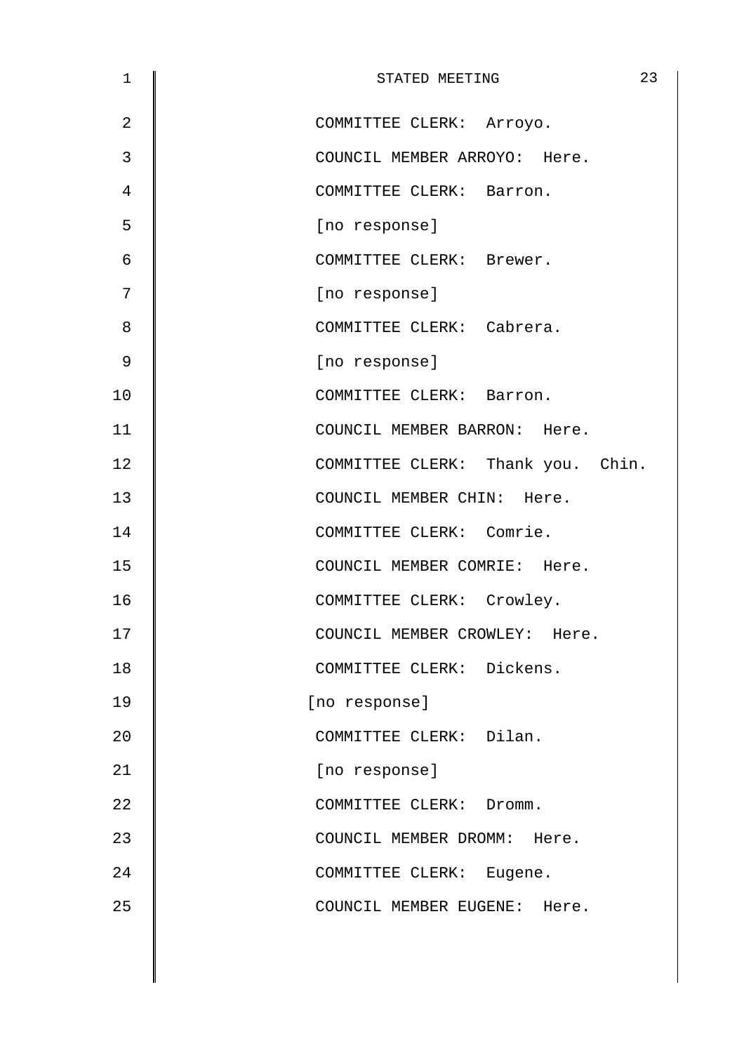COMMITTEE CLERK: Arroyo.

COUNCIL MEMBER ARROYO: Here.

COMMITTEE CLERK: Barron.

[no response]

COMMITTEE CLERK: Brewer.

[no response]

COMMITTEE CLERK: Cabrera.

[no response]

COMMITTEE CLERK: Barron.

COUNCIL MEMBER BARRON: Here.

COMMITTEE CLERK: Thank you. Chin.

COUNCIL MEMBER CHIN: Here.

COMMITTEE CLERK: Comrie.

COUNCIL MEMBER COMRIE: Here.

COMMITTEE CLERK: Crowley.

COUNCIL MEMBER CROWLEY: Here.

COMMITTEE CLERK: Dickens.

[no response]

COMMITTEE CLERK: Dilan.

[no response]

COMMITTEE CLERK: Dromm.

COUNCIL MEMBER DROMM: Here.

COMMITTEE CLERK: Eugene.

COUNCIL MEMBER EUGENE: Here.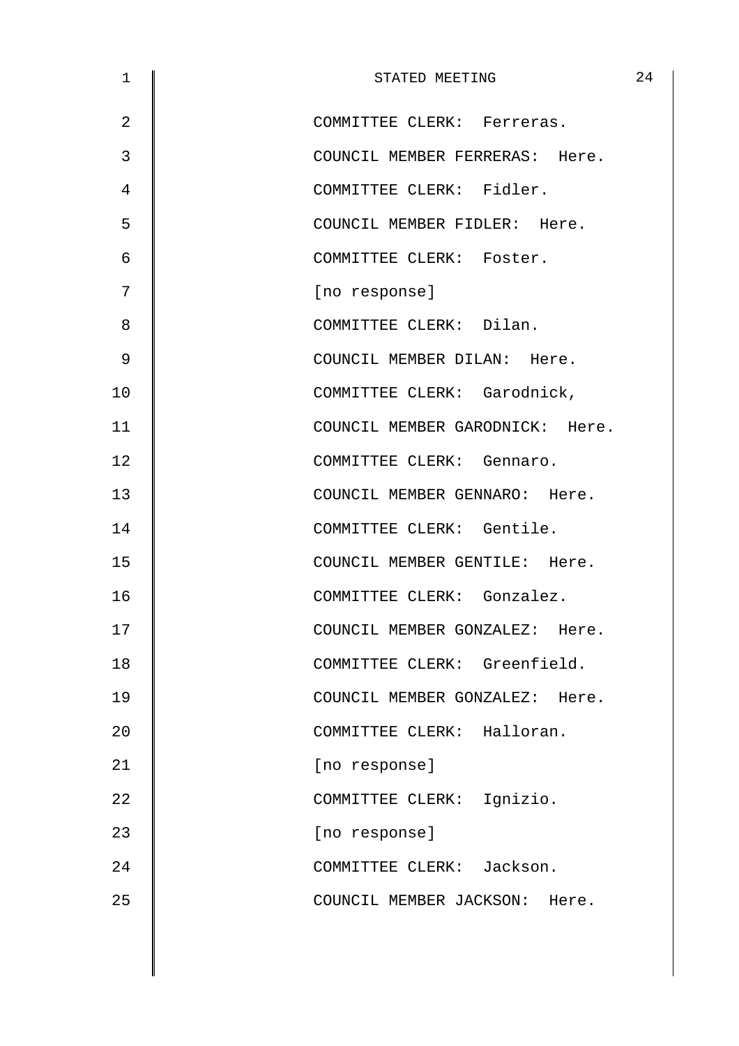COMMITTEE CLERK: Ferreras.

COUNCIL MEMBER FERRERAS: Here.

COMMITTEE CLERK: Fidler.

COUNCIL MEMBER FIDLER: Here.

COMMITTEE CLERK: Foster.

[no response]

COMMITTEE CLERK: Dilan.

COUNCIL MEMBER DILAN: Here.

COMMITTEE CLERK: Garodnick,

COUNCIL MEMBER GARODNICK: Here.

COMMITTEE CLERK: Gennaro.

COUNCIL MEMBER GENNARO: Here.

COMMITTEE CLERK: Gentile.

COUNCIL MEMBER GENTILE: Here.

COMMITTEE CLERK: Gonzalez.

COUNCIL MEMBER GONZALEZ: Here.

COMMITTEE CLERK: Greenfield.

COUNCIL MEMBER GONZALEZ: Here.

COMMITTEE CLERK: Halloran.

[no response]

COMMITTEE CLERK: Ignizio.

[no response]

COMMITTEE CLERK: Jackson.

COUNCIL MEMBER JACKSON: Here.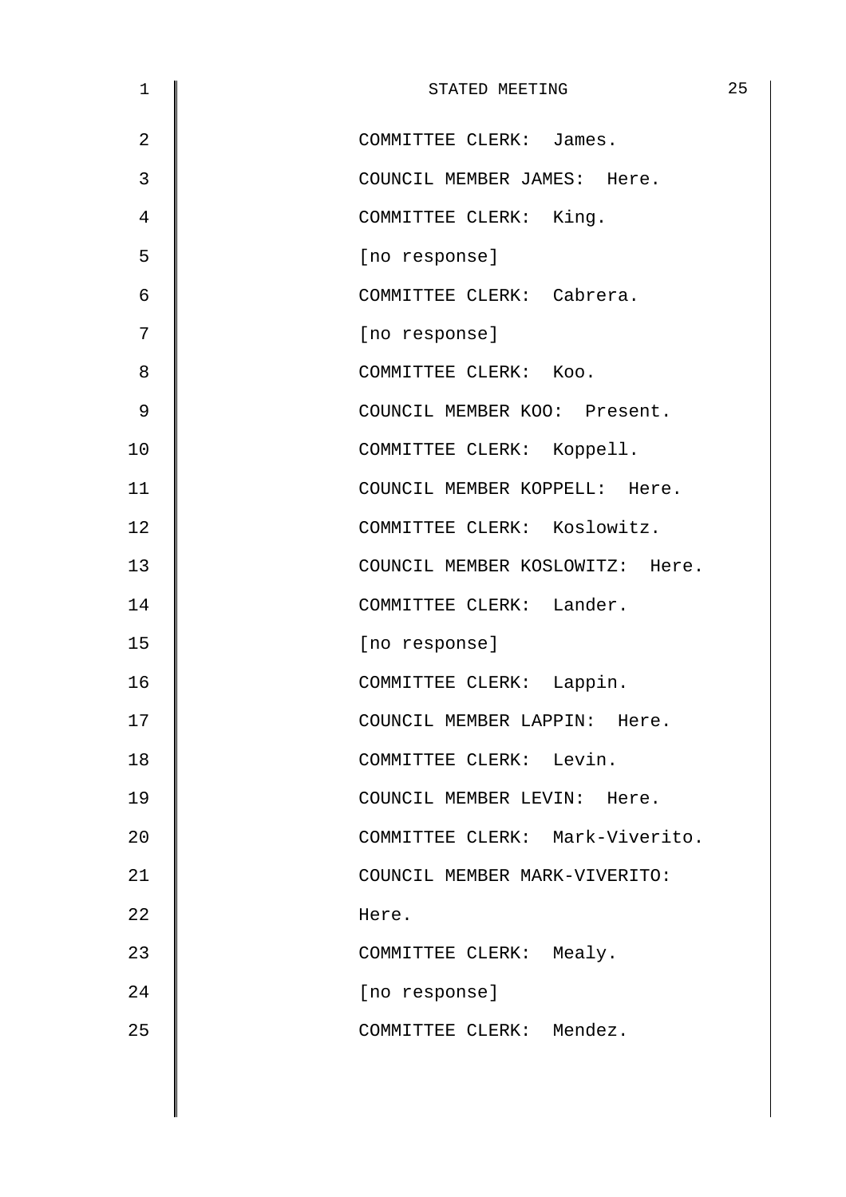COMMITTEE CLERK: James.

COUNCIL MEMBER JAMES: Here.

COMMITTEE CLERK: King.

[no response]

COMMITTEE CLERK: Cabrera.

[no response]

COMMITTEE CLERK: Koo.

COUNCIL MEMBER KOO: Present.

COMMITTEE CLERK: Koppell.

COUNCIL MEMBER KOPPELL: Here.

COMMITTEE CLERK: Koslowitz.

COUNCIL MEMBER KOSLOWITZ: Here.

COMMITTEE CLERK: Lander.

[no response]

COMMITTEE CLERK: Lappin.

COUNCIL MEMBER LAPPIN: Here.

COMMITTEE CLERK: Levin.

COUNCIL MEMBER LEVIN: Here.

COMMITTEE CLERK: Mark-Viverito.

COUNCIL MEMBER MARK-VIVERITO: Here.

COMMITTEE CLERK: Mealy.

[no response]

COMMITTEE CLERK: Mendez.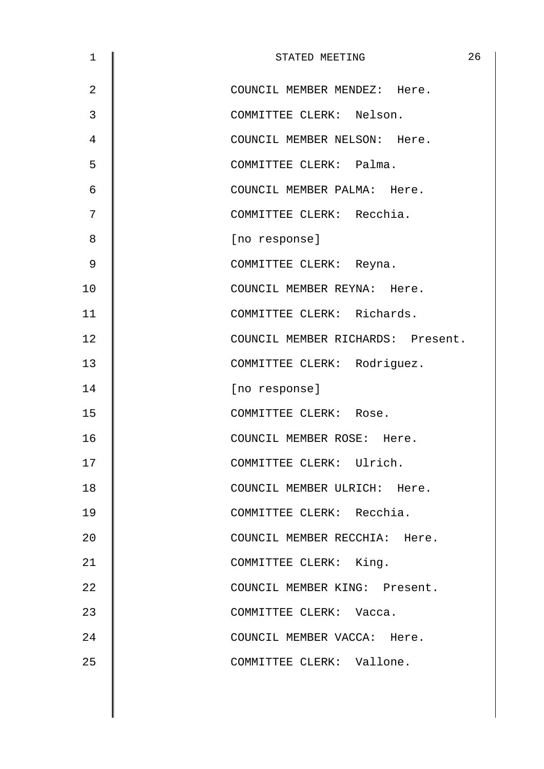COUNCIL MEMBER MENDEZ: Here.

COMMITTEE CLERK: Nelson.

COUNCIL MEMBER NELSON: Here.

COMMITTEE CLERK: Palma.

COUNCIL MEMBER PALMA: Here.

COMMITTEE CLERK: Recchia.

[no response]

COMMITTEE CLERK: Reyna.

COUNCIL MEMBER REYNA: Here.

COMMITTEE CLERK: Richards.

COUNCIL MEMBER RICHARDS: Present.

COMMITTEE CLERK: Rodriguez.

[no response]

COMMITTEE CLERK: Rose.

COUNCIL MEMBER ROSE: Here.

COMMITTEE CLERK: Ulrich.

COUNCIL MEMBER ULRICH: Here.

COMMITTEE CLERK: Recchia.

COUNCIL MEMBER RECCHIA: Here.

COMMITTEE CLERK: King.

COUNCIL MEMBER KING: Present.

COMMITTEE CLERK: Vacca.

COUNCIL MEMBER VACCA: Here.

COMMITTEE CLERK: Vallone.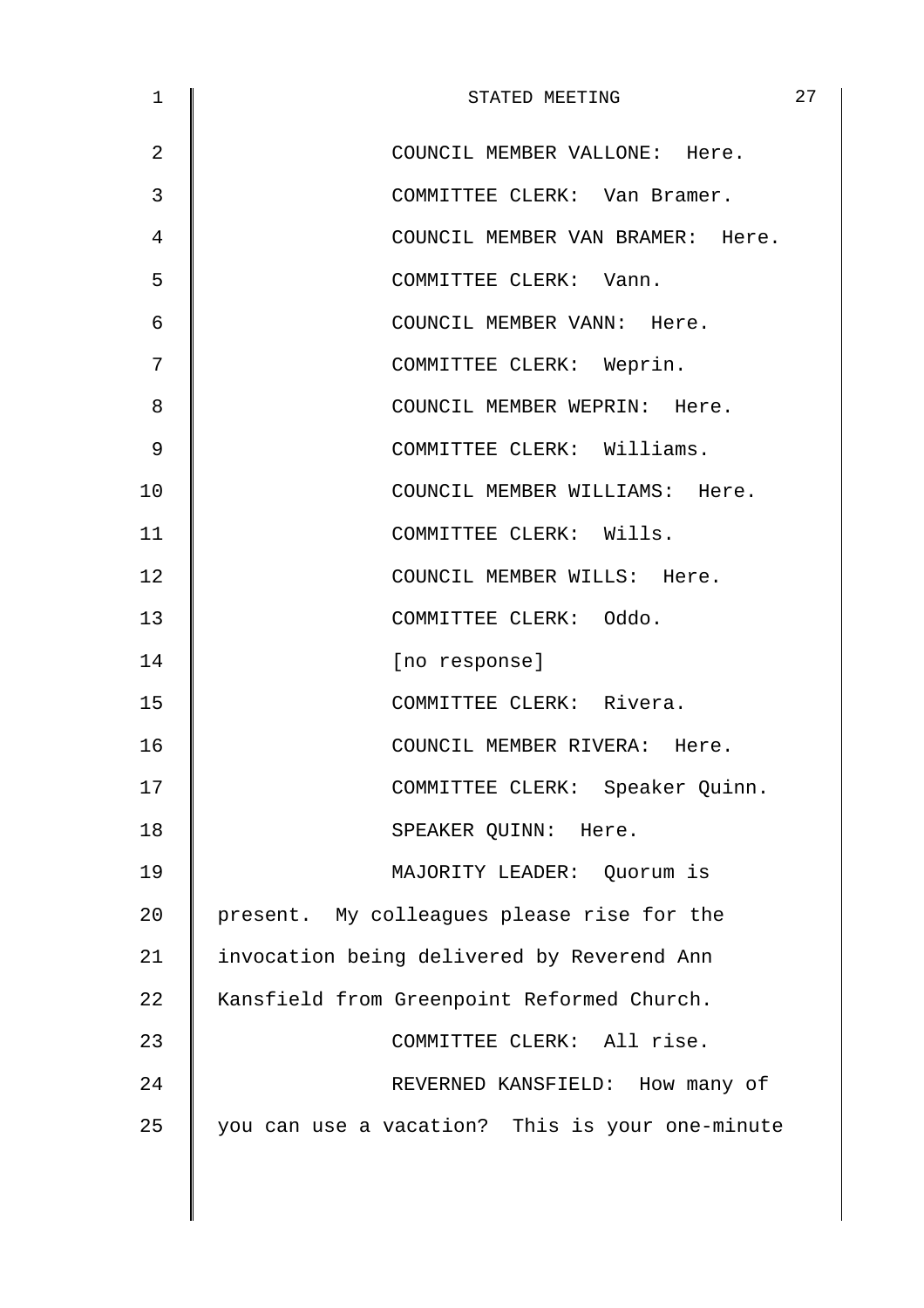COUNCIL MEMBER VALLONE: Here.

COMMITTEE CLERK: Van Bramer.

COUNCIL MEMBER VAN BRAMER: Here.

COMMITTEE CLERK: Vann.

COUNCIL MEMBER VANN: Here.

COMMITTEE CLERK: Weprin.

COUNCIL MEMBER WEPRIN: Here.

COMMITTEE CLERK: Williams.

COUNCIL MEMBER WILLIAMS: Here.

COMMITTEE CLERK: Wills.

COUNCIL MEMBER WILLS: Here.

COMMITTEE CLERK: Oddo.

[no response]

COMMITTEE CLERK: Rivera.

COUNCIL MEMBER RIVERA: Here.

COMMITTEE CLERK: Speaker Quinn.

SPEAKER QUINN: Here.

MAJORITY LEADER: Quorum is present. My colleagues please rise for the invocation being delivered by Reverend Ann Kansfield from Greenpoint Reformed Church.

COMMITTEE CLERK: All rise.

REVERNED KANSFIELD: How many of you can use a vacation? This is your one-minute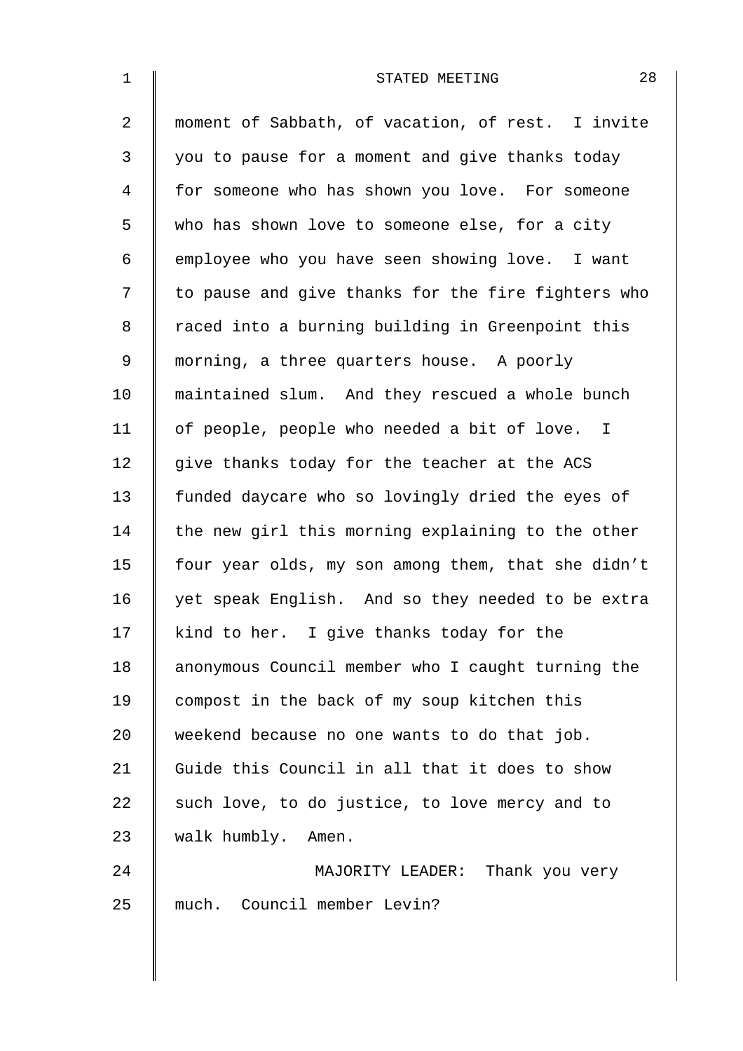moment of Sabbath, of vacation, of rest. I invite you to pause for a moment and give thanks today for someone who has shown you love. For someone who has shown love to someone else, for a city employee who you have seen showing love. I want to pause and give thanks for the fire fighters who raced into a burning building in Greenpoint this morning, a three quarters house. A poorly maintained slum. And they rescued a whole bunch of people, people who needed a bit of love. I give thanks today for the teacher at the ACS funded daycare who so lovingly dried the eyes of the new girl this morning explaining to the other four year olds, my son among them, that she didn't yet speak English. And so they needed to be extra kind to her. I give thanks today for the anonymous Council member who I caught turning the compost in the back of my soup kitchen this weekend because no one wants to do that job. Guide this Council in all that it does to show such love, to do justice, to love mercy and to walk humbly. Amen.

MAJORITY LEADER: Thank you very much. Council member Levin?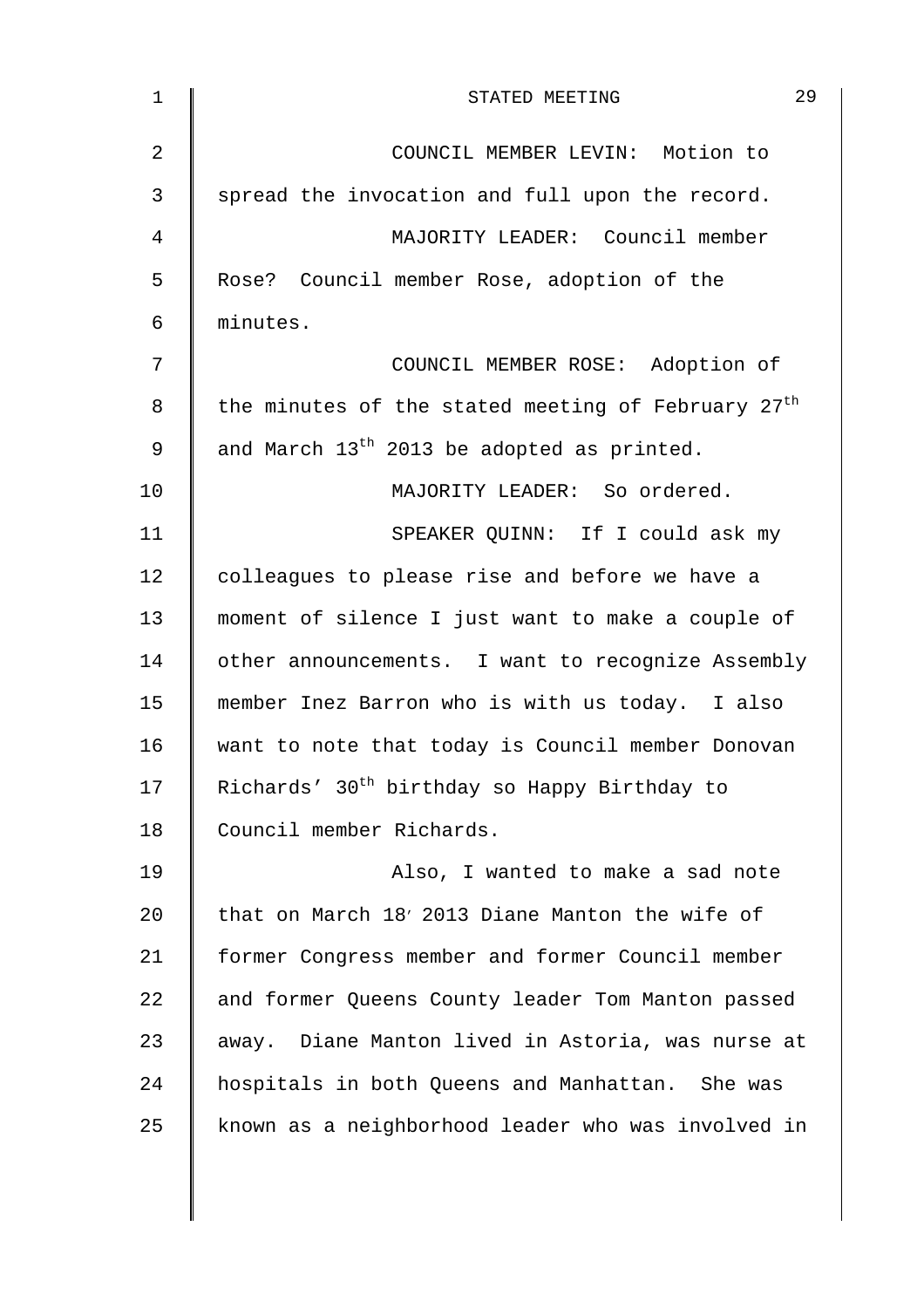COUNCIL MEMBER LEVIN: Motion to spread the invocation and full upon the record.

MAJORITY LEADER: Council member Rose? Council member Rose, adoption of the minutes.

COUNCIL MEMBER ROSE: Adoption of the minutes of the stated meeting of February 27th and March 13th 2013 be adopted as printed.

MAJORITY LEADER: So ordered.

SPEAKER QUINN: If I could ask my colleagues to please rise and before we have a moment of silence I just want to make a couple of other announcements. I want to recognize Assembly member Inez Barron who is with us today. I also want to note that today is Council member Donovan Richards' 30th birthday so Happy Birthday to Council member Richards.

Also, I wanted to make a sad note that on March 18′ 2013 Diane Manton the wife of former Congress member and former Council member and former Queens County leader Tom Manton passed away. Diane Manton lived in Astoria, was nurse at hospitals in both Queens and Manhattan. She was known as a neighborhood leader who was involved in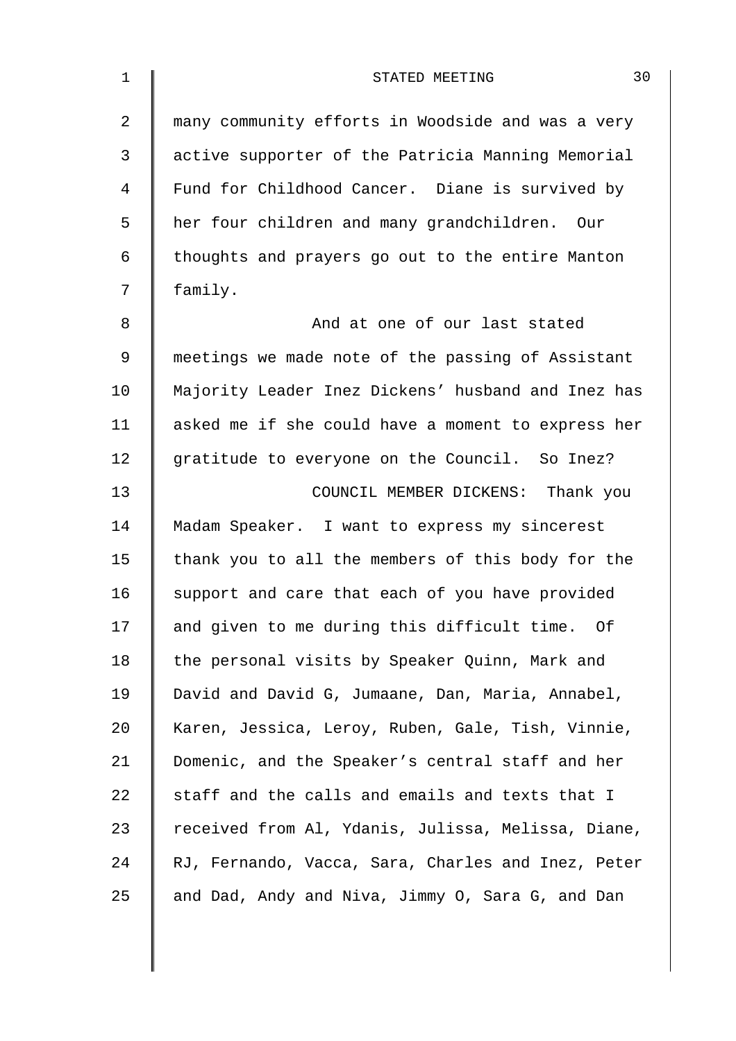many community efforts in Woodside and was a very active supporter of the Patricia Manning Memorial Fund for Childhood Cancer. Diane is survived by her four children and many grandchildren. Our thoughts and prayers go out to the entire Manton family.

And at one of our last stated meetings we made note of the passing of Assistant Majority Leader Inez Dickens' husband and Inez has asked me if she could have a moment to express her gratitude to everyone on the Council. So Inez?

COUNCIL MEMBER DICKENS: Thank you Madam Speaker. I want to express my sincerest thank you to all the members of this body for the support and care that each of you have provided and given to me during this difficult time. Of the personal visits by Speaker Quinn, Mark and David and David G, Jumaane, Dan, Maria, Annabel, Karen, Jessica, Leroy, Ruben, Gale, Tish, Vinnie, Domenic, and the Speaker's central staff and her staff and the calls and emails and texts that I received from Al, Ydanis, Julissa, Melissa, Diane, RJ, Fernando, Vacca, Sara, Charles and Inez, Peter and Dad, Andy and Niva, Jimmy O, Sara G, and Dan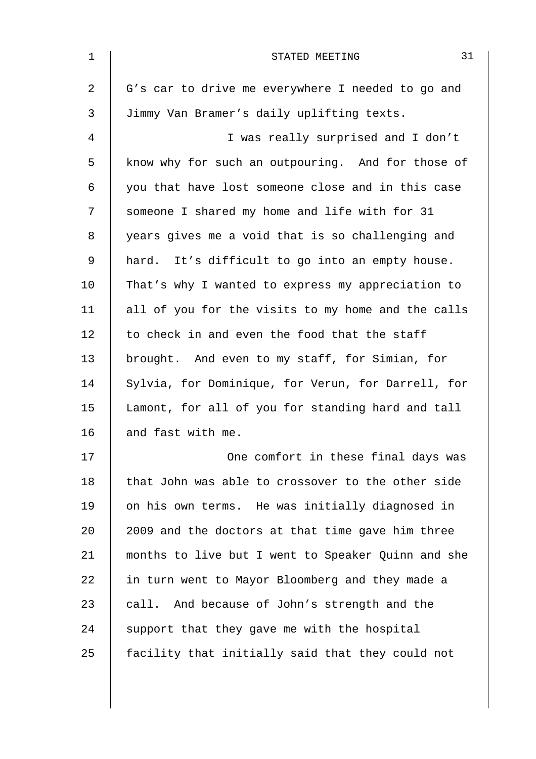G's car to drive me everywhere I needed to go and Jimmy Van Bramer's daily uplifting texts.

I was really surprised and I don't know why for such an outpouring. And for those of you that have lost someone close and in this case someone I shared my home and life with for 31 years gives me a void that is so challenging and hard. It's difficult to go into an empty house. That's why I wanted to express my appreciation to all of you for the visits to my home and the calls to check in and even the food that the staff brought. And even to my staff, for Simian, for Sylvia, for Dominique, for Verun, for Darrell, for Lamont, for all of you for standing hard and tall and fast with me.

One comfort in these final days was that John was able to crossover to the other side on his own terms. He was initially diagnosed in 2009 and the doctors at that time gave him three months to live but I went to Speaker Quinn and she in turn went to Mayor Bloomberg and they made a call. And because of John's strength and the support that they gave me with the hospital facility that initially said that they could not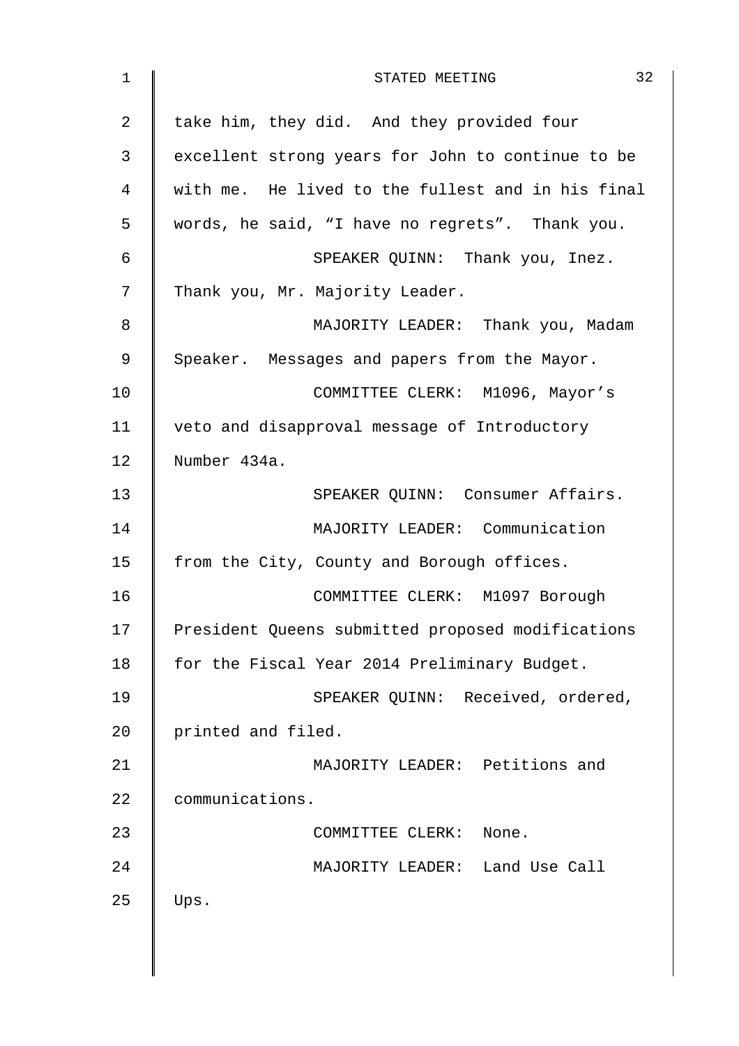take him, they did. And they provided four excellent strong years for John to continue to be with me. He lived to the fullest and in his final words, he said, “I have no regrets”. Thank you.

SPEAKER QUINN: Thank you, Inez. Thank you, Mr. Majority Leader.

MAJORITY LEADER: Thank you, Madam Speaker. Messages and papers from the Mayor.

COMMITTEE CLERK: M1096, Mayor’s veto and disapproval message of Introductory Number 434a.

SPEAKER QUINN: Consumer Affairs.

MAJORITY LEADER: Communication from the City, County and Borough offices.

COMMITTEE CLERK: M1097 Borough President Queens submitted proposed modifications for the Fiscal Year 2014 Preliminary Budget.

SPEAKER QUINN: Received, ordered, printed and filed.

MAJORITY LEADER: Petitions and communications.

COMMITTEE CLERK: None.

MAJORITY LEADER: Land Use Call Ups.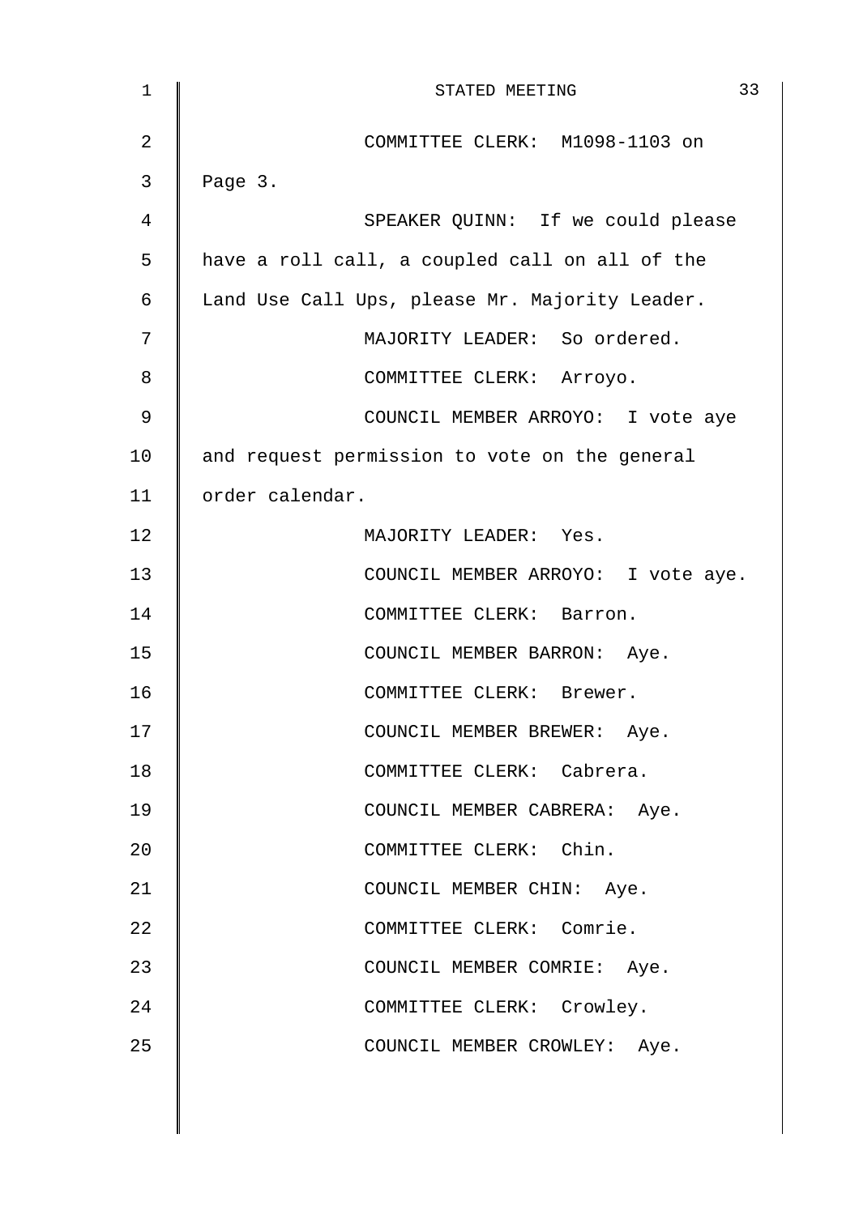COMMITTEE CLERK: M1098-1103 on Page 3.

SPEAKER QUINN: If we could please have a roll call, a coupled call on all of the Land Use Call Ups, please Mr. Majority Leader.

MAJORITY LEADER: So ordered.

COMMITTEE CLERK: Arroyo.

COUNCIL MEMBER ARROYO: I vote aye and request permission to vote on the general order calendar.

MAJORITY LEADER: Yes.

COUNCIL MEMBER ARROYO: I vote aye.

COMMITTEE CLERK: Barron.

COUNCIL MEMBER BARRON: Aye.

COMMITTEE CLERK: Brewer.

COUNCIL MEMBER BREWER: Aye.

COMMITTEE CLERK: Cabrera.

COUNCIL MEMBER CABRERA: Aye.

COMMITTEE CLERK: Chin.

COUNCIL MEMBER CHIN: Aye.

COMMITTEE CLERK: Comrie.

COUNCIL MEMBER COMRIE: Aye.

COMMITTEE CLERK: Crowley.

COUNCIL MEMBER CROWLEY: Aye.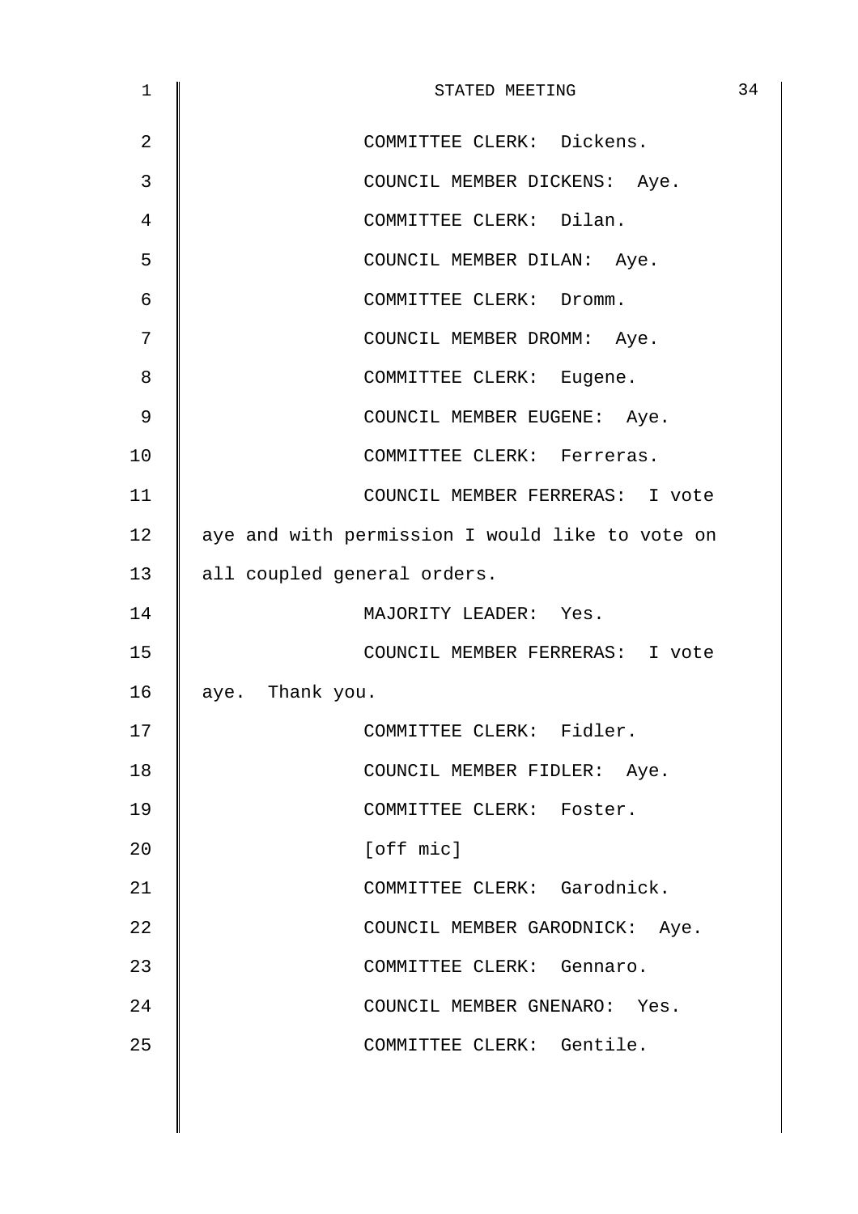COMMITTEE CLERK: Dickens.

COUNCIL MEMBER DICKENS: Aye.

COMMITTEE CLERK: Dilan.

COUNCIL MEMBER DILAN: Aye.

COMMITTEE CLERK: Dromm.

COUNCIL MEMBER DROMM: Aye.

COMMITTEE CLERK: Eugene.

COUNCIL MEMBER EUGENE: Aye.

COMMITTEE CLERK: Ferreras.

COUNCIL MEMBER FERRERAS: I vote aye and with permission I would like to vote on all coupled general orders.

MAJORITY LEADER: Yes.

COUNCIL MEMBER FERRERAS: I vote aye. Thank you.

COMMITTEE CLERK: Fidler.

COUNCIL MEMBER FIDLER: Aye.

COMMITTEE CLERK: Foster.

[off mic]

COMMITTEE CLERK: Garodnick.

COUNCIL MEMBER GARODNICK: Aye.

COMMITTEE CLERK: Gennaro.

COUNCIL MEMBER GNENARO: Yes.

COMMITTEE CLERK: Gentile.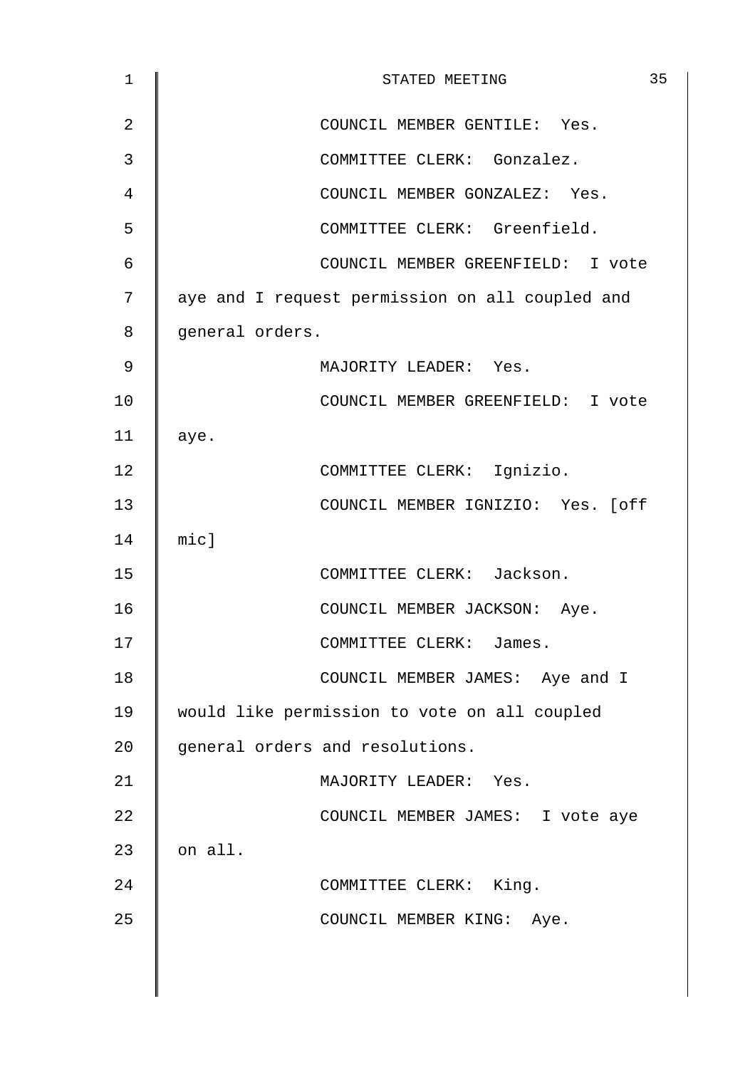COUNCIL MEMBER GENTILE: Yes.

COMMITTEE CLERK: Gonzalez.

COUNCIL MEMBER GONZALEZ: Yes.

COMMITTEE CLERK: Greenfield.

COUNCIL MEMBER GREENFIELD: I vote aye and I request permission on all coupled and general orders.

MAJORITY LEADER: Yes.

COUNCIL MEMBER GREENFIELD: I vote aye.

COMMITTEE CLERK: Ignizio.

COUNCIL MEMBER IGNIZIO: Yes. [off mic]

COMMITTEE CLERK: Jackson.

COUNCIL MEMBER JACKSON: Aye.

COMMITTEE CLERK: James.

COUNCIL MEMBER JAMES: Aye and I would like permission to vote on all coupled general orders and resolutions.

MAJORITY LEADER: Yes.

COUNCIL MEMBER JAMES: I vote aye on all.

COMMITTEE CLERK: King.

COUNCIL MEMBER KING: Aye.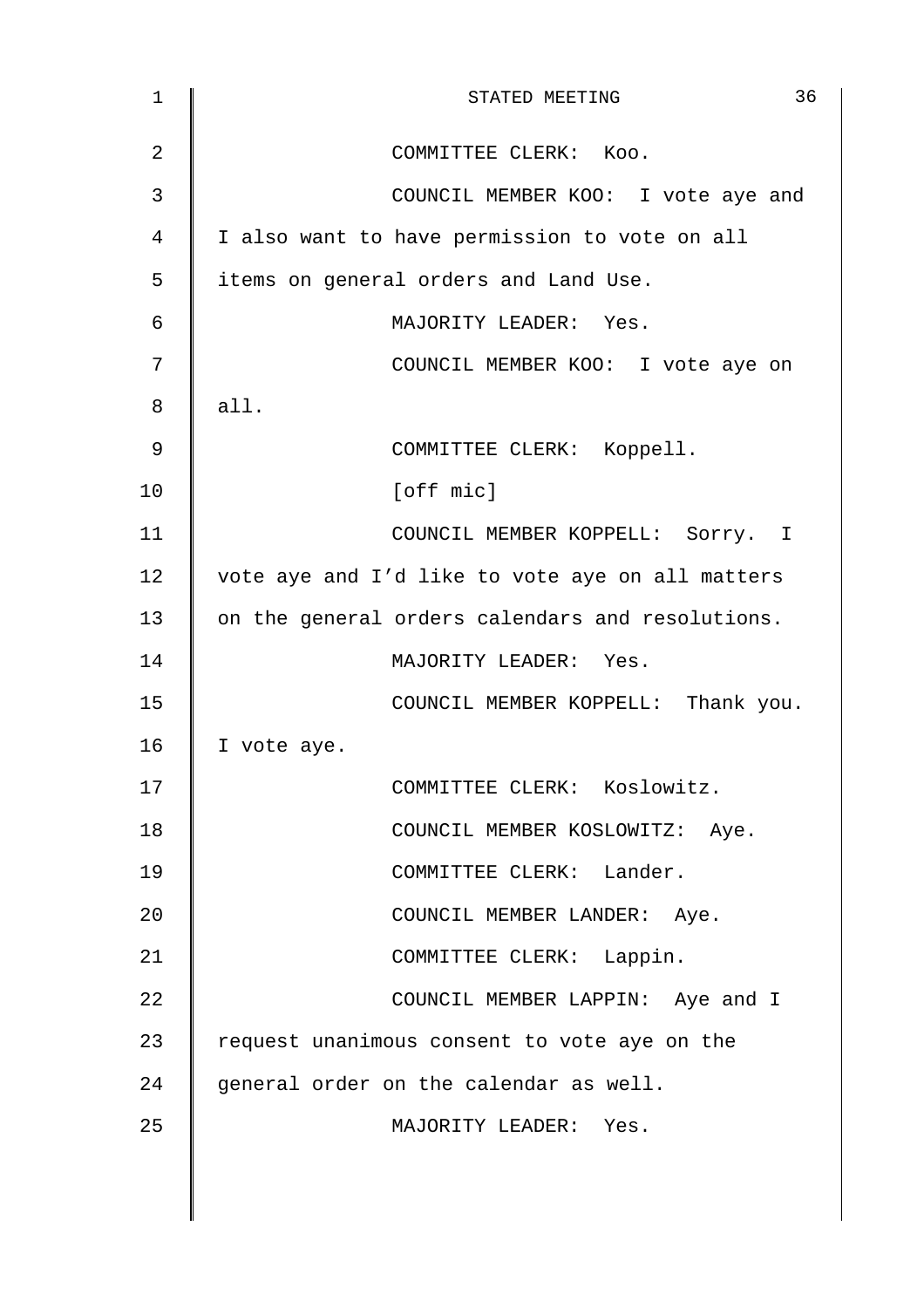COMMITTEE CLERK: Koo.

COUNCIL MEMBER KOO: I vote aye and I also want to have permission to vote on all items on general orders and Land Use.

MAJORITY LEADER: Yes.

COUNCIL MEMBER KOO: I vote aye on all.

COMMITTEE CLERK: Koppell.

[off mic]

COUNCIL MEMBER KOPPELL: Sorry. I vote aye and I'd like to vote aye on all matters on the general orders calendars and resolutions.

MAJORITY LEADER: Yes.

COUNCIL MEMBER KOPPELL: Thank you. I vote aye.

COMMITTEE CLERK: Koslowitz.

COUNCIL MEMBER KOSLOWITZ: Aye.

COMMITTEE CLERK: Lander.

COUNCIL MEMBER LANDER: Aye.

COMMITTEE CLERK: Lappin.

COUNCIL MEMBER LAPPIN: Aye and I request unanimous consent to vote aye on the general order on the calendar as well.

MAJORITY LEADER: Yes.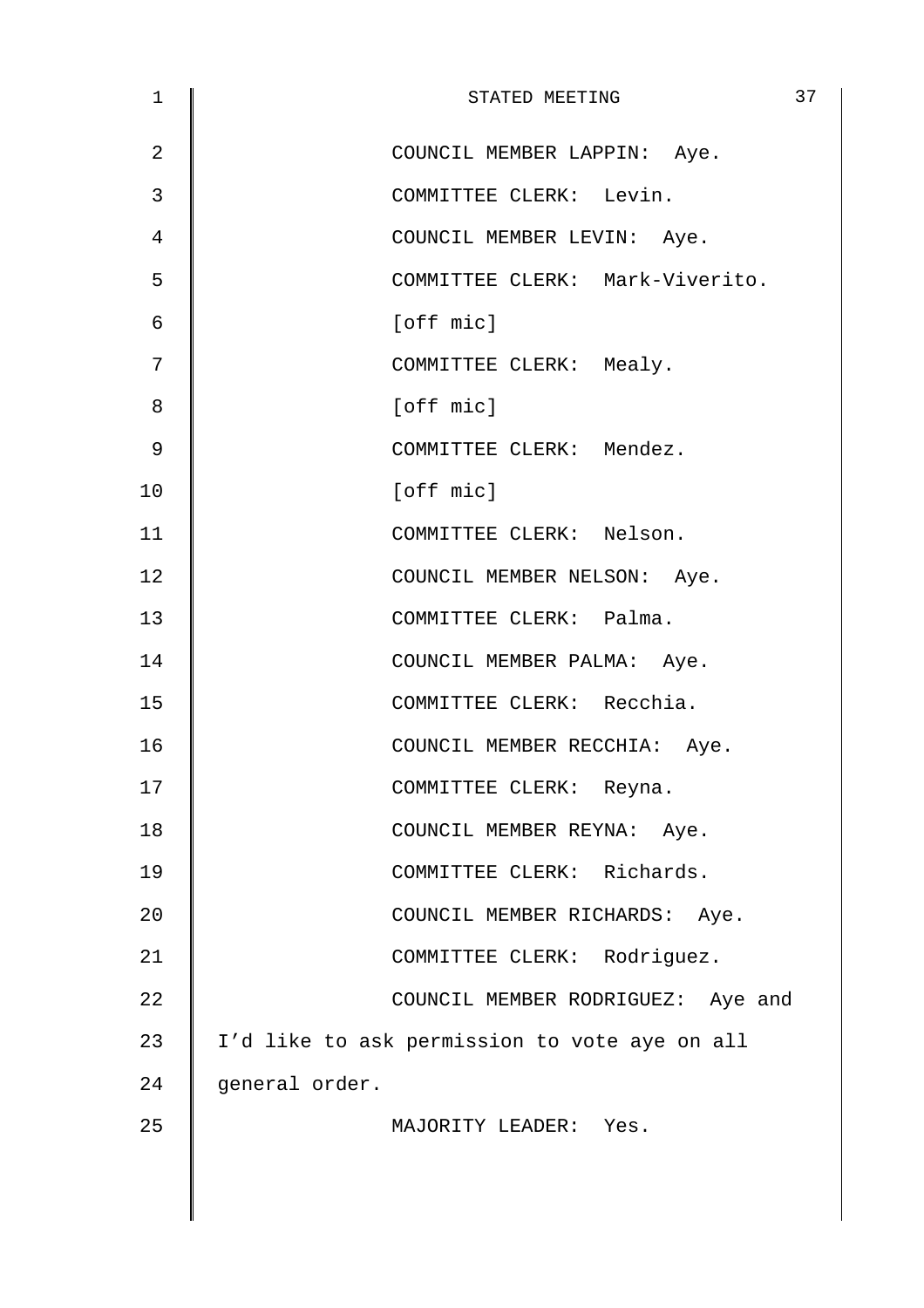COUNCIL MEMBER LAPPIN: Aye.

COMMITTEE CLERK: Levin.

COUNCIL MEMBER LEVIN: Aye.

COMMITTEE CLERK: Mark-Viverito.

[off mic]

COMMITTEE CLERK: Mealy.

[off mic]

COMMITTEE CLERK: Mendez.

[off mic]

COMMITTEE CLERK: Nelson.

COUNCIL MEMBER NELSON: Aye.

COMMITTEE CLERK: Palma.

COUNCIL MEMBER PALMA: Aye.

COMMITTEE CLERK: Recchia.

COUNCIL MEMBER RECCHIA: Aye.

COMMITTEE CLERK: Reyna.

COUNCIL MEMBER REYNA: Aye.

COMMITTEE CLERK: Richards.

COUNCIL MEMBER RICHARDS: Aye.

COMMITTEE CLERK: Rodriguez.

COUNCIL MEMBER RODRIGUEZ: Aye and I'd like to ask permission to vote aye on all general order.

MAJORITY LEADER: Yes.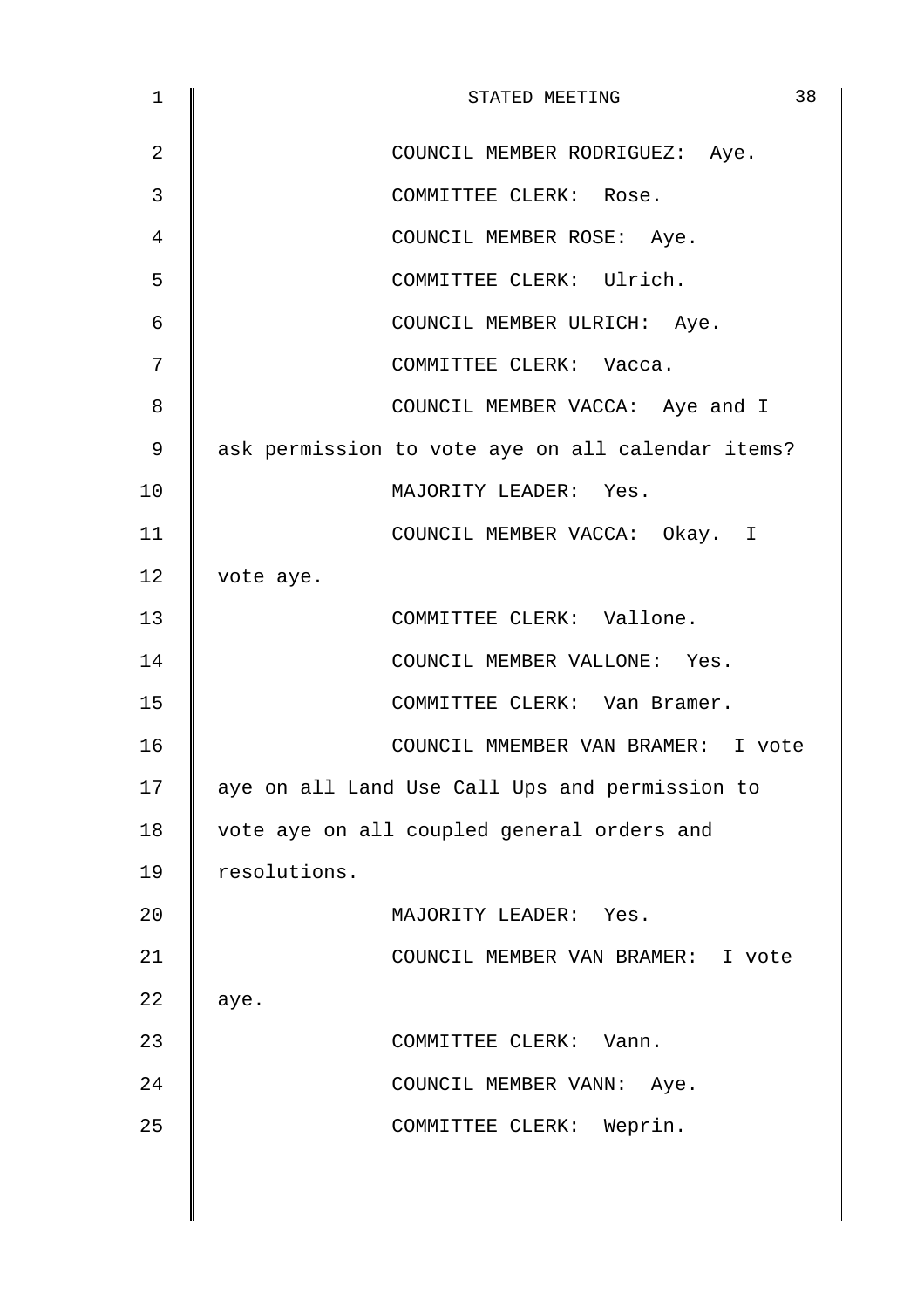COUNCIL MEMBER RODRIGUEZ: Aye.

COMMITTEE CLERK: Rose.

COUNCIL MEMBER ROSE: Aye.

COMMITTEE CLERK: Ulrich.

COUNCIL MEMBER ULRICH: Aye.

COMMITTEE CLERK: Vacca.

COUNCIL MEMBER VACCA: Aye and I ask permission to vote aye on all calendar items?

MAJORITY LEADER: Yes.

COUNCIL MEMBER VACCA: Okay. I vote aye.

COMMITTEE CLERK: Vallone.

COUNCIL MEMBER VALLONE: Yes.

COMMITTEE CLERK: Van Bramer.

COUNCIL MMEMBER VAN BRAMER: I vote aye on all Land Use Call Ups and permission to vote aye on all coupled general orders and resolutions.

MAJORITY LEADER: Yes.

COUNCIL MEMBER VAN BRAMER: I vote aye.

COMMITTEE CLERK: Vann.

COUNCIL MEMBER VANN: Aye.

COMMITTEE CLERK: Weprin.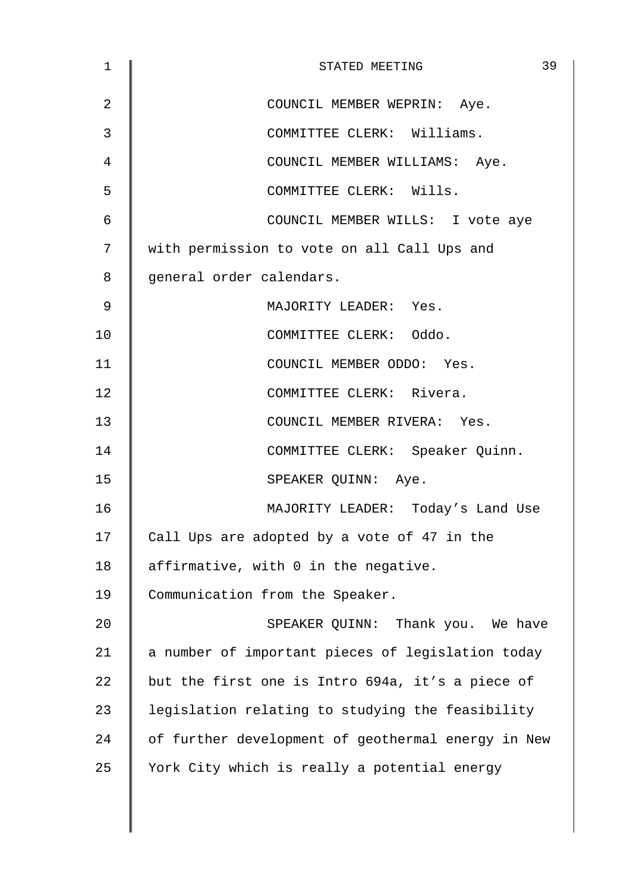COUNCIL MEMBER WEPRIN: Aye.

COMMITTEE CLERK: Williams.

COUNCIL MEMBER WILLIAMS: Aye.

COMMITTEE CLERK: Wills.

COUNCIL MEMBER WILLS: I vote aye with permission to vote on all Call Ups and general order calendars.

MAJORITY LEADER: Yes.

COMMITTEE CLERK: Oddo.

COUNCIL MEMBER ODDO: Yes.

COMMITTEE CLERK: Rivera.

COUNCIL MEMBER RIVERA: Yes.

COMMITTEE CLERK: Speaker Quinn.

SPEAKER QUINN: Aye.

MAJORITY LEADER: Today's Land Use Call Ups are adopted by a vote of 47 in the affirmative, with 0 in the negative. Communication from the Speaker.

SPEAKER QUINN: Thank you. We have a number of important pieces of legislation today but the first one is Intro 694a, it's a piece of legislation relating to studying the feasibility of further development of geothermal energy in New York City which is really a potential energy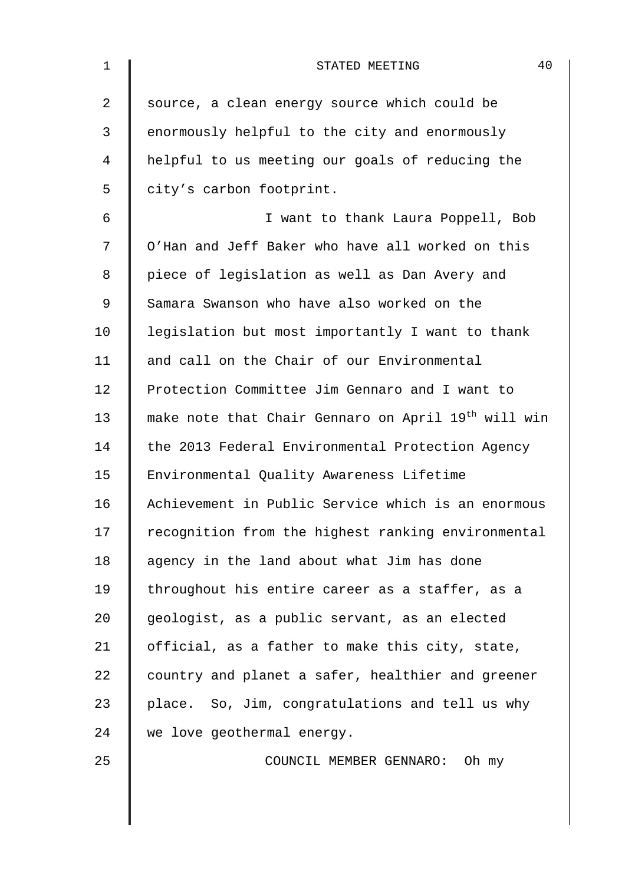source, a clean energy source which could be enormously helpful to the city and enormously helpful to us meeting our goals of reducing the city's carbon footprint.

I want to thank Laura Poppell, Bob O'Han and Jeff Baker who have all worked on this piece of legislation as well as Dan Avery and Samara Swanson who have also worked on the legislation but most importantly I want to thank and call on the Chair of our Environmental Protection Committee Jim Gennaro and I want to make note that Chair Gennaro on April 19th will win the 2013 Federal Environmental Protection Agency Environmental Quality Awareness Lifetime Achievement in Public Service which is an enormous recognition from the highest ranking environmental agency in the land about what Jim has done throughout his entire career as a staffer, as a geologist, as a public servant, as an elected official, as a father to make this city, state, country and planet a safer, healthier and greener place. So, Jim, congratulations and tell us why we love geothermal energy.

COUNCIL MEMBER GENNARO: Oh my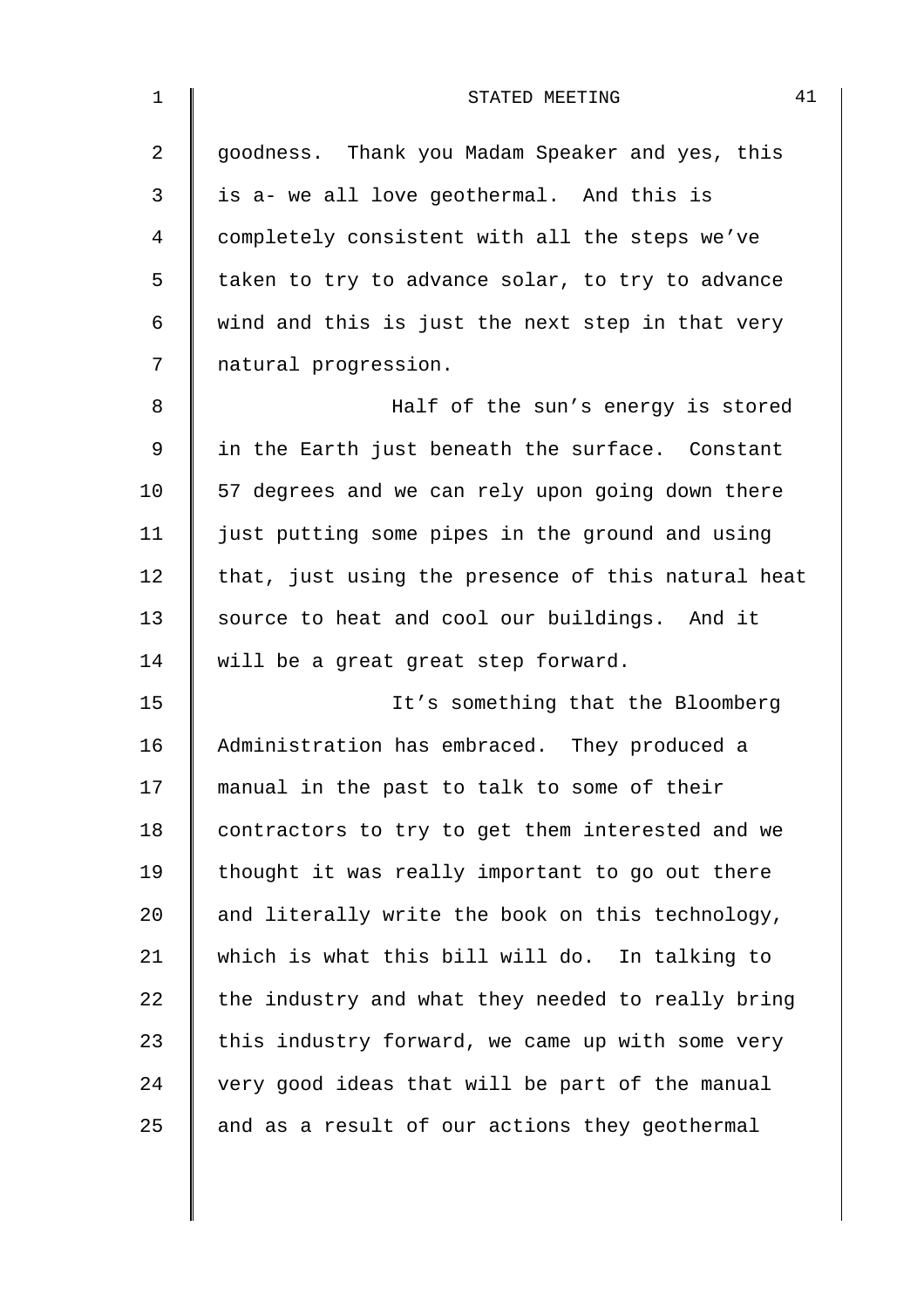goodness. Thank you Madam Speaker and yes, this is a- we all love geothermal. And this is completely consistent with all the steps we've taken to try to advance solar, to try to advance wind and this is just the next step in that very natural progression.

Half of the sun's energy is stored in the Earth just beneath the surface. Constant 57 degrees and we can rely upon going down there just putting some pipes in the ground and using that, just using the presence of this natural heat source to heat and cool our buildings. And it will be a great great step forward.

It's something that the Bloomberg Administration has embraced. They produced a manual in the past to talk to some of their contractors to try to get them interested and we thought it was really important to go out there and literally write the book on this technology, which is what this bill will do. In talking to the industry and what they needed to really bring this industry forward, we came up with some very very good ideas that will be part of the manual and as a result of our actions they geothermal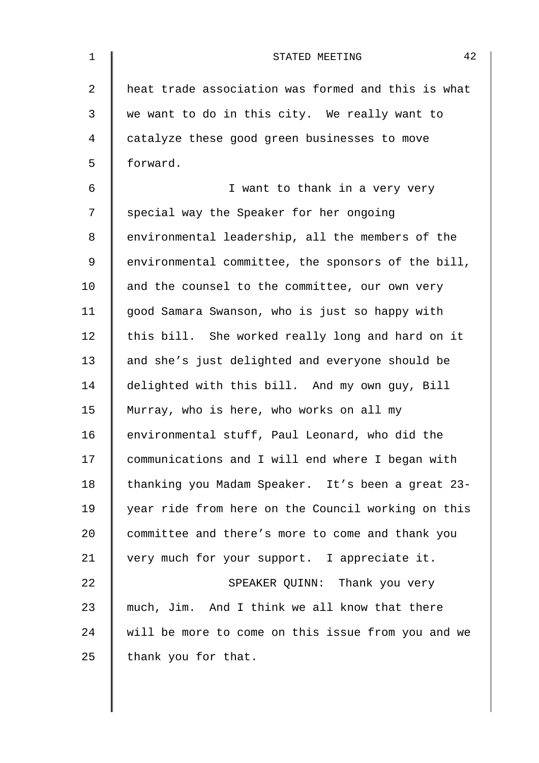heat trade association was formed and this is what we want to do in this city. We really want to catalyze these good green businesses to move forward.

I want to thank in a very very special way the Speaker for her ongoing environmental leadership, all the members of the environmental committee, the sponsors of the bill, and the counsel to the committee, our own very good Samara Swanson, who is just so happy with this bill. She worked really long and hard on it and she's just delighted and everyone should be delighted with this bill. And my own guy, Bill Murray, who is here, who works on all my environmental stuff, Paul Leonard, who did the communications and I will end where I began with thanking you Madam Speaker. It's been a great 23-year ride from here on the Council working on this committee and there's more to come and thank you very much for your support. I appreciate it.

SPEAKER QUINN: Thank you very much, Jim. And I think we all know that there will be more to come on this issue from you and we thank you for that.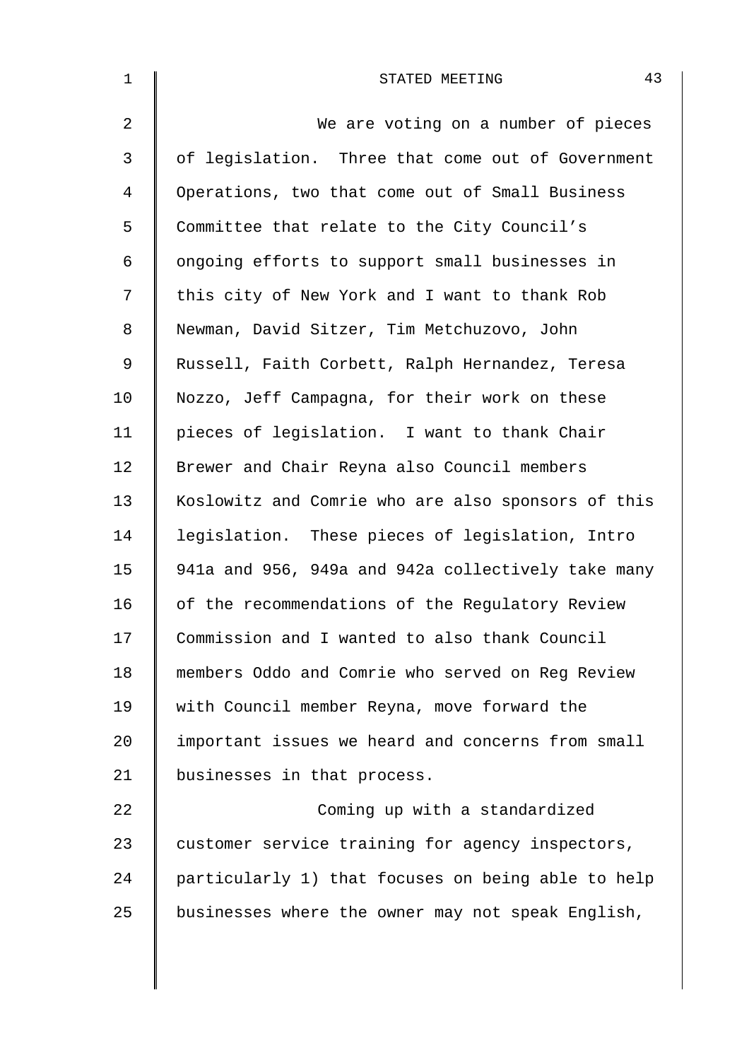We are voting on a number of pieces of legislation. Three that come out of Government Operations, two that come out of Small Business Committee that relate to the City Council's ongoing efforts to support small businesses in this city of New York and I want to thank Rob Newman, David Sitzer, Tim Metchuzovo, John Russell, Faith Corbett, Ralph Hernandez, Teresa Nozzo, Jeff Campagna, for their work on these pieces of legislation. I want to thank Chair Brewer and Chair Reyna also Council members Koslowitz and Comrie who are also sponsors of this legislation. These pieces of legislation, Intro 941a and 956, 949a and 942a collectively take many of the recommendations of the Regulatory Review Commission and I wanted to also thank Council members Oddo and Comrie who served on Reg Review with Council member Reyna, move forward the important issues we heard and concerns from small businesses in that process.

Coming up with a standardized customer service training for agency inspectors, particularly 1) that focuses on being able to help businesses where the owner may not speak English,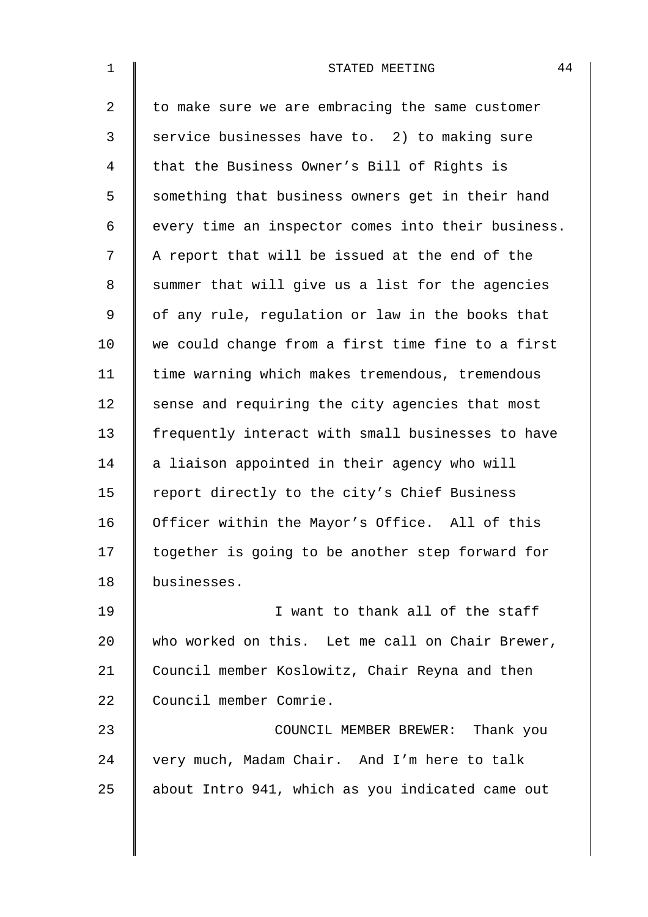to make sure we are embracing the same customer service businesses have to. 2) to making sure that the Business Owner's Bill of Rights is something that business owners get in their hand every time an inspector comes into their business. A report that will be issued at the end of the summer that will give us a list for the agencies of any rule, regulation or law in the books that we could change from a first time fine to a first time warning which makes tremendous, tremendous sense and requiring the city agencies that most frequently interact with small businesses to have a liaison appointed in their agency who will report directly to the city's Chief Business Officer within the Mayor's Office. All of this together is going to be another step forward for businesses.

I want to thank all of the staff who worked on this. Let me call on Chair Brewer, Council member Koslowitz, Chair Reyna and then Council member Comrie.

COUNCIL MEMBER BREWER: Thank you very much, Madam Chair. And I'm here to talk about Intro 941, which as you indicated came out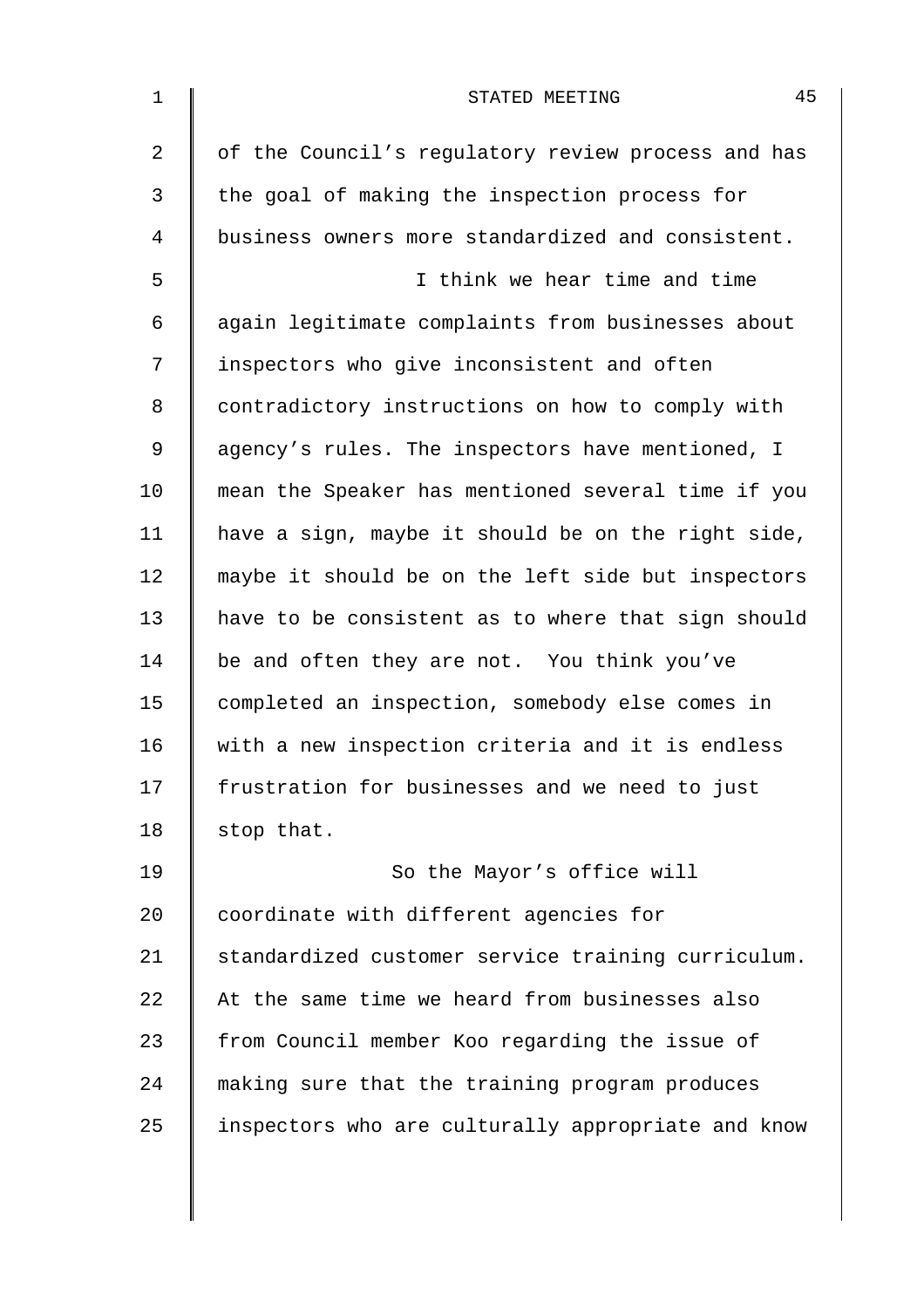of the Council's regulatory review process and has the goal of making the inspection process for business owners more standardized and consistent.

I think we hear time and time again legitimate complaints from businesses about inspectors who give inconsistent and often contradictory instructions on how to comply with agency's rules. The inspectors have mentioned, I mean the Speaker has mentioned several time if you have a sign, maybe it should be on the right side, maybe it should be on the left side but inspectors have to be consistent as to where that sign should be and often they are not. You think you've completed an inspection, somebody else comes in with a new inspection criteria and it is endless frustration for businesses and we need to just stop that.

So the Mayor's office will coordinate with different agencies for standardized customer service training curriculum. At the same time we heard from businesses also from Council member Koo regarding the issue of making sure that the training program produces inspectors who are culturally appropriate and know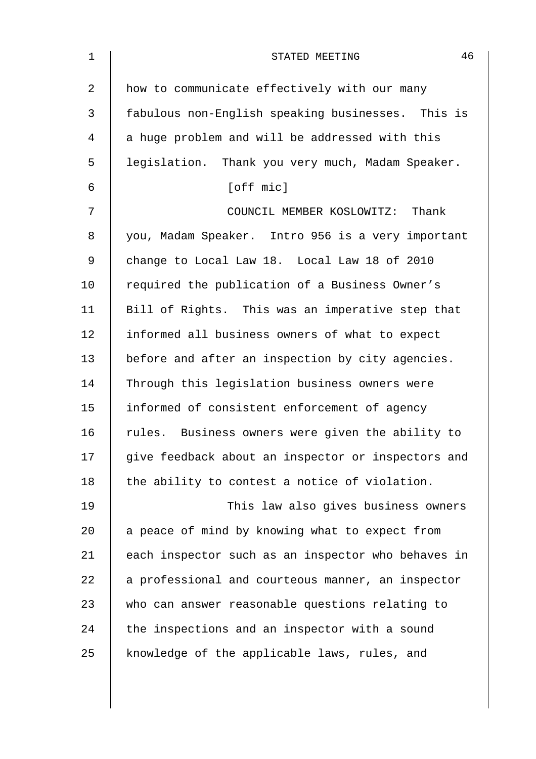how to communicate effectively with our many fabulous non-English speaking businesses. This is a huge problem and will be addressed with this legislation. Thank you very much, Madam Speaker.

[off mic]

COUNCIL MEMBER KOSLOWITZ: Thank you, Madam Speaker. Intro 956 is a very important change to Local Law 18. Local Law 18 of 2010 required the publication of a Business Owner's Bill of Rights. This was an imperative step that informed all business owners of what to expect before and after an inspection by city agencies. Through this legislation business owners were informed of consistent enforcement of agency rules. Business owners were given the ability to give feedback about an inspector or inspectors and the ability to contest a notice of violation.

This law also gives business owners a peace of mind by knowing what to expect from each inspector such as an inspector who behaves in a professional and courteous manner, an inspector who can answer reasonable questions relating to the inspections and an inspector with a sound knowledge of the applicable laws, rules, and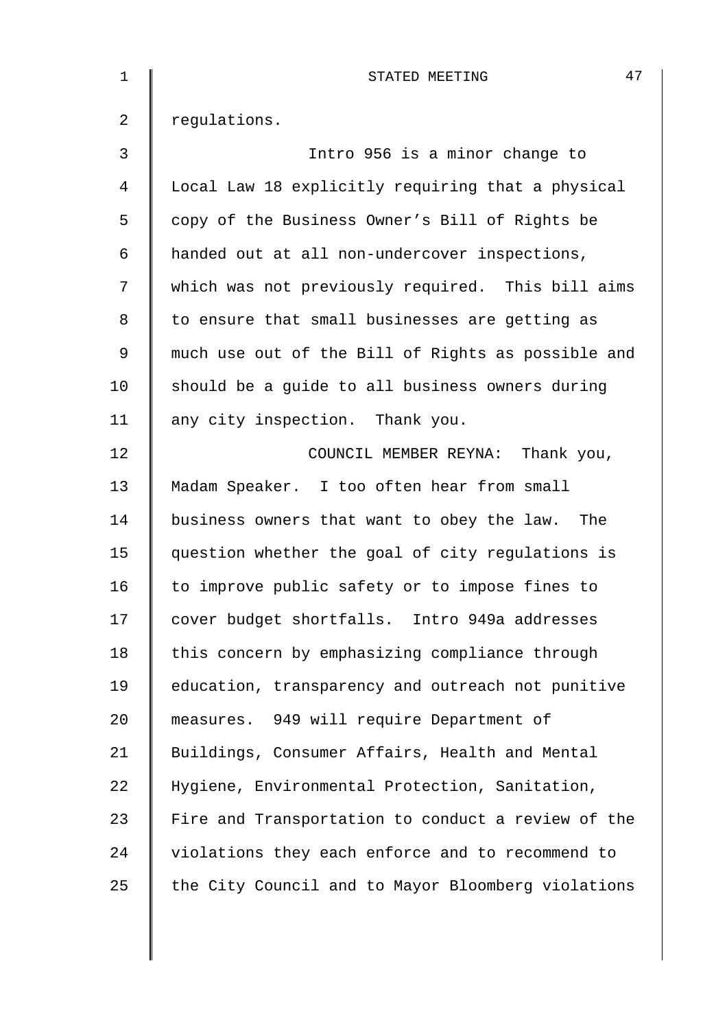regulations.

Intro 956 is a minor change to Local Law 18 explicitly requiring that a physical copy of the Business Owner's Bill of Rights be handed out at all non-undercover inspections, which was not previously required. This bill aims to ensure that small businesses are getting as much use out of the Bill of Rights as possible and should be a guide to all business owners during any city inspection. Thank you.

COUNCIL MEMBER REYNA: Thank you, Madam Speaker. I too often hear from small business owners that want to obey the law. The question whether the goal of city regulations is to improve public safety or to impose fines to cover budget shortfalls. Intro 949a addresses this concern by emphasizing compliance through education, transparency and outreach not punitive measures. 949 will require Department of Buildings, Consumer Affairs, Health and Mental Hygiene, Environmental Protection, Sanitation, Fire and Transportation to conduct a review of the violations they each enforce and to recommend to the City Council and to Mayor Bloomberg violations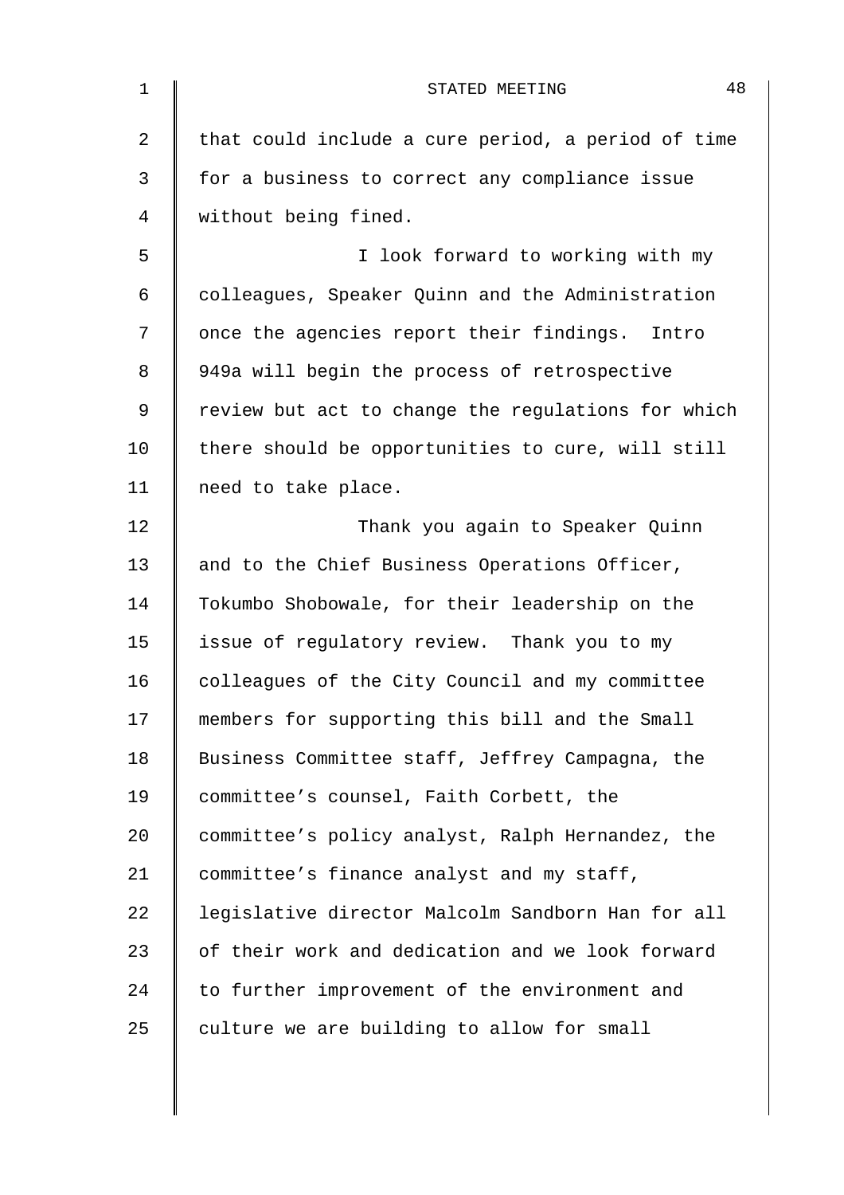that could include a cure period, a period of time for a business to correct any compliance issue without being fined.

I look forward to working with my colleagues, Speaker Quinn and the Administration once the agencies report their findings. Intro 949a will begin the process of retrospective review but act to change the regulations for which there should be opportunities to cure, will still need to take place.

Thank you again to Speaker Quinn and to the Chief Business Operations Officer, Tokumbo Shobowale, for their leadership on the issue of regulatory review. Thank you to my colleagues of the City Council and my committee members for supporting this bill and the Small Business Committee staff, Jeffrey Campagna, the committee's counsel, Faith Corbett, the committee's policy analyst, Ralph Hernandez, the committee's finance analyst and my staff, legislative director Malcolm Sandborn Han for all of their work and dedication and we look forward to further improvement of the environment and culture we are building to allow for small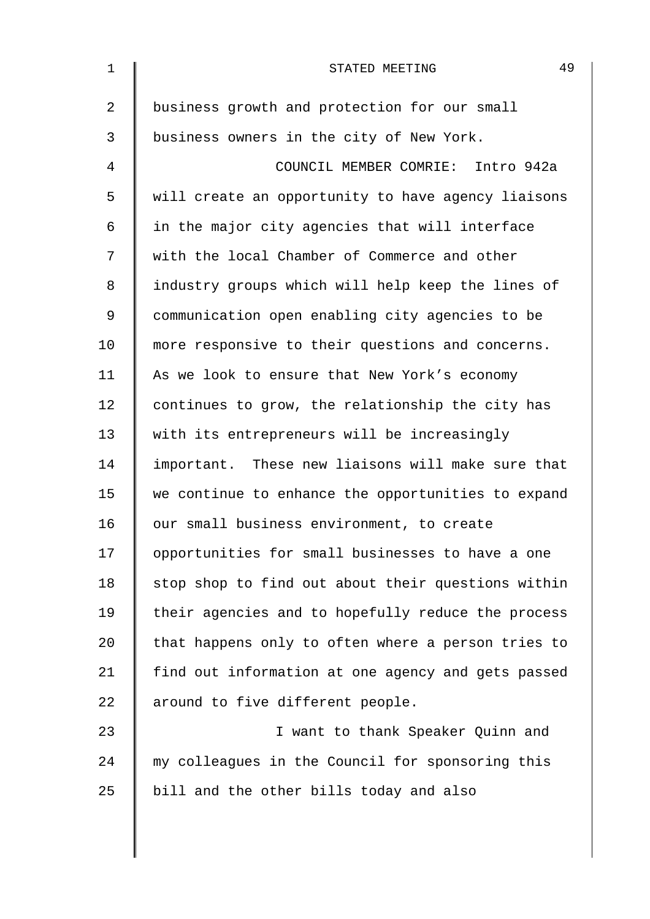business growth and protection for our small business owners in the city of New York.

COUNCIL MEMBER COMRIE: Intro 942a will create an opportunity to have agency liaisons in the major city agencies that will interface with the local Chamber of Commerce and other industry groups which will help keep the lines of communication open enabling city agencies to be more responsive to their questions and concerns. As we look to ensure that New York's economy continues to grow, the relationship the city has with its entrepreneurs will be increasingly important. These new liaisons will make sure that we continue to enhance the opportunities to expand our small business environment, to create opportunities for small businesses to have a one stop shop to find out about their questions within their agencies and to hopefully reduce the process that happens only to often where a person tries to find out information at one agency and gets passed around to five different people.

I want to thank Speaker Quinn and my colleagues in the Council for sponsoring this bill and the other bills today and also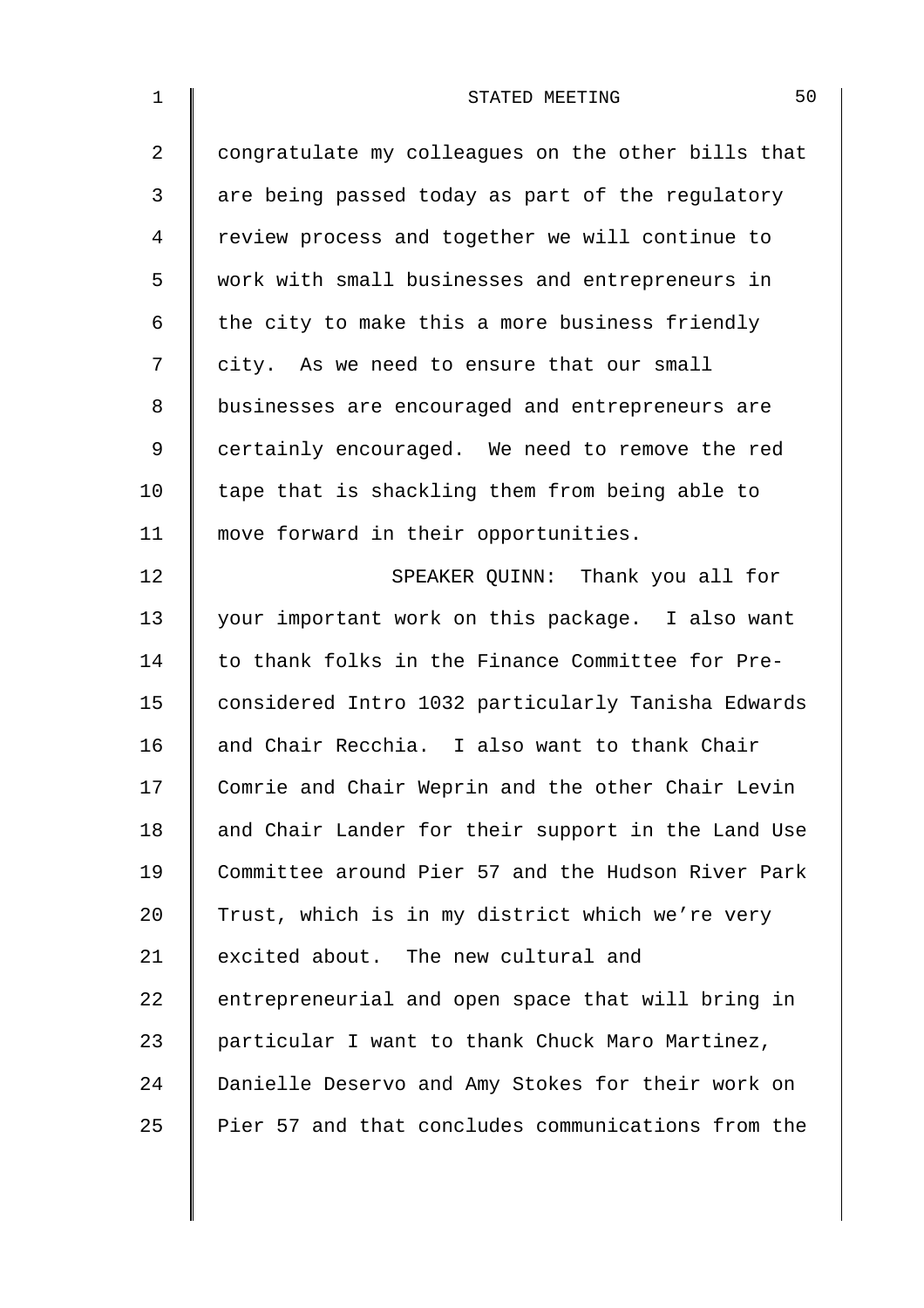congratulate my colleagues on the other bills that are being passed today as part of the regulatory review process and together we will continue to work with small businesses and entrepreneurs in the city to make this a more business friendly city. As we need to ensure that our small businesses are encouraged and entrepreneurs are certainly encouraged. We need to remove the red tape that is shackling them from being able to move forward in their opportunities.

SPEAKER QUINN: Thank you all for your important work on this package. I also want to thank folks in the Finance Committee for Pre-considered Intro 1032 particularly Tanisha Edwards and Chair Recchia. I also want to thank Chair Comrie and Chair Weprin and the other Chair Levin and Chair Lander for their support in the Land Use Committee around Pier 57 and the Hudson River Park Trust, which is in my district which we're very excited about. The new cultural and entrepreneurial and open space that will bring in particular I want to thank Chuck Maro Martinez, Danielle Deservo and Amy Stokes for their work on Pier 57 and that concludes communications from the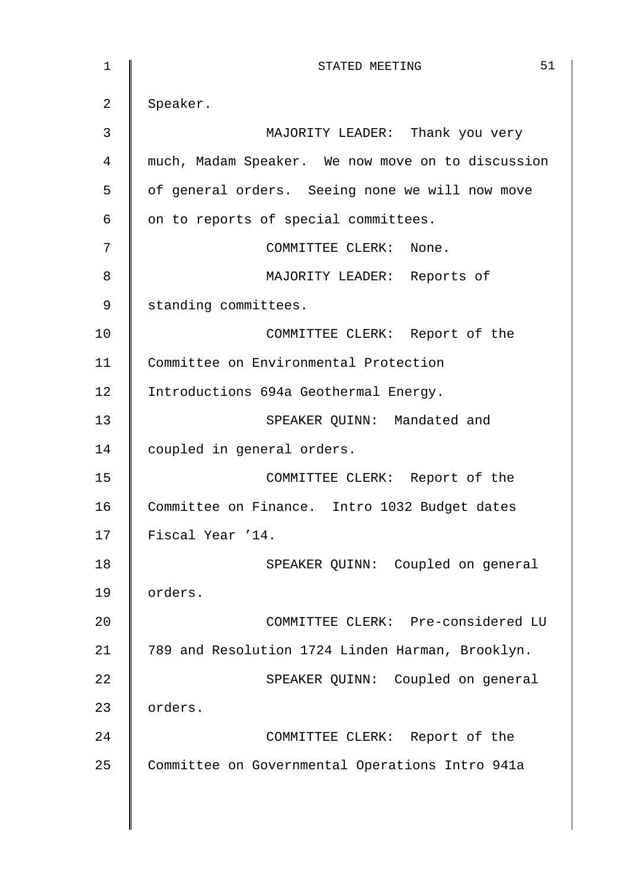Speaker.

MAJORITY LEADER: Thank you very much, Madam Speaker. We now move on to discussion of general orders. Seeing none we will now move on to reports of special committees.

COMMITTEE CLERK: None.

MAJORITY LEADER: Reports of standing committees.

COMMITTEE CLERK: Report of the Committee on Environmental Protection Introductions 694a Geothermal Energy.

SPEAKER QUINN: Mandated and coupled in general orders.

COMMITTEE CLERK: Report of the Committee on Finance. Intro 1032 Budget dates Fiscal Year ’14.

SPEAKER QUINN: Coupled on general orders.

COMMITTEE CLERK: Pre-considered LU 789 and Resolution 1724 Linden Harman, Brooklyn.

SPEAKER QUINN: Coupled on general orders.

COMMITTEE CLERK: Report of the Committee on Governmental Operations Intro 941a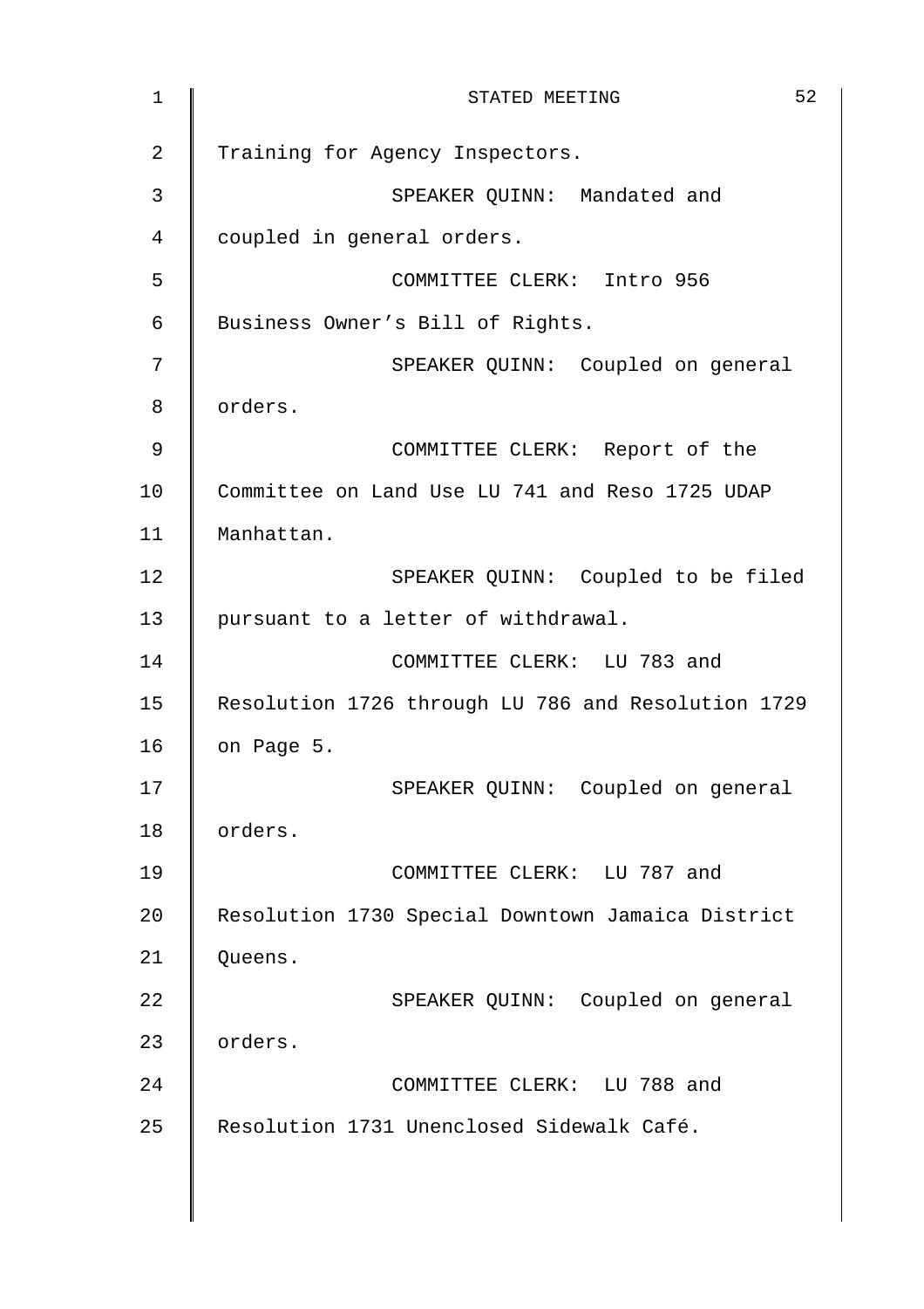Training for Agency Inspectors.

SPEAKER QUINN: Mandated and coupled in general orders.

COMMITTEE CLERK: Intro 956 Business Owner's Bill of Rights.

SPEAKER QUINN: Coupled on general orders.

COMMITTEE CLERK: Report of the Committee on Land Use LU 741 and Reso 1725 UDAP Manhattan.

SPEAKER QUINN: Coupled to be filed pursuant to a letter of withdrawal.

COMMITTEE CLERK: LU 783 and Resolution 1726 through LU 786 and Resolution 1729 on Page 5.

SPEAKER QUINN: Coupled on general orders.

COMMITTEE CLERK: LU 787 and Resolution 1730 Special Downtown Jamaica District Queens.

SPEAKER QUINN: Coupled on general orders.

COMMITTEE CLERK: LU 788 and Resolution 1731 Unenclosed Sidewalk Café.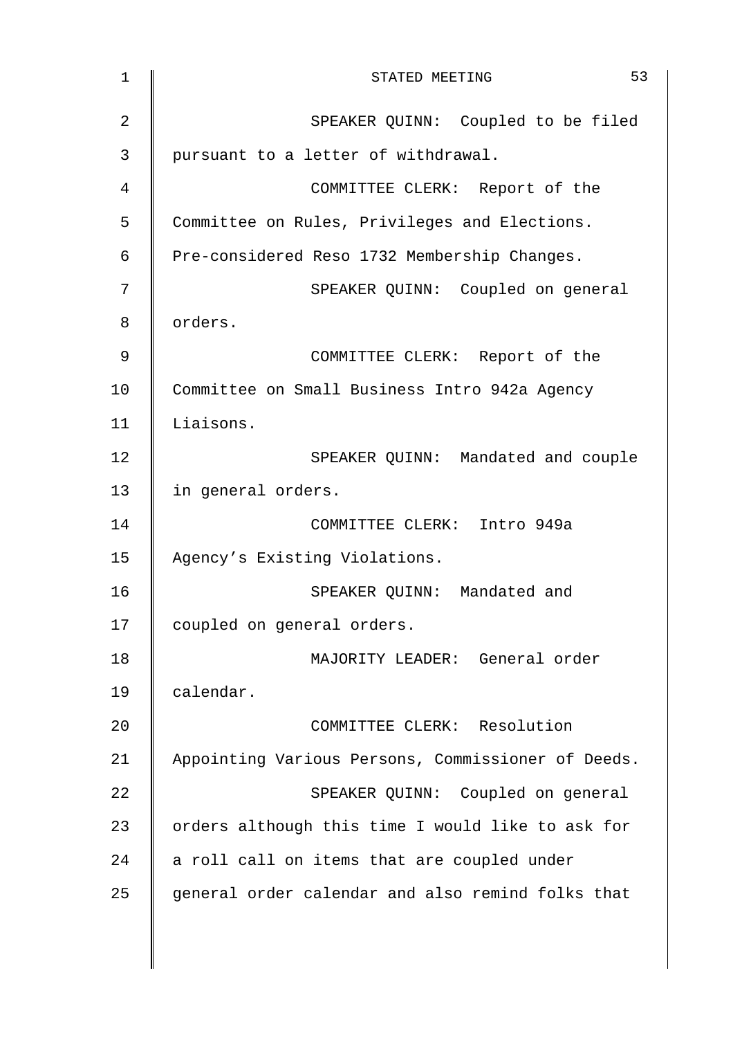SPEAKER QUINN: Coupled to be filed pursuant to a letter of withdrawal.

COMMITTEE CLERK: Report of the Committee on Rules, Privileges and Elections. Pre-considered Reso 1732 Membership Changes.

SPEAKER QUINN: Coupled on general orders.

COMMITTEE CLERK: Report of the Committee on Small Business Intro 942a Agency Liaisons.

SPEAKER QUINN: Mandated and couple in general orders.

COMMITTEE CLERK: Intro 949a Agency's Existing Violations.

SPEAKER QUINN: Mandated and coupled on general orders.

MAJORITY LEADER: General order calendar.

COMMITTEE CLERK: Resolution Appointing Various Persons, Commissioner of Deeds.

SPEAKER QUINN: Coupled on general orders although this time I would like to ask for a roll call on items that are coupled under general order calendar and also remind folks that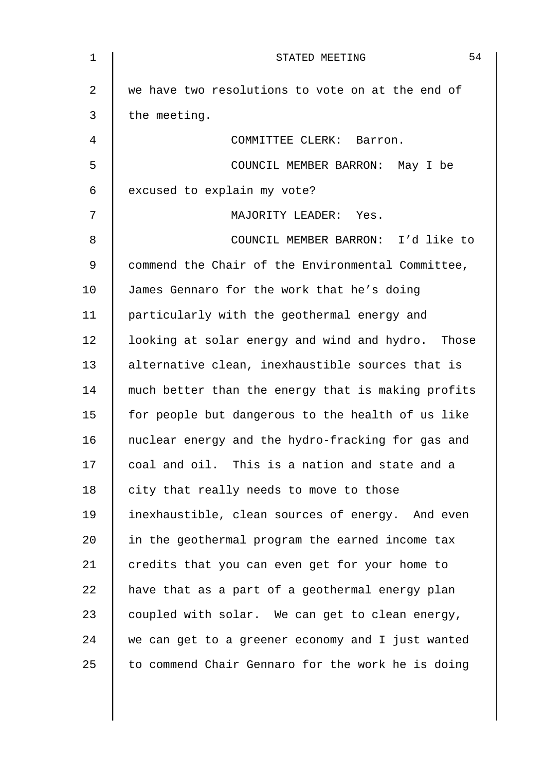we have two resolutions to vote on at the end of the meeting.

COMMITTEE CLERK: Barron.

COUNCIL MEMBER BARRON: May I be excused to explain my vote?

MAJORITY LEADER: Yes.

COUNCIL MEMBER BARRON: I'd like to commend the Chair of the Environmental Committee, James Gennaro for the work that he's doing particularly with the geothermal energy and looking at solar energy and wind and hydro. Those alternative clean, inexhaustible sources that is much better than the energy that is making profits for people but dangerous to the health of us like nuclear energy and the hydro-fracking for gas and coal and oil. This is a nation and state and a city that really needs to move to those inexhaustible, clean sources of energy. And even in the geothermal program the earned income tax credits that you can even get for your home to have that as a part of a geothermal energy plan coupled with solar. We can get to clean energy, we can get to a greener economy and I just wanted to commend Chair Gennaro for the work he is doing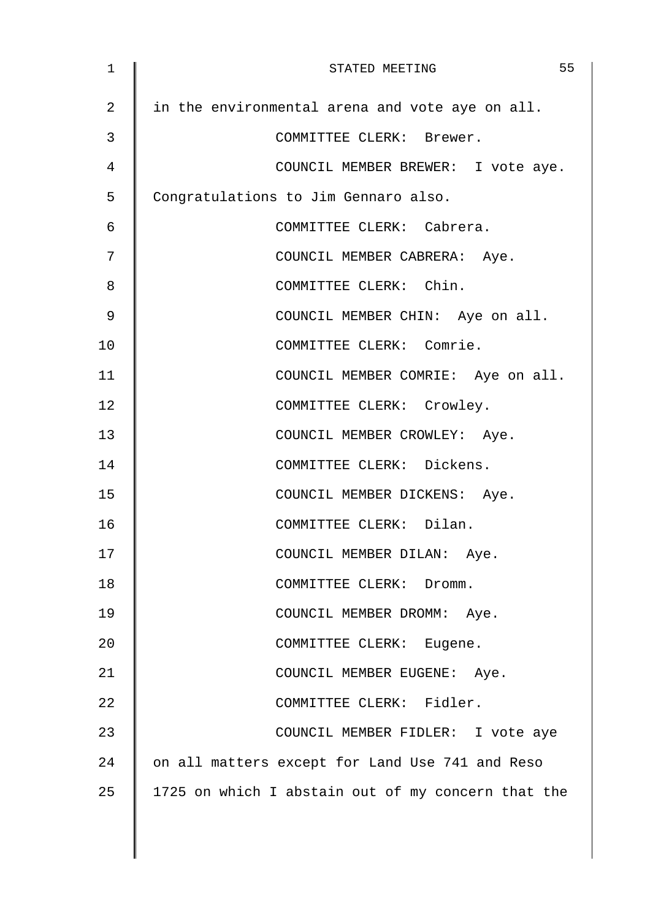in the environmental arena and vote aye on all.

COMMITTEE CLERK: Brewer.

COUNCIL MEMBER BREWER: I vote aye. Congratulations to Jim Gennaro also.

COMMITTEE CLERK: Cabrera.

COUNCIL MEMBER CABRERA: Aye.

COMMITTEE CLERK: Chin.

COUNCIL MEMBER CHIN: Aye on all.

COMMITTEE CLERK: Comrie.

COUNCIL MEMBER COMRIE: Aye on all.

COMMITTEE CLERK: Crowley.

COUNCIL MEMBER CROWLEY: Aye.

COMMITTEE CLERK: Dickens.

COUNCIL MEMBER DICKENS: Aye.

COMMITTEE CLERK: Dilan.

COUNCIL MEMBER DILAN: Aye.

COMMITTEE CLERK: Dromm.

COUNCIL MEMBER DROMM: Aye.

COMMITTEE CLERK: Eugene.

COUNCIL MEMBER EUGENE: Aye.

COMMITTEE CLERK: Fidler.

COUNCIL MEMBER FIDLER: I vote aye on all matters except for Land Use 741 and Reso 1725 on which I abstain out of my concern that the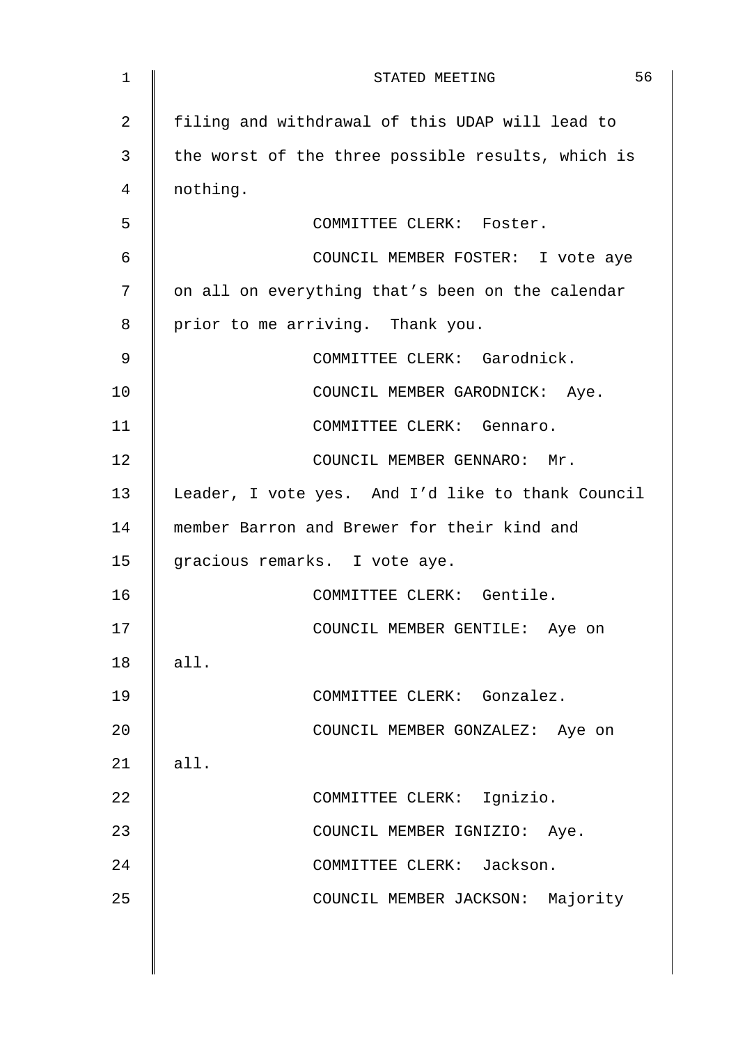filing and withdrawal of this UDAP will lead to the worst of the three possible results, which is nothing.

COMMITTEE CLERK: Foster.

COUNCIL MEMBER FOSTER: I vote aye on all on everything that's been on the calendar prior to me arriving. Thank you.

COMMITTEE CLERK: Garodnick.

COUNCIL MEMBER GARODNICK: Aye.

COMMITTEE CLERK: Gennaro.

COUNCIL MEMBER GENNARO: Mr. Leader, I vote yes. And I'd like to thank Council member Barron and Brewer for their kind and gracious remarks. I vote aye.

COMMITTEE CLERK: Gentile.

COUNCIL MEMBER GENTILE: Aye on all.

COMMITTEE CLERK: Gonzalez.

COUNCIL MEMBER GONZALEZ: Aye on all.

COMMITTEE CLERK: Ignizio.

COUNCIL MEMBER IGNIZIO: Aye.

COMMITTEE CLERK: Jackson.

COUNCIL MEMBER JACKSON: Majority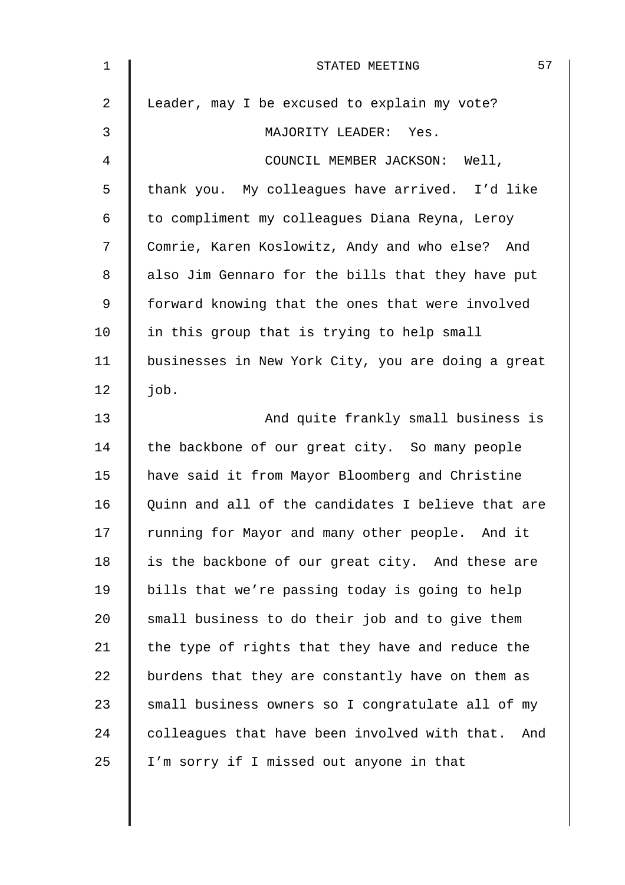Leader, may I be excused to explain my vote?

MAJORITY LEADER: Yes.

COUNCIL MEMBER JACKSON: Well, thank you. My colleagues have arrived. I'd like to compliment my colleagues Diana Reyna, Leroy Comrie, Karen Koslowitz, Andy and who else? And also Jim Gennaro for the bills that they have put forward knowing that the ones that were involved in this group that is trying to help small businesses in New York City, you are doing a great job.

And quite frankly small business is the backbone of our great city. So many people have said it from Mayor Bloomberg and Christine Quinn and all of the candidates I believe that are running for Mayor and many other people. And it is the backbone of our great city. And these are bills that we're passing today is going to help small business to do their job and to give them the type of rights that they have and reduce the burdens that they are constantly have on them as small business owners so I congratulate all of my colleagues that have been involved with that. And I'm sorry if I missed out anyone in that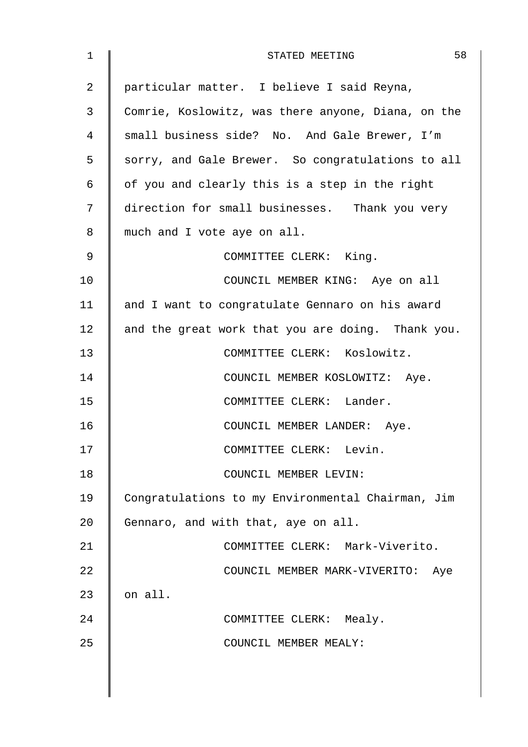particular matter. I believe I said Reyna, Comrie, Koslowitz, was there anyone, Diana, on the small business side? No. And Gale Brewer, I'm sorry, and Gale Brewer. So congratulations to all of you and clearly this is a step in the right direction for small businesses. Thank you very much and I vote aye on all.

COMMITTEE CLERK: King.

COUNCIL MEMBER KING: Aye on all and I want to congratulate Gennaro on his award and the great work that you are doing. Thank you.

COMMITTEE CLERK: Koslowitz.

COUNCIL MEMBER KOSLOWITZ: Aye.

COMMITTEE CLERK: Lander.

COUNCIL MEMBER LANDER: Aye.

COMMITTEE CLERK: Levin.

COUNCIL MEMBER LEVIN: Congratulations to my Environmental Chairman, Jim Gennaro, and with that, aye on all.

COMMITTEE CLERK: Mark-Viverito.

COUNCIL MEMBER MARK-VIVERITO: Aye on all.

COMMITTEE CLERK: Mealy.

COUNCIL MEMBER MEALY: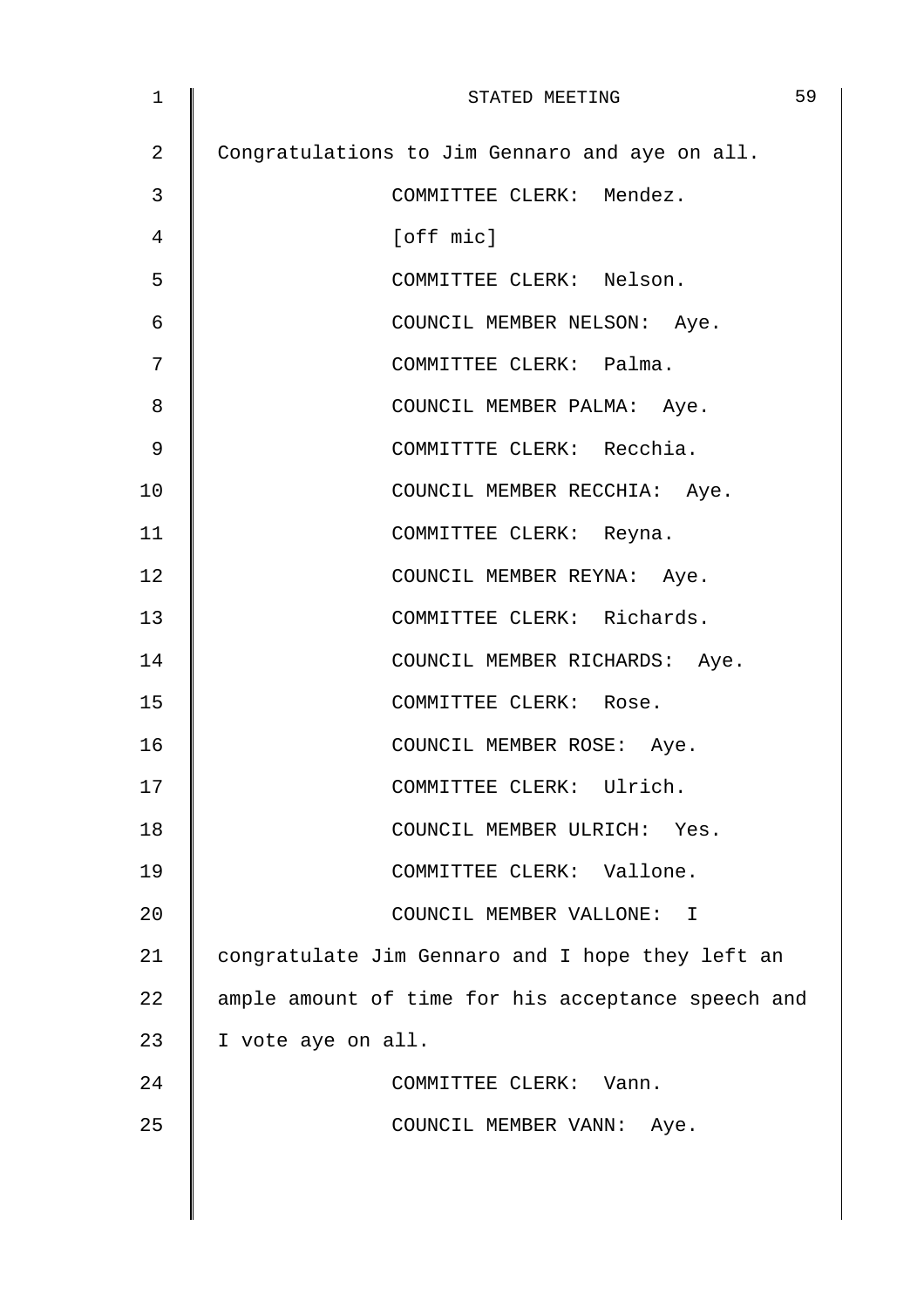Congratulations to Jim Gennaro and aye on all.

COMMITTEE CLERK: Mendez.

[off mic]

COMMITTEE CLERK: Nelson.

COUNCIL MEMBER NELSON: Aye.

COMMITTEE CLERK: Palma.

COUNCIL MEMBER PALMA: Aye.

COMMITTTE CLERK: Recchia.

COUNCIL MEMBER RECCHIA: Aye.

COMMITTEE CLERK: Reyna.

COUNCIL MEMBER REYNA: Aye.

COMMITTEE CLERK: Richards.

COUNCIL MEMBER RICHARDS: Aye.

COMMITTEE CLERK: Rose.

COUNCIL MEMBER ROSE: Aye.

COMMITTEE CLERK: Ulrich.

COUNCIL MEMBER ULRICH: Yes.

COMMITTEE CLERK: Vallone.

COUNCIL MEMBER VALLONE: I congratulate Jim Gennaro and I hope they left an ample amount of time for his acceptance speech and I vote aye on all.

COMMITTEE CLERK: Vann.

COUNCIL MEMBER VANN: Aye.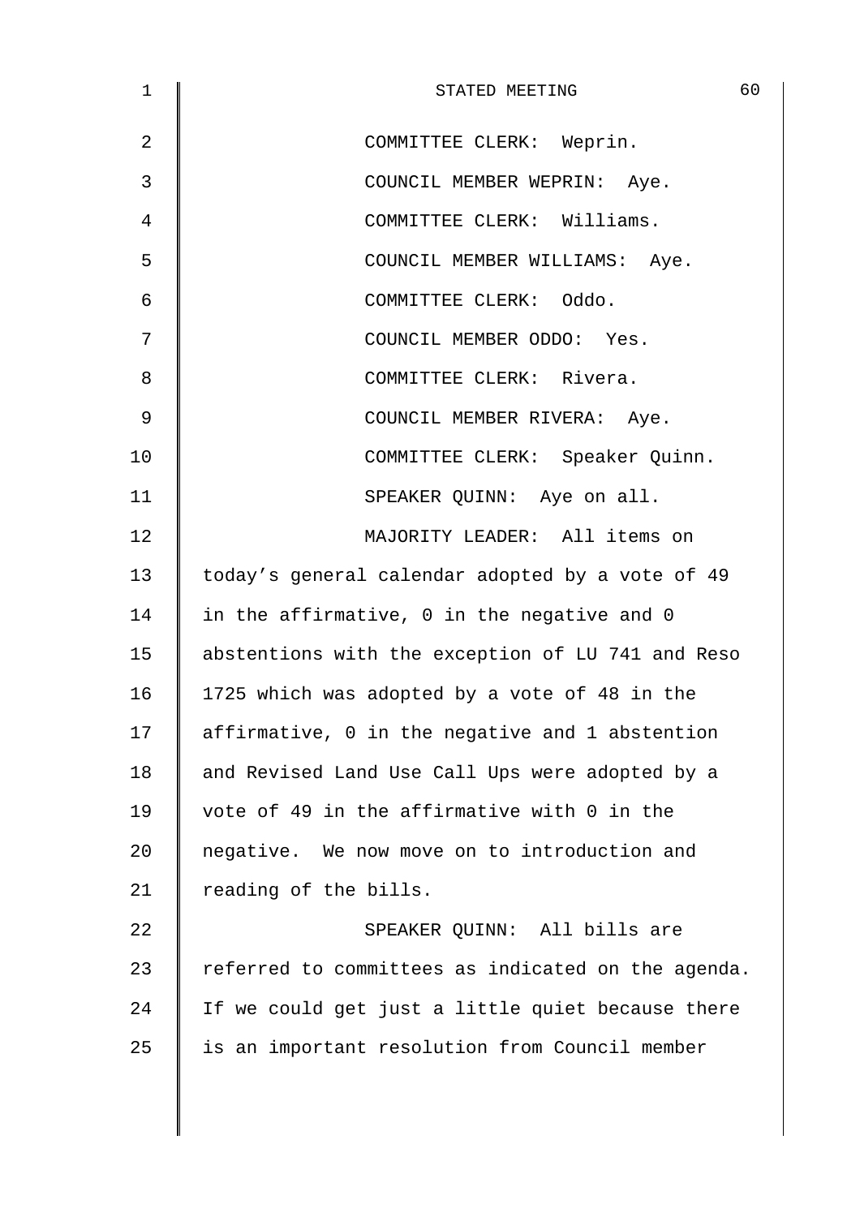COMMITTEE CLERK: Weprin.

COUNCIL MEMBER WEPRIN: Aye.

COMMITTEE CLERK: Williams.

COUNCIL MEMBER WILLIAMS: Aye.

COMMITTEE CLERK: Oddo.

COUNCIL MEMBER ODDO: Yes.

COMMITTEE CLERK: Rivera.

COUNCIL MEMBER RIVERA: Aye.

COMMITTEE CLERK: Speaker Quinn.

SPEAKER QUINN: Aye on all.

MAJORITY LEADER: All items on today's general calendar adopted by a vote of 49 in the affirmative, 0 in the negative and 0 abstentions with the exception of LU 741 and Reso 1725 which was adopted by a vote of 48 in the affirmative, 0 in the negative and 1 abstention and Revised Land Use Call Ups were adopted by a vote of 49 in the affirmative with 0 in the negative. We now move on to introduction and reading of the bills.

SPEAKER QUINN: All bills are referred to committees as indicated on the agenda. If we could get just a little quiet because there is an important resolution from Council member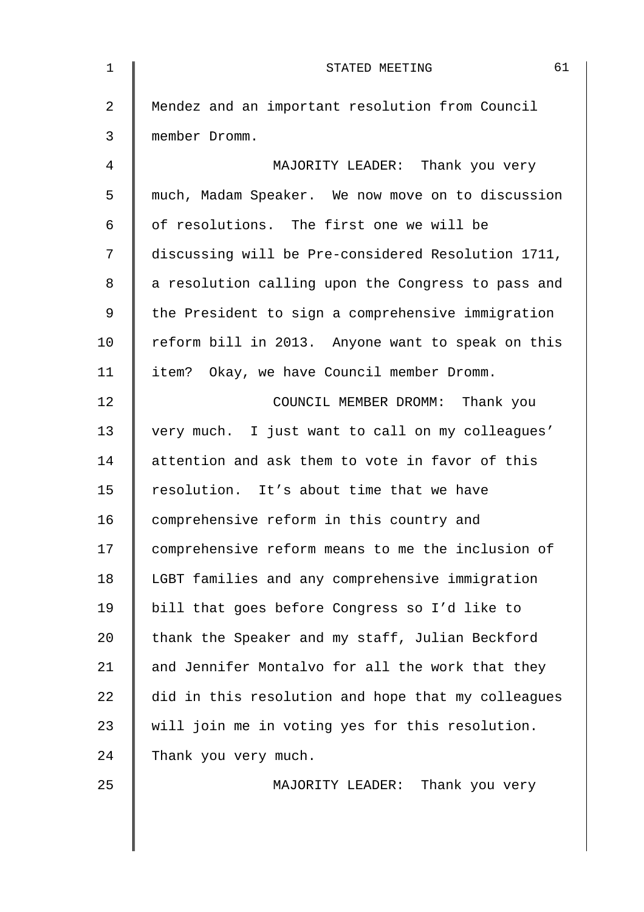Mendez and an important resolution from Council member Dromm.

MAJORITY LEADER: Thank you very much, Madam Speaker. We now move on to discussion of resolutions. The first one we will be discussing will be Pre-considered Resolution 1711, a resolution calling upon the Congress to pass and the President to sign a comprehensive immigration reform bill in 2013. Anyone want to speak on this item? Okay, we have Council member Dromm.

COUNCIL MEMBER DROMM: Thank you very much. I just want to call on my colleagues' attention and ask them to vote in favor of this resolution. It's about time that we have comprehensive reform in this country and comprehensive reform means to me the inclusion of LGBT families and any comprehensive immigration bill that goes before Congress so I'd like to thank the Speaker and my staff, Julian Beckford and Jennifer Montalvo for all the work that they did in this resolution and hope that my colleagues will join me in voting yes for this resolution. Thank you very much.

MAJORITY LEADER: Thank you very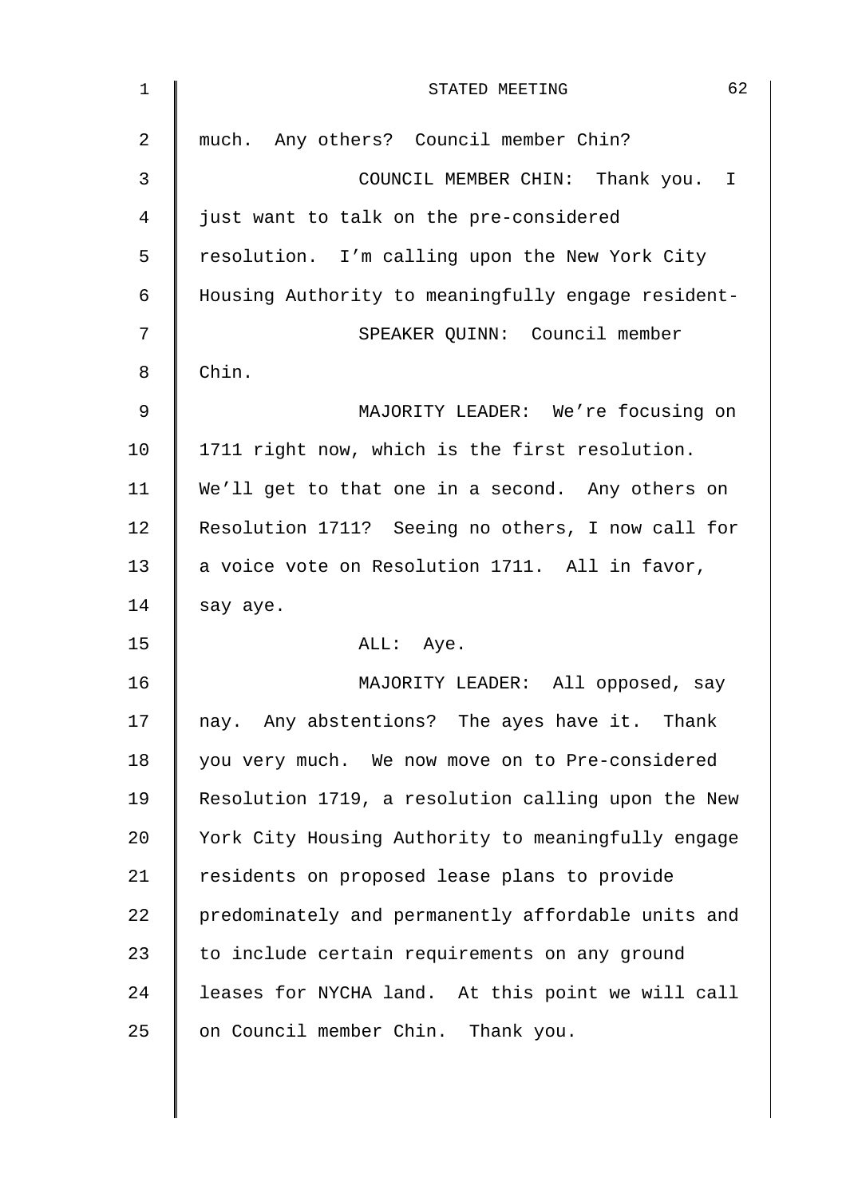much. Any others? Council member Chin?

COUNCIL MEMBER CHIN: Thank you. I just want to talk on the pre-considered resolution. I'm calling upon the New York City Housing Authority to meaningfully engage resident-

SPEAKER QUINN: Council member Chin.

MAJORITY LEADER: We're focusing on 1711 right now, which is the first resolution. We'll get to that one in a second. Any others on Resolution 1711? Seeing no others, I now call for a voice vote on Resolution 1711. All in favor, say aye.

ALL: Aye.

MAJORITY LEADER: All opposed, say nay. Any abstentions? The ayes have it. Thank you very much. We now move on to Pre-considered Resolution 1719, a resolution calling upon the New York City Housing Authority to meaningfully engage residents on proposed lease plans to provide predominately and permanently affordable units and to include certain requirements on any ground leases for NYCHA land. At this point we will call on Council member Chin. Thank you.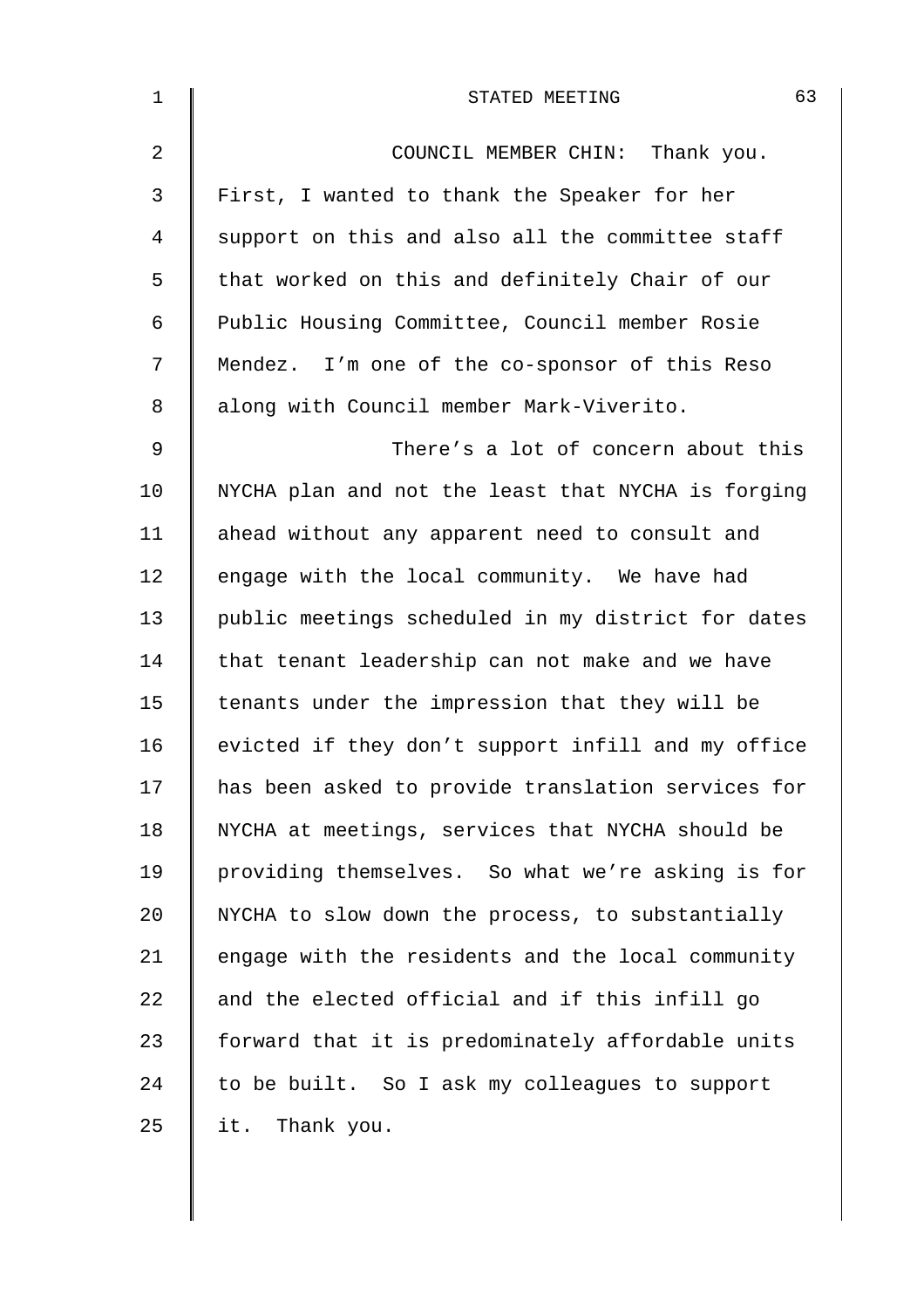COUNCIL MEMBER CHIN: Thank you. First, I wanted to thank the Speaker for her support on this and also all the committee staff that worked on this and definitely Chair of our Public Housing Committee, Council member Rosie Mendez. I'm one of the co-sponsor of this Reso along with Council member Mark-Viverito.

There's a lot of concern about this NYCHA plan and not the least that NYCHA is forging ahead without any apparent need to consult and engage with the local community. We have had public meetings scheduled in my district for dates that tenant leadership can not make and we have tenants under the impression that they will be evicted if they don't support infill and my office has been asked to provide translation services for NYCHA at meetings, services that NYCHA should be providing themselves. So what we're asking is for NYCHA to slow down the process, to substantially engage with the residents and the local community and the elected official and if this infill go forward that it is predominately affordable units to be built. So I ask my colleagues to support it. Thank you.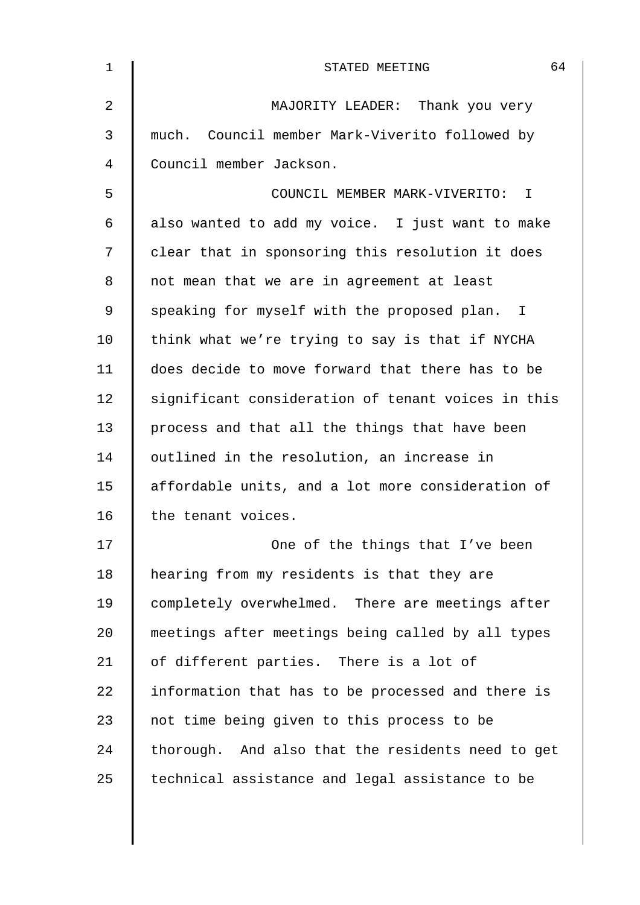MAJORITY LEADER: Thank you very much. Council member Mark-Viverito followed by Council member Jackson.

COUNCIL MEMBER MARK-VIVERITO: I also wanted to add my voice. I just want to make clear that in sponsoring this resolution it does not mean that we are in agreement at least speaking for myself with the proposed plan. I think what we're trying to say is that if NYCHA does decide to move forward that there has to be significant consideration of tenant voices in this process and that all the things that have been outlined in the resolution, an increase in affordable units, and a lot more consideration of the tenant voices.

One of the things that I've been hearing from my residents is that they are completely overwhelmed. There are meetings after meetings after meetings being called by all types of different parties. There is a lot of information that has to be processed and there is not time being given to this process to be thorough. And also that the residents need to get technical assistance and legal assistance to be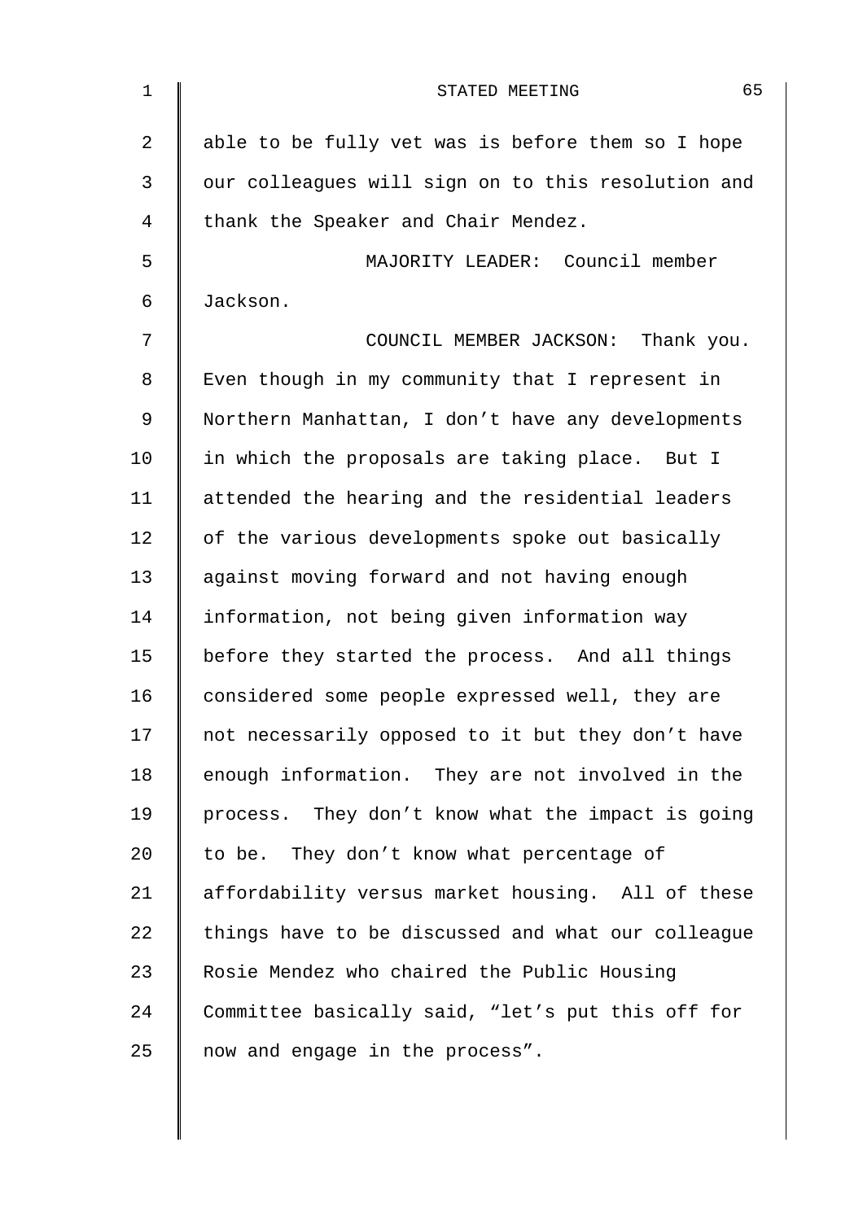able to be fully vet was is before them so I hope our colleagues will sign on to this resolution and thank the Speaker and Chair Mendez.

MAJORITY LEADER: Council member Jackson.

COUNCIL MEMBER JACKSON: Thank you. Even though in my community that I represent in Northern Manhattan, I don't have any developments in which the proposals are taking place. But I attended the hearing and the residential leaders of the various developments spoke out basically against moving forward and not having enough information, not being given information way before they started the process. And all things considered some people expressed well, they are not necessarily opposed to it but they don't have enough information. They are not involved in the process. They don't know what the impact is going to be. They don't know what percentage of affordability versus market housing. All of these things have to be discussed and what our colleague Rosie Mendez who chaired the Public Housing Committee basically said, "let's put this off for now and engage in the process".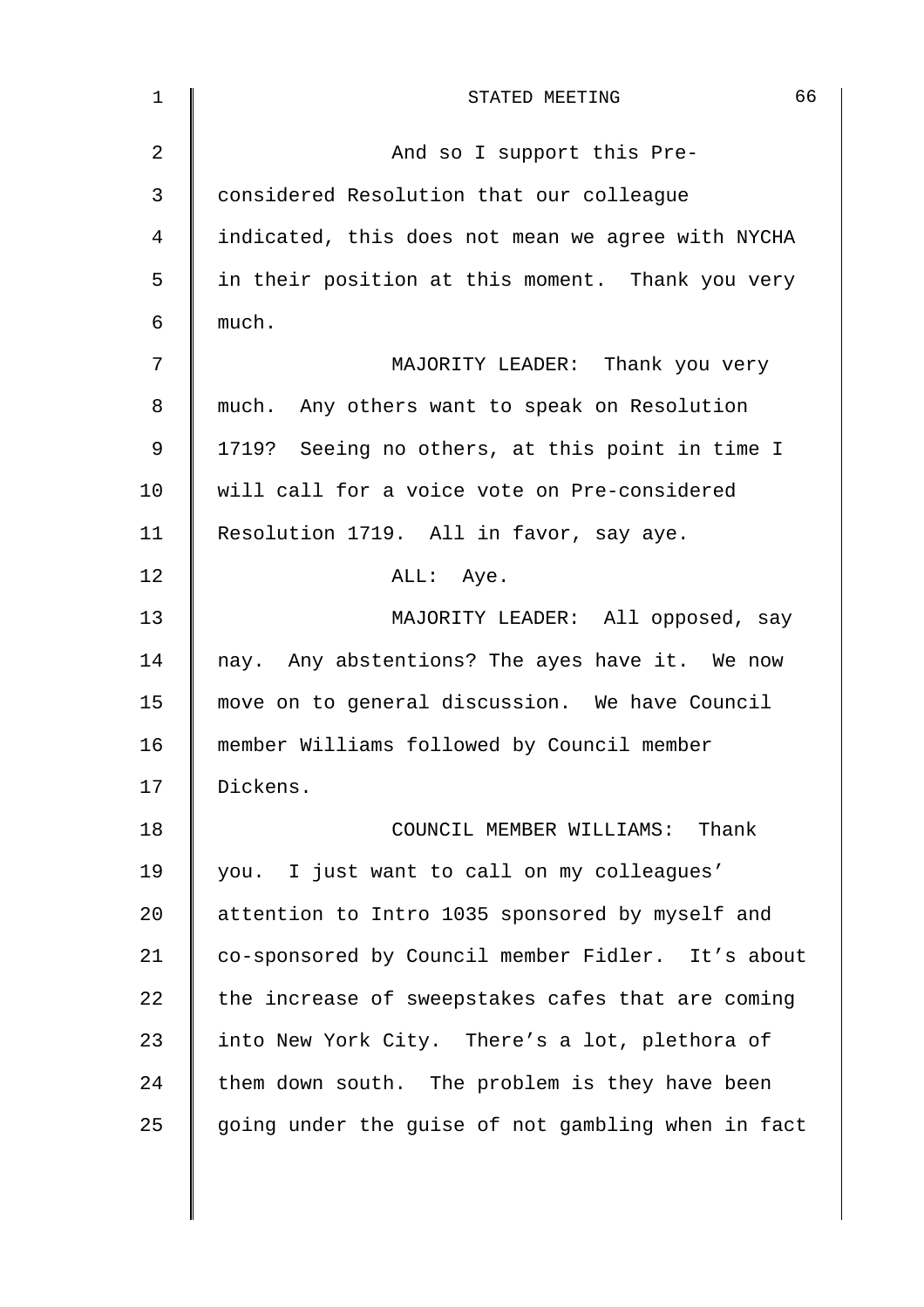And so I support this Pre-considered Resolution that our colleague indicated, this does not mean we agree with NYCHA in their position at this moment. Thank you very much.

MAJORITY LEADER: Thank you very much. Any others want to speak on Resolution 1719? Seeing no others, at this point in time I will call for a voice vote on Pre-considered Resolution 1719. All in favor, say aye.

ALL: Aye.

MAJORITY LEADER: All opposed, say nay. Any abstentions? The ayes have it. We now move on to general discussion. We have Council member Williams followed by Council member Dickens.

COUNCIL MEMBER WILLIAMS: Thank you. I just want to call on my colleagues' attention to Intro 1035 sponsored by myself and co-sponsored by Council member Fidler. It's about the increase of sweepstakes cafes that are coming into New York City. There's a lot, plethora of them down south. The problem is they have been going under the guise of not gambling when in fact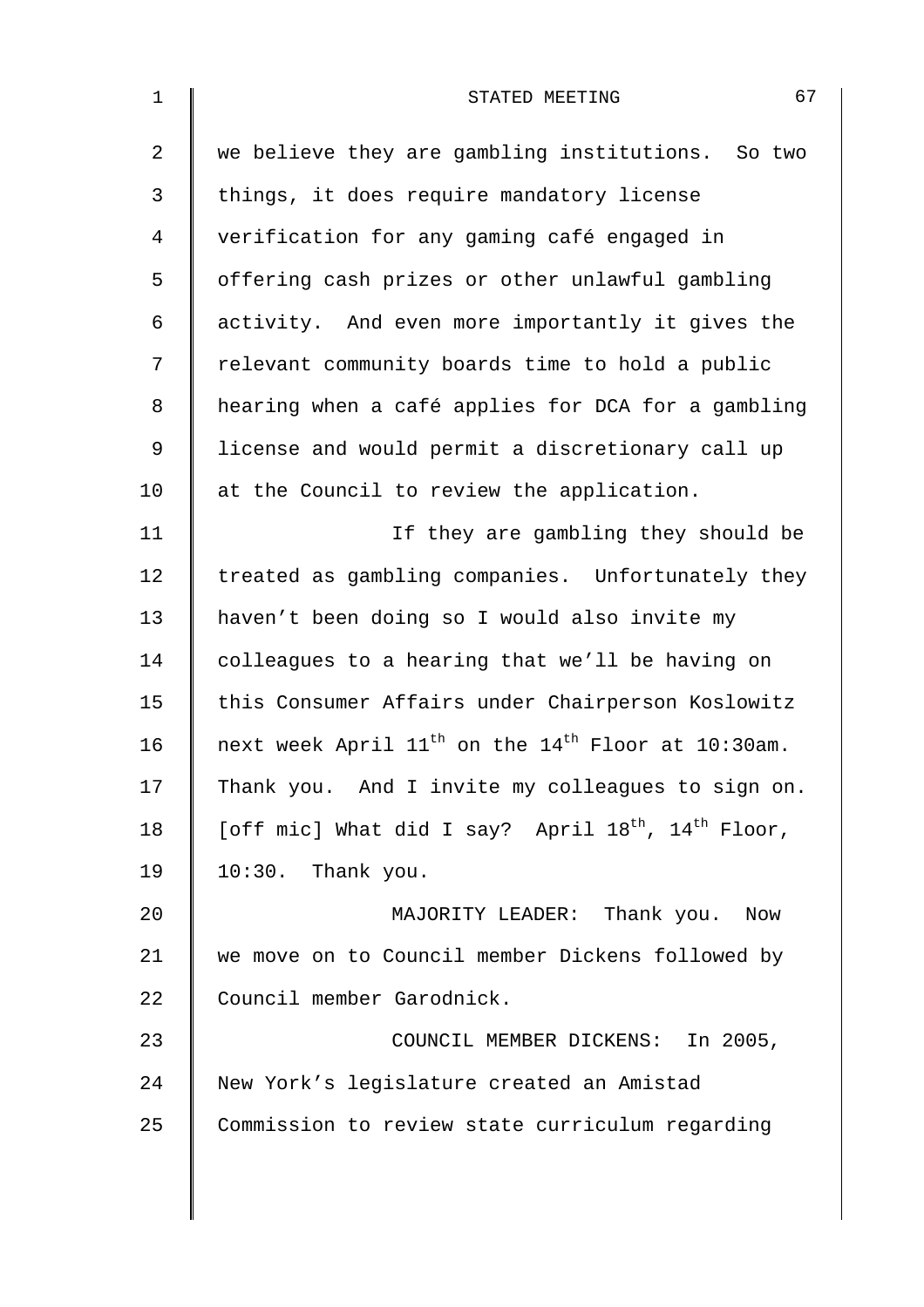we believe they are gambling institutions. So two things, it does require mandatory license verification for any gaming café engaged in offering cash prizes or other unlawful gambling activity. And even more importantly it gives the relevant community boards time to hold a public hearing when a café applies for DCA for a gambling license and would permit a discretionary call up at the Council to review the application.

If they are gambling they should be treated as gambling companies. Unfortunately they haven't been doing so I would also invite my colleagues to a hearing that we'll be having on this Consumer Affairs under Chairperson Koslowitz next week April 11th on the 14th Floor at 10:30am. Thank you. And I invite my colleagues to sign on. [off mic] What did I say? April 18th, 14th Floor, 10:30. Thank you.

MAJORITY LEADER: Thank you. Now we move on to Council member Dickens followed by Council member Garodnick.

COUNCIL MEMBER DICKENS: In 2005, New York's legislature created an Amistad Commission to review state curriculum regarding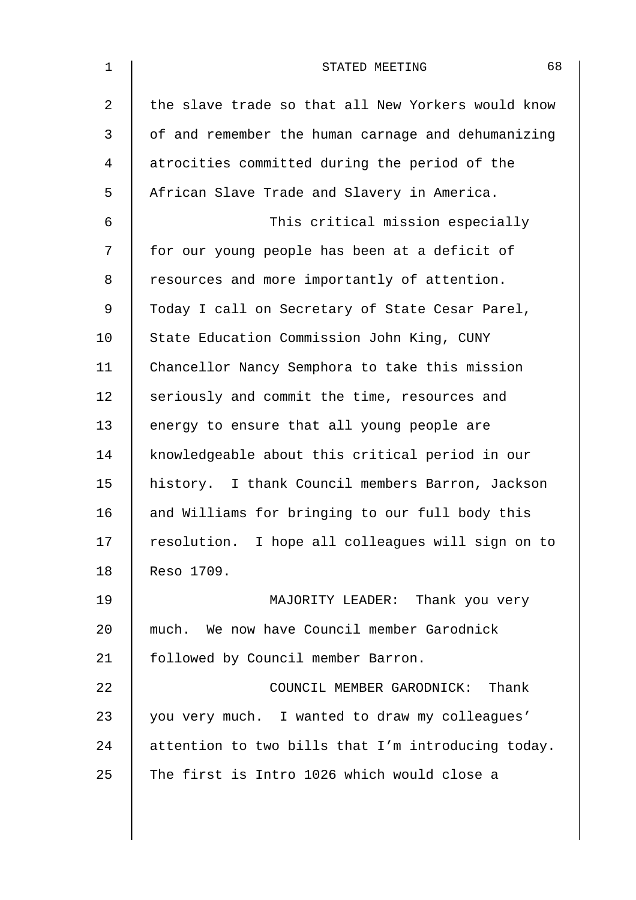the slave trade so that all New Yorkers would know of and remember the human carnage and dehumanizing atrocities committed during the period of the African Slave Trade and Slavery in America.

This critical mission especially for our young people has been at a deficit of resources and more importantly of attention. Today I call on Secretary of State Cesar Parel, State Education Commission John King, CUNY Chancellor Nancy Semphora to take this mission seriously and commit the time, resources and energy to ensure that all young people are knowledgeable about this critical period in our history. I thank Council members Barron, Jackson and Williams for bringing to our full body this resolution. I hope all colleagues will sign on to Reso 1709.

MAJORITY LEADER: Thank you very much. We now have Council member Garodnick followed by Council member Barron.

COUNCIL MEMBER GARODNICK: Thank you very much. I wanted to draw my colleagues' attention to two bills that I'm introducing today. The first is Intro 1026 which would close a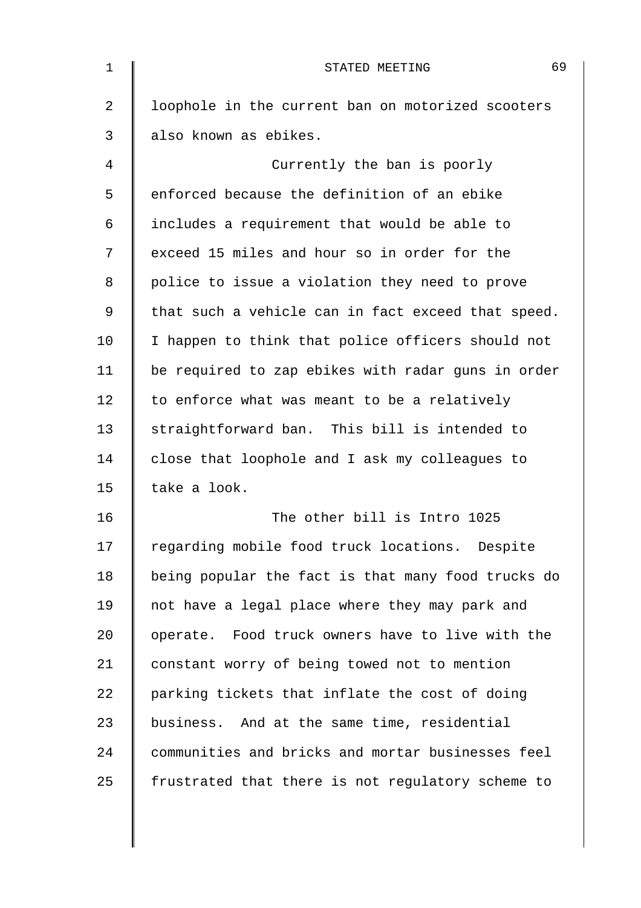loophole in the current ban on motorized scooters also known as ebikes.

Currently the ban is poorly enforced because the definition of an ebike includes a requirement that would be able to exceed 15 miles and hour so in order for the police to issue a violation they need to prove that such a vehicle can in fact exceed that speed. I happen to think that police officers should not be required to zap ebikes with radar guns in order to enforce what was meant to be a relatively straightforward ban. This bill is intended to close that loophole and I ask my colleagues to take a look.

The other bill is Intro 1025 regarding mobile food truck locations. Despite being popular the fact is that many food trucks do not have a legal place where they may park and operate. Food truck owners have to live with the constant worry of being towed not to mention parking tickets that inflate the cost of doing business. And at the same time, residential communities and bricks and mortar businesses feel frustrated that there is not regulatory scheme to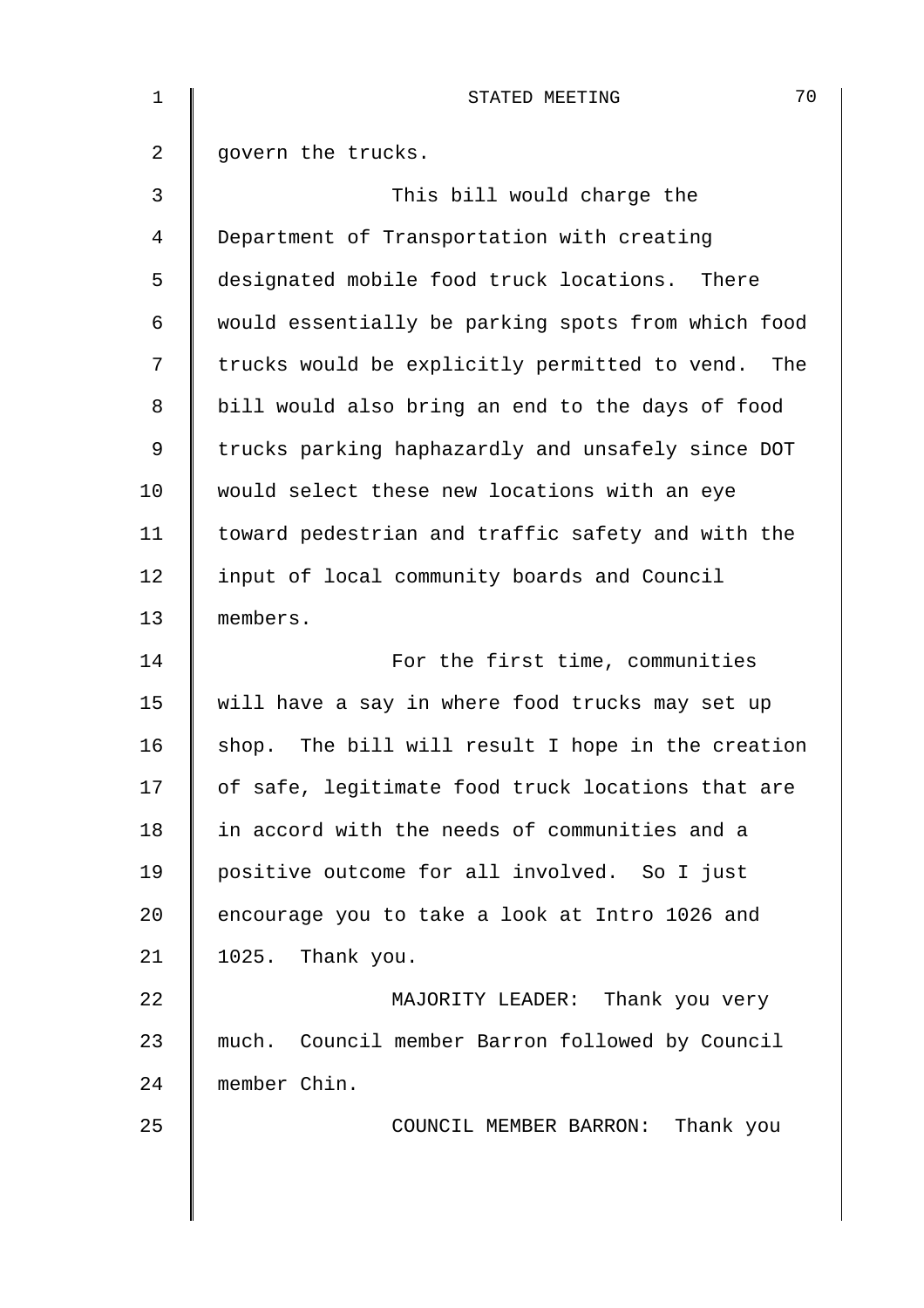govern the trucks.

This bill would charge the Department of Transportation with creating designated mobile food truck locations. There would essentially be parking spots from which food trucks would be explicitly permitted to vend. The bill would also bring an end to the days of food trucks parking haphazardly and unsafely since DOT would select these new locations with an eye toward pedestrian and traffic safety and with the input of local community boards and Council members.

For the first time, communities will have a say in where food trucks may set up shop. The bill will result I hope in the creation of safe, legitimate food truck locations that are in accord with the needs of communities and a positive outcome for all involved. So I just encourage you to take a look at Intro 1026 and 1025. Thank you.

MAJORITY LEADER: Thank you very much. Council member Barron followed by Council member Chin.

COUNCIL MEMBER BARRON: Thank you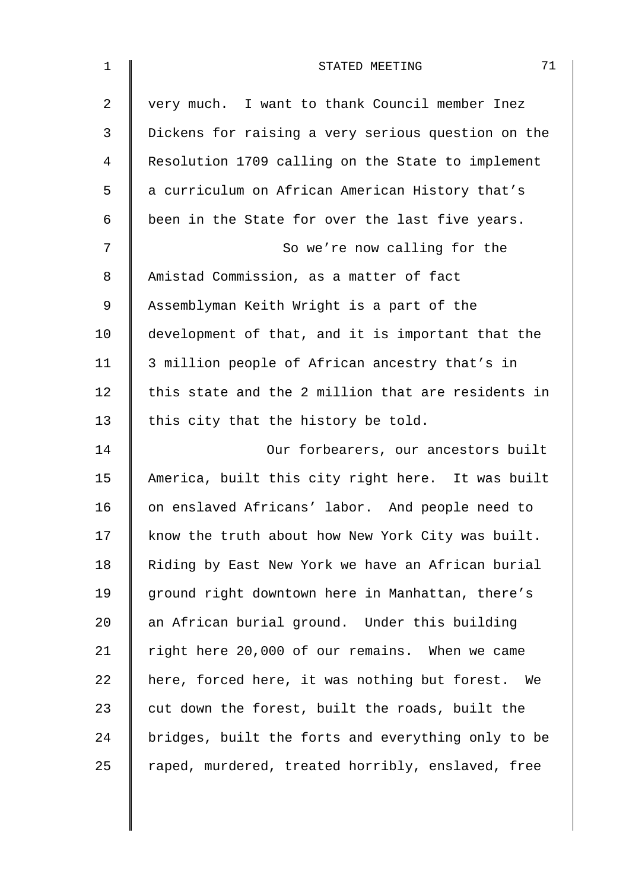very much. I want to thank Council member Inez Dickens for raising a very serious question on the Resolution 1709 calling on the State to implement a curriculum on African American History that's been in the State for over the last five years.

So we're now calling for the Amistad Commission, as a matter of fact Assemblyman Keith Wright is a part of the development of that, and it is important that the 3 million people of African ancestry that's in this state and the 2 million that are residents in this city that the history be told.

Our forbearers, our ancestors built America, built this city right here. It was built on enslaved Africans' labor. And people need to know the truth about how New York City was built. Riding by East New York we have an African burial ground right downtown here in Manhattan, there's an African burial ground. Under this building right here 20,000 of our remains. When we came here, forced here, it was nothing but forest. We cut down the forest, built the roads, built the bridges, built the forts and everything only to be raped, murdered, treated horribly, enslaved, free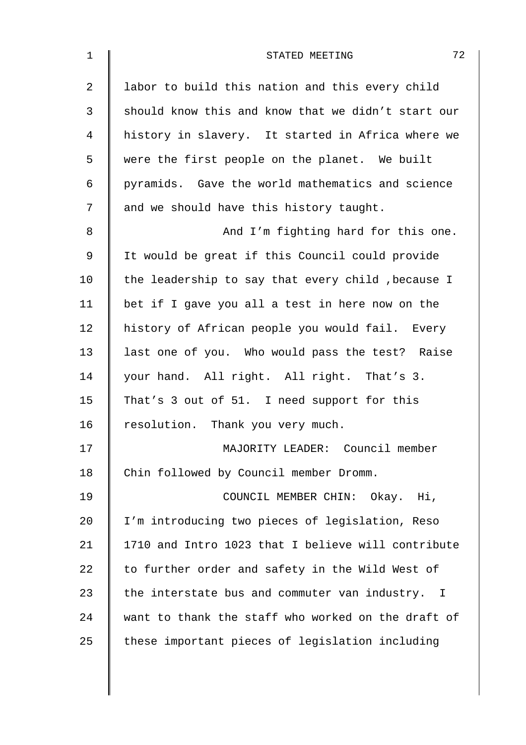labor to build this nation and this every child should know this and know that we didn't start our history in slavery. It started in Africa where we were the first people on the planet. We built pyramids. Gave the world mathematics and science and we should have this history taught.

And I'm fighting hard for this one. It would be great if this Council could provide the leadership to say that every child ,because I bet if I gave you all a test in here now on the history of African people you would fail. Every last one of you. Who would pass the test? Raise your hand. All right. All right. That's 3. That's 3 out of 51. I need support for this resolution. Thank you very much.

MAJORITY LEADER: Council member Chin followed by Council member Dromm.

COUNCIL MEMBER CHIN: Okay. Hi, I'm introducing two pieces of legislation, Reso 1710 and Intro 1023 that I believe will contribute to further order and safety in the Wild West of the interstate bus and commuter van industry. I want to thank the staff who worked on the draft of these important pieces of legislation including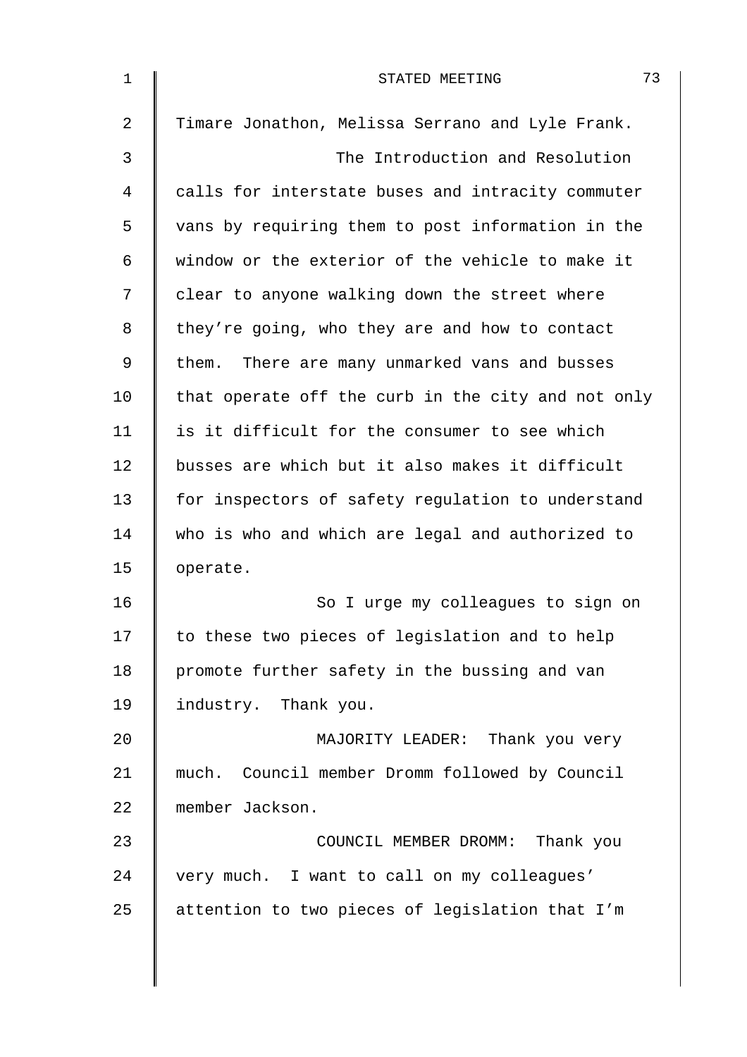Timare Jonathon, Melissa Serrano and Lyle Frank.

The Introduction and Resolution calls for interstate buses and intracity commuter vans by requiring them to post information in the window or the exterior of the vehicle to make it clear to anyone walking down the street where they're going, who they are and how to contact them. There are many unmarked vans and busses that operate off the curb in the city and not only is it difficult for the consumer to see which busses are which but it also makes it difficult for inspectors of safety regulation to understand who is who and which are legal and authorized to operate.

So I urge my colleagues to sign on to these two pieces of legislation and to help promote further safety in the bussing and van industry. Thank you.

MAJORITY LEADER: Thank you very much. Council member Dromm followed by Council member Jackson.

COUNCIL MEMBER DROMM: Thank you very much. I want to call on my colleagues' attention to two pieces of legislation that I'm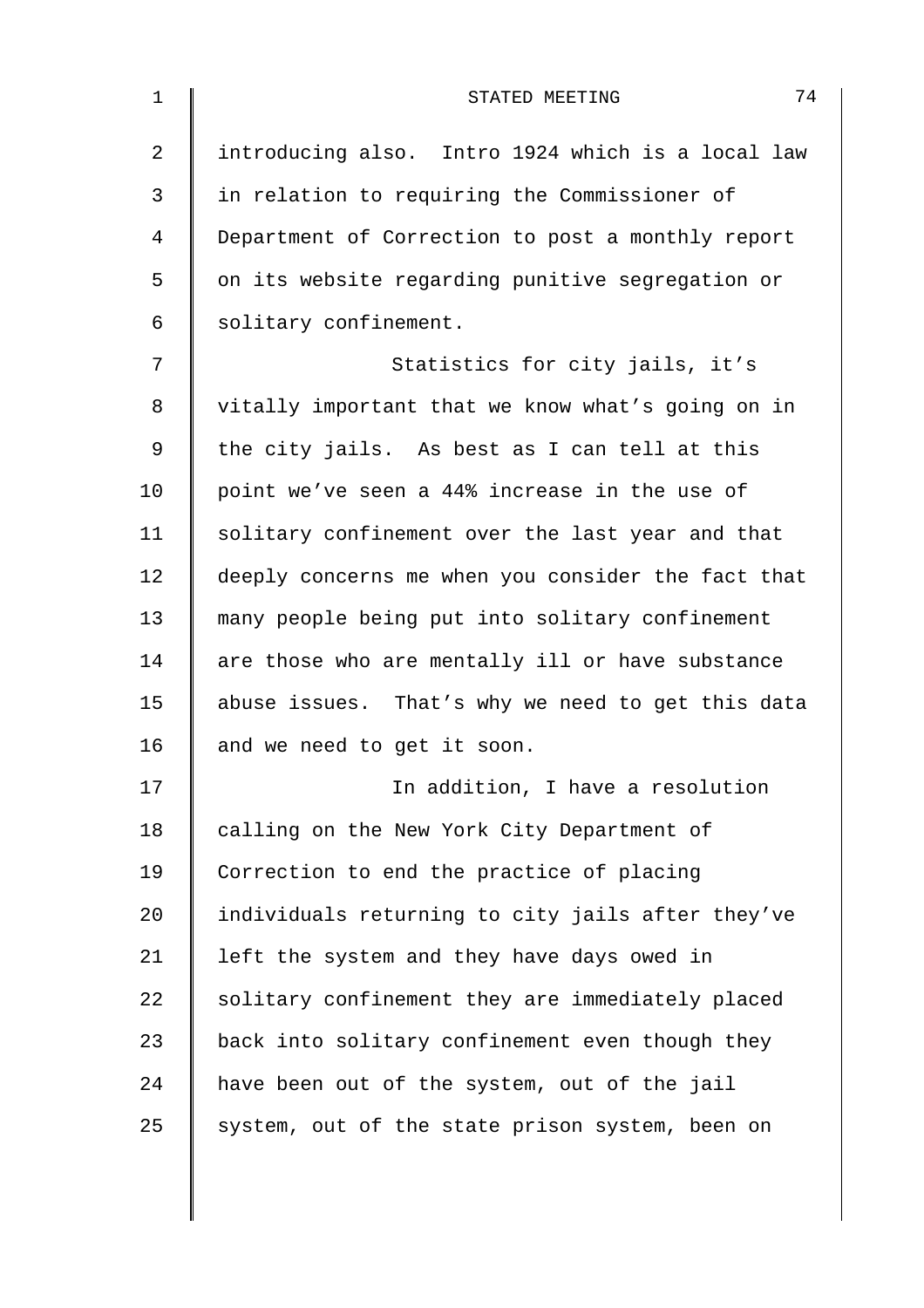introducing also. Intro 1924 which is a local law in relation to requiring the Commissioner of Department of Correction to post a monthly report on its website regarding punitive segregation or solitary confinement.

Statistics for city jails, it's vitally important that we know what's going on in the city jails. As best as I can tell at this point we've seen a 44% increase in the use of solitary confinement over the last year and that deeply concerns me when you consider the fact that many people being put into solitary confinement are those who are mentally ill or have substance abuse issues. That's why we need to get this data and we need to get it soon.

In addition, I have a resolution calling on the New York City Department of Correction to end the practice of placing individuals returning to city jails after they've left the system and they have days owed in solitary confinement they are immediately placed back into solitary confinement even though they have been out of the system, out of the jail system, out of the state prison system, been on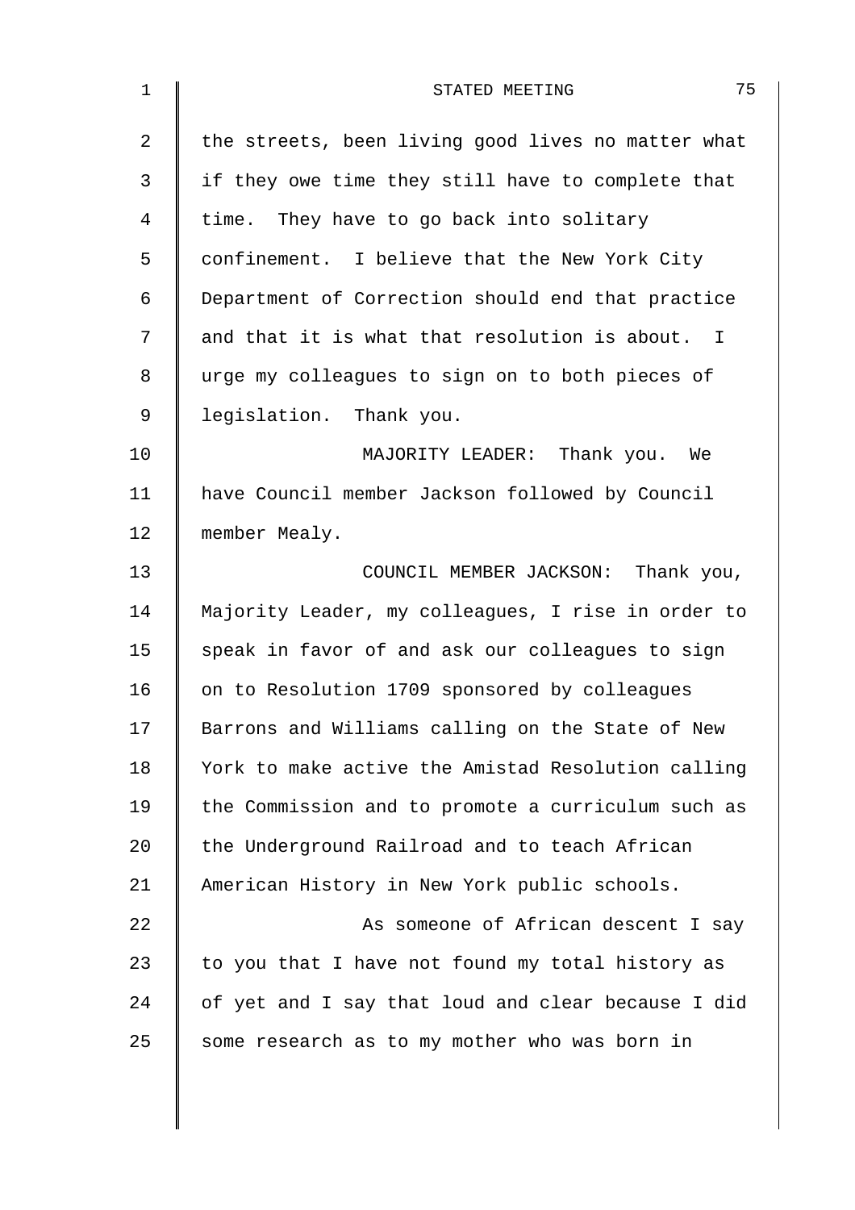the streets, been living good lives no matter what if they owe time they still have to complete that time. They have to go back into solitary confinement. I believe that the New York City Department of Correction should end that practice and that it is what that resolution is about. I urge my colleagues to sign on to both pieces of legislation. Thank you.

MAJORITY LEADER: Thank you. We have Council member Jackson followed by Council member Mealy.

COUNCIL MEMBER JACKSON: Thank you, Majority Leader, my colleagues, I rise in order to speak in favor of and ask our colleagues to sign on to Resolution 1709 sponsored by colleagues Barrons and Williams calling on the State of New York to make active the Amistad Resolution calling the Commission and to promote a curriculum such as the Underground Railroad and to teach African American History in New York public schools.

As someone of African descent I say to you that I have not found my total history as of yet and I say that loud and clear because I did some research as to my mother who was born in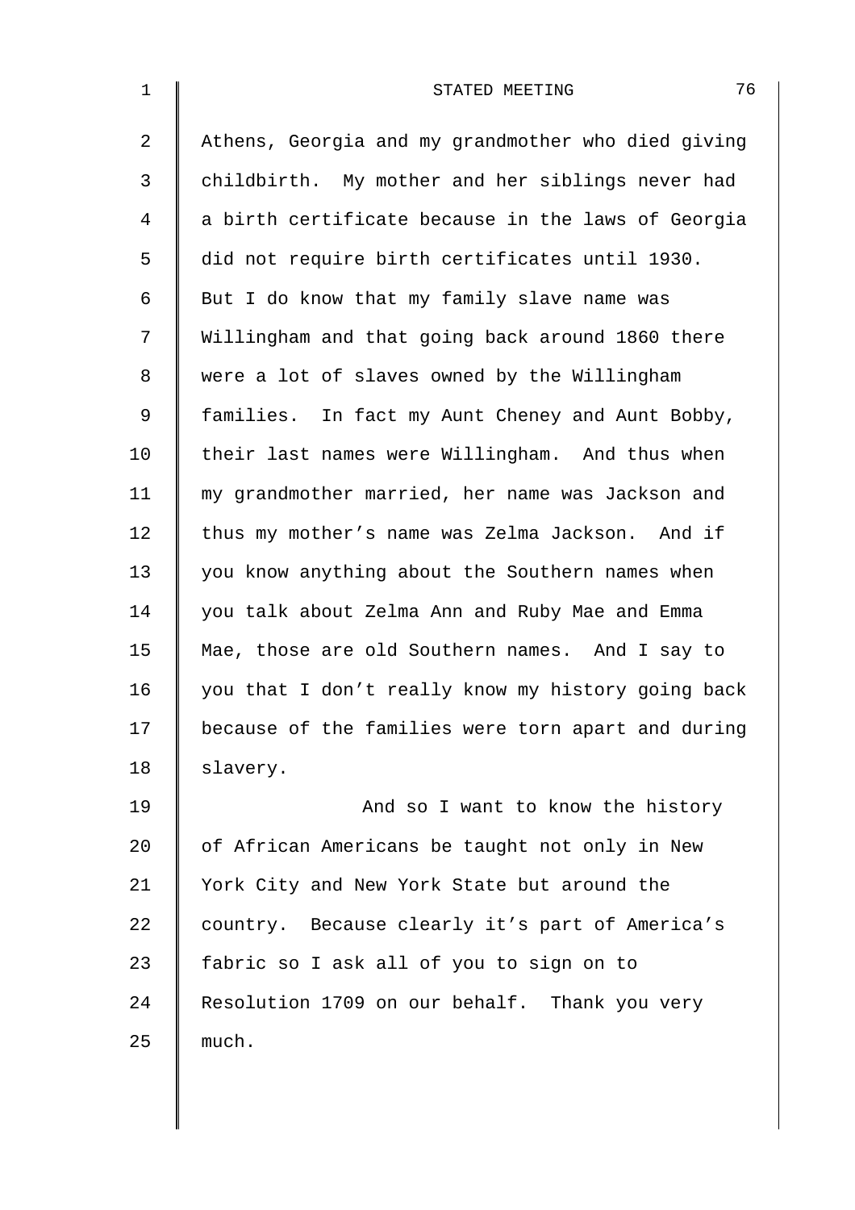Athens, Georgia and my grandmother who died giving childbirth. My mother and her siblings never had a birth certificate because in the laws of Georgia did not require birth certificates until 1930. But I do know that my family slave name was Willingham and that going back around 1860 there were a lot of slaves owned by the Willingham families. In fact my Aunt Cheney and Aunt Bobby, their last names were Willingham. And thus when my grandmother married, her name was Jackson and thus my mother's name was Zelma Jackson. And if you know anything about the Southern names when you talk about Zelma Ann and Ruby Mae and Emma Mae, those are old Southern names. And I say to you that I don't really know my history going back because of the families were torn apart and during slavery.

And so I want to know the history of African Americans be taught not only in New York City and New York State but around the country. Because clearly it's part of America's fabric so I ask all of you to sign on to Resolution 1709 on our behalf. Thank you very much.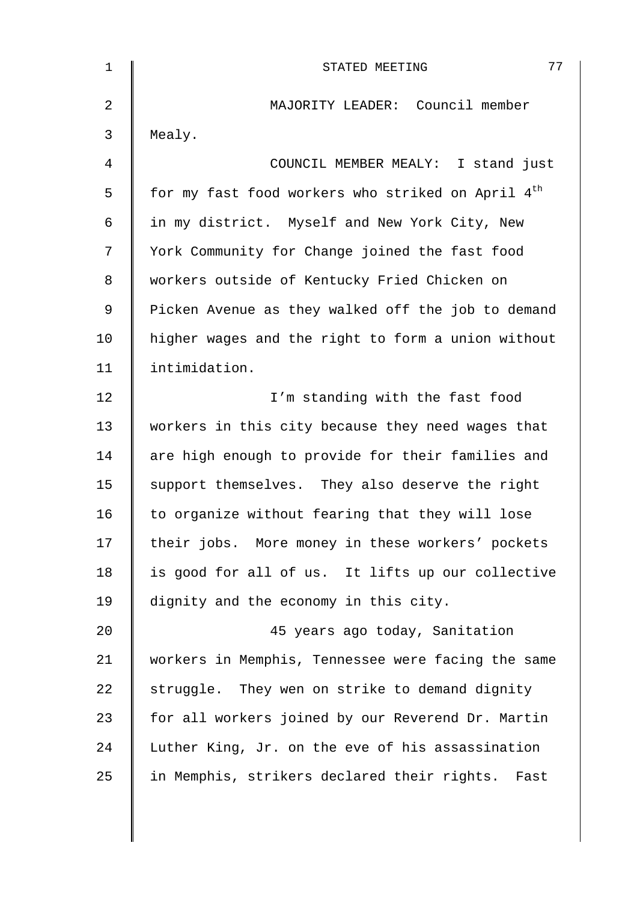MAJORITY LEADER: Council member Mealy.

COUNCIL MEMBER MEALY: I stand just for my fast food workers who striked on April 4th in my district. Myself and New York City, New York Community for Change joined the fast food workers outside of Kentucky Fried Chicken on Picken Avenue as they walked off the job to demand higher wages and the right to form a union without intimidation.

I'm standing with the fast food workers in this city because they need wages that are high enough to provide for their families and support themselves. They also deserve the right to organize without fearing that they will lose their jobs. More money in these workers' pockets is good for all of us. It lifts up our collective dignity and the economy in this city.

45 years ago today, Sanitation workers in Memphis, Tennessee were facing the same struggle. They wen on strike to demand dignity for all workers joined by our Reverend Dr. Martin Luther King, Jr. on the eve of his assassination in Memphis, strikers declared their rights. Fast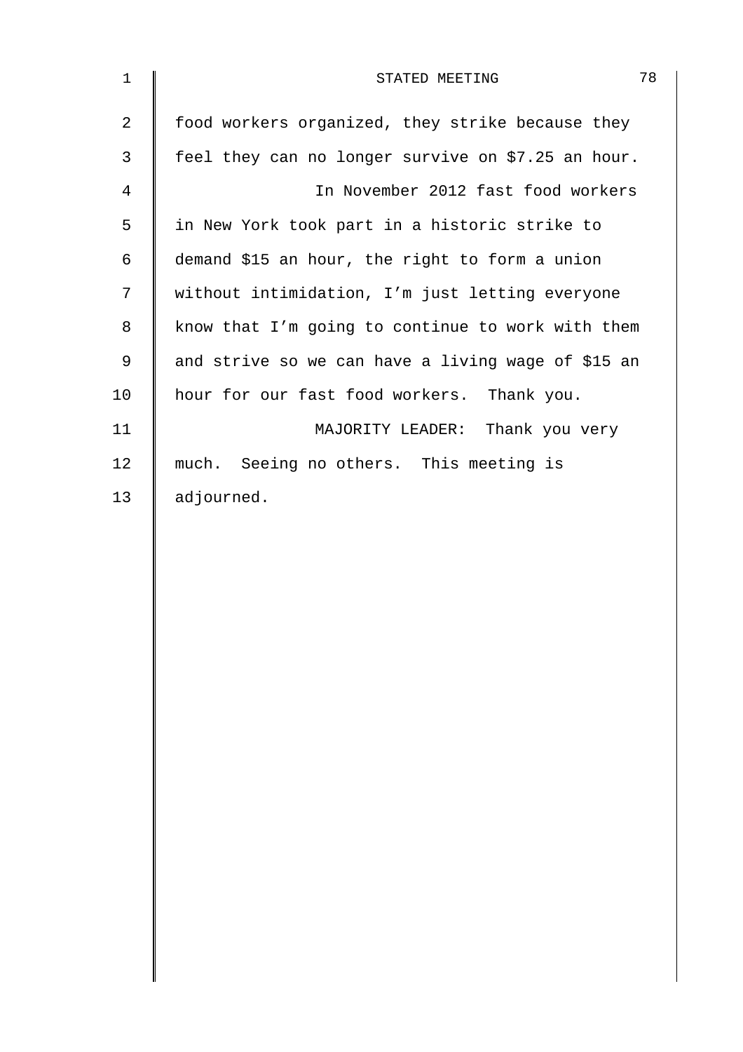food workers organized, they strike because they feel they can no longer survive on $7.25 an hour.

In November 2012 fast food workers in New York took part in a historic strike to demand $15 an hour, the right to form a union without intimidation, I'm just letting everyone know that I'm going to continue to work with them and strive so we can have a living wage of $15 an hour for our fast food workers. Thank you.

MAJORITY LEADER: Thank you very much. Seeing no others. This meeting is adjourned.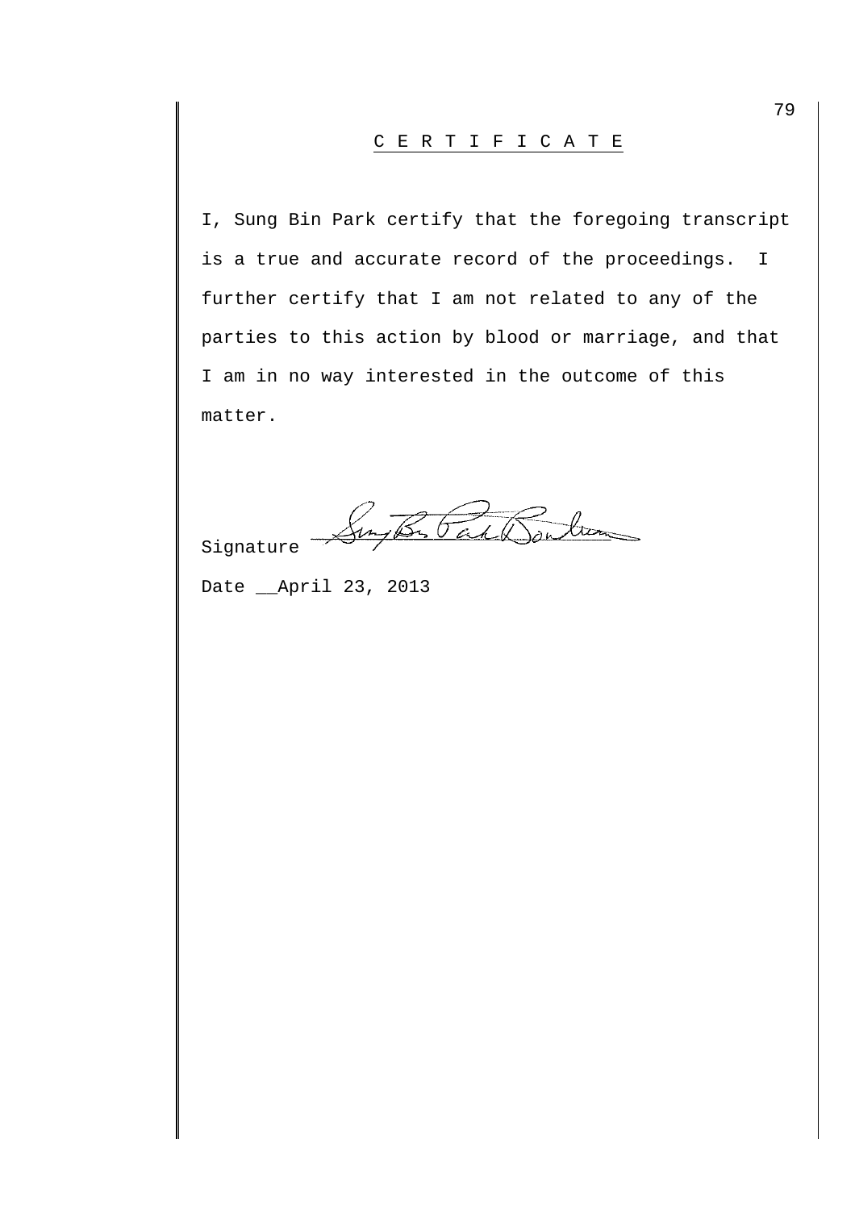# C E R T I F I C A T E

I, Sung Bin Park certify that the foregoing transcript is a true and accurate record of the proceedings. I further certify that I am not related to any of the parties to this action by blood or marriage, and that I am in no way interested in the outcome of this matter.

Signature

Date __April 23, 2013